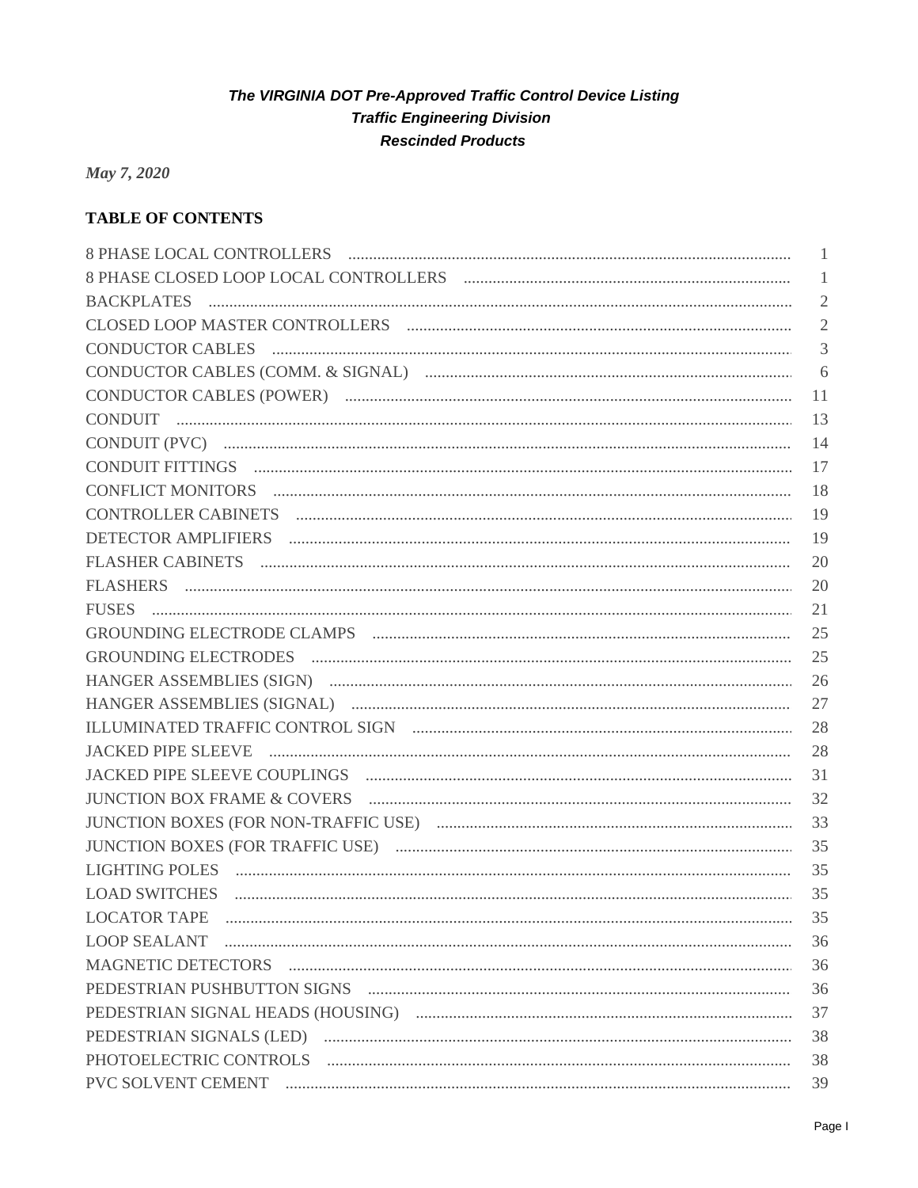# *The VIRGINIA DOT Pre-Approved Traffic Control Device Listing*

## *Traffic Engineering Division*

## *Rescinded Products*

*May 7, 2020*

**TABLE OF CONTENTS**

| | |
|---|---|
| 8 PHASE LOCAL CONTROLLERS | 1 |
| 8 PHASE CLOSED LOOP LOCAL CONTROLLERS | 1 |
| BACKPLATES | 2 |
| CLOSED LOOP MASTER CONTROLLERS | 2 |
| CONDUCTOR CABLES | 3 |
| CONDUCTOR CABLES (COMM. & SIGNAL) | 6 |
| CONDUCTOR CABLES (POWER) | 11 |
| CONDUIT | 13 |
| CONDUIT (PVC) | 14 |
| CONDUIT FITTINGS | 17 |
| CONFLICT MONITORS | 18 |
| CONTROLLER CABINETS | 19 |
| DETECTOR AMPLIFIERS | 19 |
| FLASHER CABINETS | 20 |
| FLASHERS | 20 |
| FUSES | 21 |
| GROUNDING ELECTRODE CLAMPS | 25 |
| GROUNDING ELECTRODES | 25 |
| HANGER ASSEMBLIES (SIGN) | 26 |
| HANGER ASSEMBLIES (SIGNAL) | 27 |
| ILLUMINATED TRAFFIC CONTROL SIGN | 28 |
| JACKED PIPE SLEEVE | 28 |
| JACKED PIPE SLEEVE COUPLINGS | 31 |
| JUNCTION BOX FRAME & COVERS | 32 |
| JUNCTION BOXES (FOR NON-TRAFFIC USE) | 33 |
| JUNCTION BOXES (FOR TRAFFIC USE) | 35 |
| LIGHTING POLES | 35 |
| LOAD SWITCHES | 35 |
| LOCATOR TAPE | 35 |
| LOOP SEALANT | 36 |
| MAGNETIC DETECTORS | 36 |
| PEDESTRIAN PUSHBUTTON SIGNS | 36 |
| PEDESTRIAN SIGNAL HEADS (HOUSING) | 37 |
| PEDESTRIAN SIGNALS (LED) | 38 |
| PHOTOELECTRIC CONTROLS | 38 |
| PVC SOLVENT CEMENT | 39 |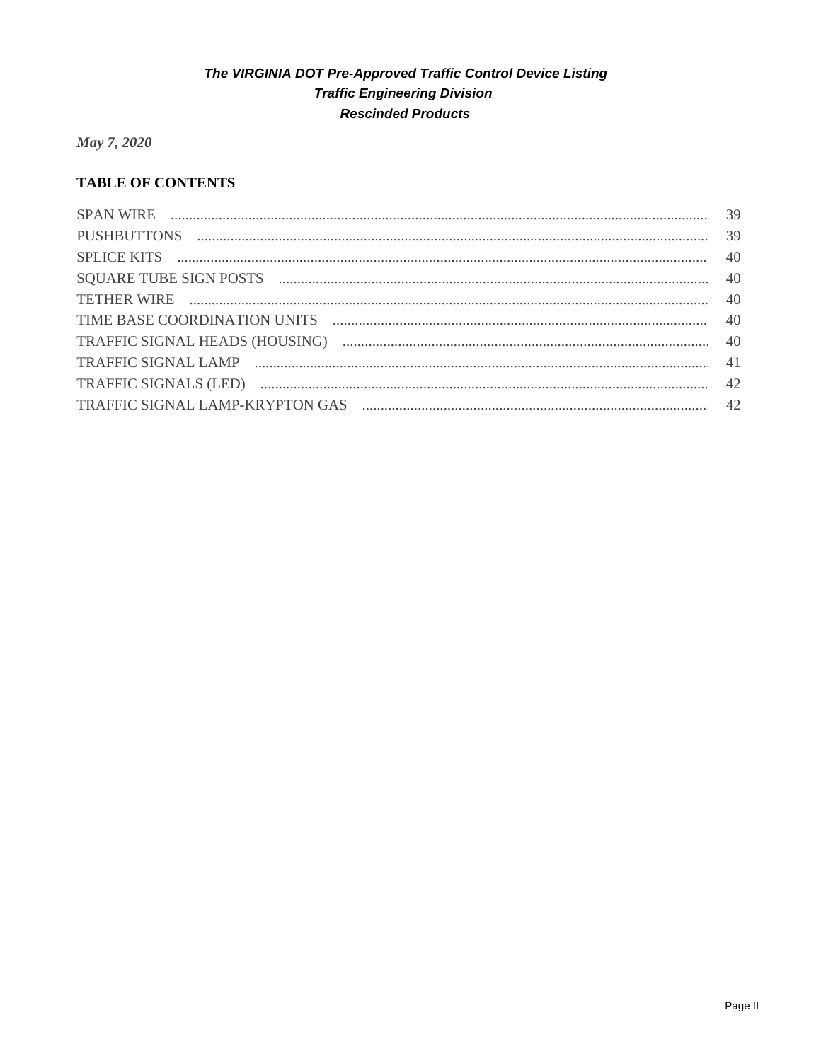***The VIRGINIA DOT Pre-Approved Traffic Control Device Listing***
***Traffic Engineering Division***
***Rescinded Products***

*May 7, 2020*

**TABLE OF CONTENTS**

| | |
|---|---|
| SPAN WIRE | 39 |
| PUSHBUTTONS | 39 |
| SPLICE KITS | 40 |
| SQUARE TUBE SIGN POSTS | 40 |
| TETHER WIRE | 40 |
| TIME BASE COORDINATION UNITS | 40 |
| TRAFFIC SIGNAL HEADS (HOUSING) | 40 |
| TRAFFIC SIGNAL LAMP | 41 |
| TRAFFIC SIGNALS (LED) | 42 |
| TRAFFIC SIGNAL LAMP-KRYPTON GAS | 42 |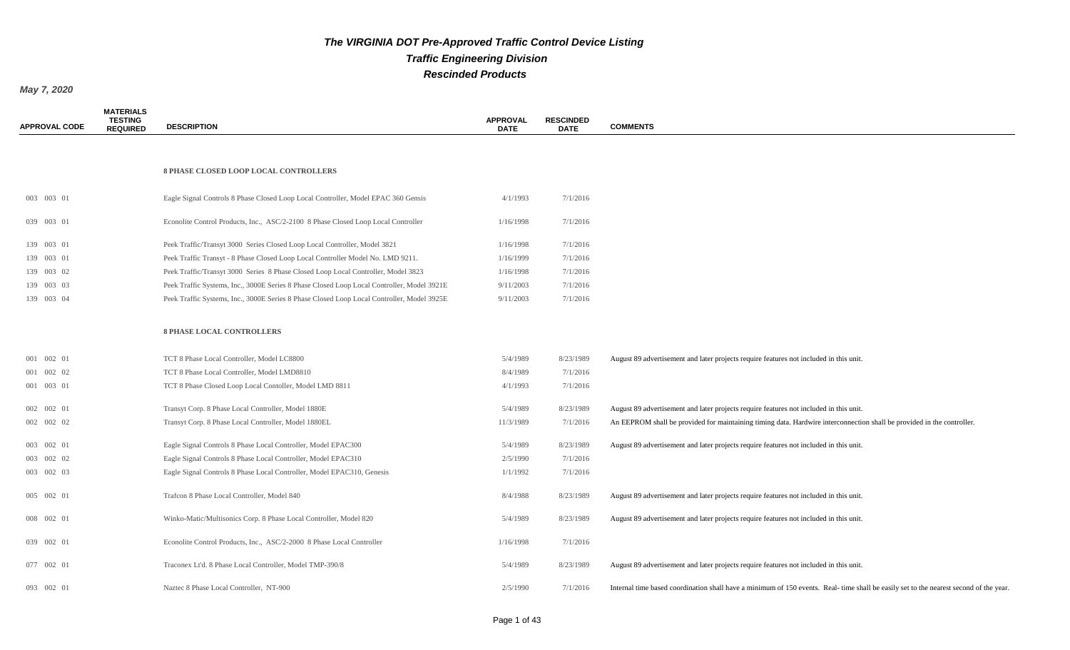# The VIRGINIA DOT Pre-Approved Traffic Control Device Listing

## Traffic Engineering Division

## Rescinded Products

*May 7, 2020*

| APPROVAL CODE | MATERIALS TESTING REQUIRED | DESCRIPTION | APPROVAL DATE | RESCINDED DATE | COMMENTS |
|---|---|---|---|---|---|
| | | **8 PHASE CLOSED LOOP LOCAL CONTROLLERS** | | | |
| 003 003 01 | | Eagle Signal Controls 8 Phase Closed Loop Local Controller, Model EPAC 360 Gensis | 4/1/1993 | 7/1/2016 | |
| 039 003 01 | | Econolite Control Products, Inc., ASC/2-2100 8 Phase Closed Loop Local Controller | 1/16/1998 | 7/1/2016 | |
| 139 003 01 | | Peek Traffic/Transyt 3000 Series Closed Loop Local Controller, Model 3821 | 1/16/1998 | 7/1/2016 | |
| 139 003 01 | | Peek Traffic Transyt - 8 Phase Closed Loop Local Controller Model No. LMD 9211. | 1/16/1999 | 7/1/2016 | |
| 139 003 02 | | Peek Traffic/Transyt 3000 Series 8 Phase Closed Loop Local Controller, Model 3823 | 1/16/1998 | 7/1/2016 | |
| 139 003 03 | | Peek Traffic Systems, Inc., 3000E Series 8 Phase Closed Loop Local Controller, Model 3921E | 9/11/2003 | 7/1/2016 | |
| 139 003 04 | | Peek Traffic Systems, Inc., 3000E Series 8 Phase Closed Loop Local Controller, Model 3925E | 9/11/2003 | 7/1/2016 | |
| | | **8 PHASE LOCAL CONTROLLERS** | | | |
| 001 002 01 | | TCT 8 Phase Local Controller, Model LC8800 | 5/4/1989 | 8/23/1989 | August 89 advertisement and later projects require features not included in this unit. |
| 001 002 02 | | TCT 8 Phase Local Controller, Model LMD8810 | 8/4/1989 | 7/1/2016 | |
| 001 003 01 | | TCT 8 Phase Closed Loop Local Contoller, Model LMD 8811 | 4/1/1993 | 7/1/2016 | |
| 002 002 01 | | Transyt Corp. 8 Phase Local Controller, Model 1880E | 5/4/1989 | 8/23/1989 | August 89 advertisement and later projects require features not included in this unit. |
| 002 002 02 | | Transyt Corp. 8 Phase Local Controller, Model 1880EL | 11/3/1989 | 7/1/2016 | An EEPROM shall be provided for maintaining timing data. Hardwire interconnection shall be provided in the controller. |
| 003 002 01 | | Eagle Signal Controls 8 Phase Local Controller, Model EPAC300 | 5/4/1989 | 8/23/1989 | August 89 advertisement and later projects require features not included in this unit. |
| 003 002 02 | | Eagle Signal Controls 8 Phase Local Controller, Model EPAC310 | 2/5/1990 | 7/1/2016 | |
| 003 002 03 | | Eagle Signal Controls 8 Phase Local Controller, Model EPAC310, Genesis | 1/1/1992 | 7/1/2016 | |
| 005 002 01 | | Trafcon 8 Phase Local Controller, Model 840 | 8/4/1988 | 8/23/1989 | August 89 advertisement and later projects require features not included in this unit. |
| 008 002 01 | | Winko-Matic/Multisonics Corp. 8 Phase Local Controller, Model 820 | 5/4/1989 | 8/23/1989 | August 89 advertisement and later projects require features not included in this unit. |
| 039 002 01 | | Econolite Control Products, Inc., ASC/2-2000 8 Phase Local Controller | 1/16/1998 | 7/1/2016 | |
| 077 002 01 | | Traconex Lt'd. 8 Phase Local Controller, Model TMP-390/8 | 5/4/1989 | 8/23/1989 | August 89 advertisement and later projects require features not included in this unit. |
| 093 002 01 | | Naztec 8 Phase Local Controller, NT-900 | 2/5/1990 | 7/1/2016 | Internal time based coordination shall have a minimum of 150 events. Real- time shall be easily set to the nearest second of the year. |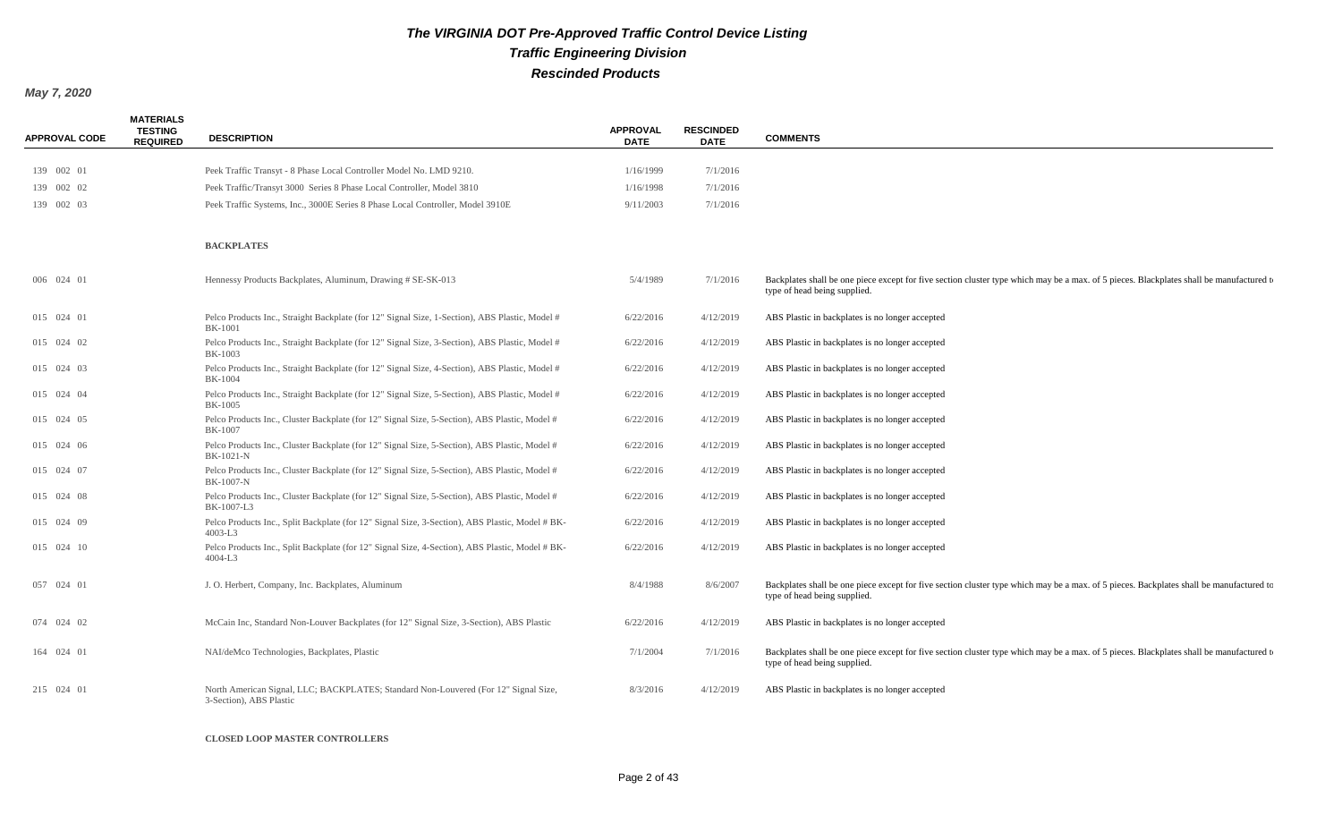# The VIRGINIA DOT Pre-Approved Traffic Control Device Listing

## Traffic Engineering Division

## Rescinded Products

*May 7, 2020*

| APPROVAL CODE | MATERIALS TESTING REQUIRED | DESCRIPTION | APPROVAL DATE | RESCINDED DATE | COMMENTS |
|---|---|---|---|---|---|
| 139 002 01 | | Peek Traffic Transyt - 8 Phase Local Controller Model No. LMD 9210. | 1/16/1999 | 7/1/2016 | |
| 139 002 02 | | Peek Traffic/Transyt 3000 Series 8 Phase Local Controller, Model 3810 | 1/16/1998 | 7/1/2016 | |
| 139 002 03 | | Peek Traffic Systems, Inc., 3000E Series 8 Phase Local Controller, Model 3910E | 9/11/2003 | 7/1/2016 | |
| | | **BACKPLATES** | | | |
| 006 024 01 | | Hennessy Products Backplates, Aluminum, Drawing # SE-SK-013 | 5/4/1989 | 7/1/2016 | Backplates shall be one piece except for five section cluster type which may be a max. of 5 pieces. Blackplates shall be manufactured to type of head being supplied. |
| 015 024 01 | | Pelco Products Inc., Straight Backplate (for 12" Signal Size, 1-Section), ABS Plastic, Model # BK-1001 | 6/22/2016 | 4/12/2019 | ABS Plastic in backplates is no longer accepted |
| 015 024 02 | | Pelco Products Inc., Straight Backplate (for 12" Signal Size, 3-Section), ABS Plastic, Model # BK-1003 | 6/22/2016 | 4/12/2019 | ABS Plastic in backplates is no longer accepted |
| 015 024 03 | | Pelco Products Inc., Straight Backplate (for 12" Signal Size, 4-Section), ABS Plastic, Model # BK-1004 | 6/22/2016 | 4/12/2019 | ABS Plastic in backplates is no longer accepted |
| 015 024 04 | | Pelco Products Inc., Straight Backplate (for 12" Signal Size, 5-Section), ABS Plastic, Model # BK-1005 | 6/22/2016 | 4/12/2019 | ABS Plastic in backplates is no longer accepted |
| 015 024 05 | | Pelco Products Inc., Cluster Backplate (for 12" Signal Size, 5-Section), ABS Plastic, Model # BK-1007 | 6/22/2016 | 4/12/2019 | ABS Plastic in backplates is no longer accepted |
| 015 024 06 | | Pelco Products Inc., Cluster Backplate (for 12" Signal Size, 5-Section), ABS Plastic, Model # BK-1021-N | 6/22/2016 | 4/12/2019 | ABS Plastic in backplates is no longer accepted |
| 015 024 07 | | Pelco Products Inc., Cluster Backplate (for 12" Signal Size, 5-Section), ABS Plastic, Model # BK-1007-N | 6/22/2016 | 4/12/2019 | ABS Plastic in backplates is no longer accepted |
| 015 024 08 | | Pelco Products Inc., Cluster Backplate (for 12" Signal Size, 5-Section), ABS Plastic, Model # BK-1007-L3 | 6/22/2016 | 4/12/2019 | ABS Plastic in backplates is no longer accepted |
| 015 024 09 | | Pelco Products Inc., Split Backplate (for 12" Signal Size, 3-Section), ABS Plastic, Model # BK-4003-L3 | 6/22/2016 | 4/12/2019 | ABS Plastic in backplates is no longer accepted |
| 015 024 10 | | Pelco Products Inc., Split Backplate (for 12" Signal Size, 4-Section), ABS Plastic, Model # BK-4004-L3 | 6/22/2016 | 4/12/2019 | ABS Plastic in backplates is no longer accepted |
| 057 024 01 | | J. O. Herbert, Company, Inc. Backplates, Aluminum | 8/4/1988 | 8/6/2007 | Backplates shall be one piece except for five section cluster type which may be a max. of 5 pieces. Backplates shall be manufactured to type of head being supplied. |
| 074 024 02 | | McCain Inc, Standard Non-Louver Backplates (for 12" Signal Size, 3-Section), ABS Plastic | 6/22/2016 | 4/12/2019 | ABS Plastic in backplates is no longer accepted |
| 164 024 01 | | NAI/deMco Technologies, Backplates, Plastic | 7/1/2004 | 7/1/2016 | Backplates shall be one piece except for five section cluster type which may be a max. of 5 pieces. Blackplates shall be manufactured to type of head being supplied. |
| 215 024 01 | | North American Signal, LLC; BACKPLATES; Standard Non-Louvered (For 12" Signal Size, 3-Section), ABS Plastic | 8/3/2016 | 4/12/2019 | ABS Plastic in backplates is no longer accepted |
| | | **CLOSED LOOP MASTER CONTROLLERS** | | | |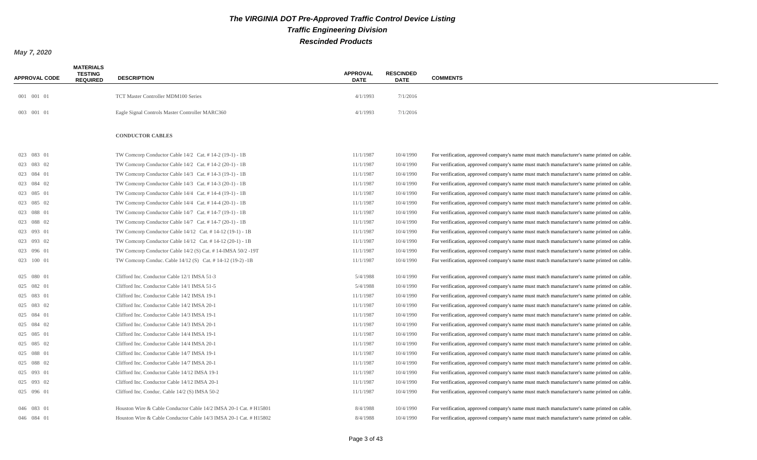# The VIRGINIA DOT Pre-Approved Traffic Control Device Listing

## Traffic Engineering Division

## Rescinded Products

***May 7, 2020***

| APPROVAL CODE | MATERIALS TESTING REQUIRED | DESCRIPTION | APPROVAL DATE | RESCINDED DATE | COMMENTS |
|---|---|---|---|---|---|
| 001 001 01 | | TCT Master Controller MDM100 Series | 4/1/1993 | 7/1/2016 | |
| 003 001 01 | | Eagle Signal Controls Master Controller MARC360 | 4/1/1993 | 7/1/2016 | |
| | | **CONDUCTOR CABLES** | | | |
| 023 083 01 | | TW Comcorp Conductor Cable 14/2 Cat. # 14-2 (19-1) - 1B | 11/1/1987 | 10/4/1990 | For verification, approved company's name must match manufacturer's name printed on cable. |
| 023 083 02 | | TW Comcorp Conductor Cable 14/2 Cat. # 14-2 (20-1) - 1B | 11/1/1987 | 10/4/1990 | For verification, approved company's name must match manufacturer's name printed on cable. |
| 023 084 01 | | TW Comcorp Conductor Cable 14/3 Cat. # 14-3 (19-1) - 1B | 11/1/1987 | 10/4/1990 | For verification, approved company's name must match manufacturer's name printed on cable. |
| 023 084 02 | | TW Comcorp Conductor Cable 14/3 Cat. # 14-3 (20-1) - 1B | 11/1/1987 | 10/4/1990 | For verification, approved company's name must match manufacturer's name printed on cable. |
| 023 085 01 | | TW Comcorp Conductor Cable 14/4 Cat. # 14-4 (19-1) - 1B | 11/1/1987 | 10/4/1990 | For verification, approved company's name must match manufacturer's name printed on cable. |
| 023 085 02 | | TW Comcorp Conductor Cable 14/4 Cat. # 14-4 (20-1) - 1B | 11/1/1987 | 10/4/1990 | For verification, approved company's name must match manufacturer's name printed on cable. |
| 023 088 01 | | TW Comcorp Conductor Cable 14/7 Cat. # 14-7 (19-1) - 1B | 11/1/1987 | 10/4/1990 | For verification, approved company's name must match manufacturer's name printed on cable. |
| 023 088 02 | | TW Comcorp Conductor Cable 14/7 Cat. # 14-7 (20-1) - 1B | 11/1/1987 | 10/4/1990 | For verification, approved company's name must match manufacturer's name printed on cable. |
| 023 093 01 | | TW Comcorp Conductor Cable 14/12 Cat. # 14-12 (19-1) - 1B | 11/1/1987 | 10/4/1990 | For verification, approved company's name must match manufacturer's name printed on cable. |
| 023 093 02 | | TW Comcorp Conductor Cable 14/12 Cat. # 14-12 (20-1) - 1B | 11/1/1987 | 10/4/1990 | For verification, approved company's name must match manufacturer's name printed on cable. |
| 023 096 01 | | TW Comcorp Conductor Cable 14/2 (S) Cat. # 14-IMSA 50/2 -19T | 11/1/1987 | 10/4/1990 | For verification, approved company's name must match manufacturer's name printed on cable. |
| 023 100 01 | | TW Comcorp Conduc. Cable 14/12 (S) Cat. # 14-12 (19-2) -1B | 11/1/1987 | 10/4/1990 | For verification, approved company's name must match manufacturer's name printed on cable. |
| 025 080 01 | | Clifford Inc. Conductor Cable 12/1 IMSA 51-3 | 5/4/1988 | 10/4/1990 | For verification, approved company's name must match manufacturer's name printed on cable. |
| 025 082 01 | | Clifford Inc. Conductor Cable 14/1 IMSA 51-5 | 5/4/1988 | 10/4/1990 | For verification, approved company's name must match manufacturer's name printed on cable. |
| 025 083 01 | | Clifford Inc. Conductor Cable 14/2 IMSA 19-1 | 11/1/1987 | 10/4/1990 | For verification, approved company's name must match manufacturer's name printed on cable. |
| 025 083 02 | | Clifford Inc. Conductor Cable 14/2 IMSA 20-1 | 11/1/1987 | 10/4/1990 | For verification, approved company's name must match manufacturer's name printed on cable. |
| 025 084 01 | | Clifford Inc. Conductor Cable 14/3 IMSA 19-1 | 11/1/1987 | 10/4/1990 | For verification, approved company's name must match manufacturer's name printed on cable. |
| 025 084 02 | | Clifford Inc. Conductor Cable 14/3 IMSA 20-1 | 11/1/1987 | 10/4/1990 | For verification, approved company's name must match manufacturer's name printed on cable. |
| 025 085 01 | | Clifford Inc. Conductor Cable 14/4 IMSA 19-1 | 11/1/1987 | 10/4/1990 | For verification, approved company's name must match manufacturer's name printed on cable. |
| 025 085 02 | | Clifford Inc. Conductor Cable 14/4 IMSA 20-1 | 11/1/1987 | 10/4/1990 | For verification, approved company's name must match manufacturer's name printed on cable. |
| 025 088 01 | | Clifford Inc. Conductor Cable 14/7 IMSA 19-1 | 11/1/1987 | 10/4/1990 | For verification, approved company's name must match manufacturer's name printed on cable. |
| 025 088 02 | | Clifford Inc. Conductor Cable 14/7 IMSA 20-1 | 11/1/1987 | 10/4/1990 | For verification, approved company's name must match manufacturer's name printed on cable. |
| 025 093 01 | | Clifford Inc. Conductor Cable 14/12 IMSA 19-1 | 11/1/1987 | 10/4/1990 | For verification, approved company's name must match manufacturer's name printed on cable. |
| 025 093 02 | | Clifford Inc. Conductor Cable 14/12 IMSA 20-1 | 11/1/1987 | 10/4/1990 | For verification, approved company's name must match manufacturer's name printed on cable. |
| 025 096 01 | | Clifford Inc. Conduc. Cable 14/2 (S) IMSA 50-2 | 11/1/1987 | 10/4/1990 | For verification, approved company's name must match manufacturer's name printed on cable. |
| 046 083 01 | | Houston Wire & Cable Conductor Cable 14/2 IMSA 20-1 Cat. # H15801 | 8/4/1988 | 10/4/1990 | For verification, approved company's name must match manufacturer's name printed on cable. |
| 046 084 01 | | Houston Wire & Cable Conductor Cable 14/3 IMSA 20-1 Cat. # H15802 | 8/4/1988 | 10/4/1990 | For verification, approved company's name must match manufacturer's name printed on cable. |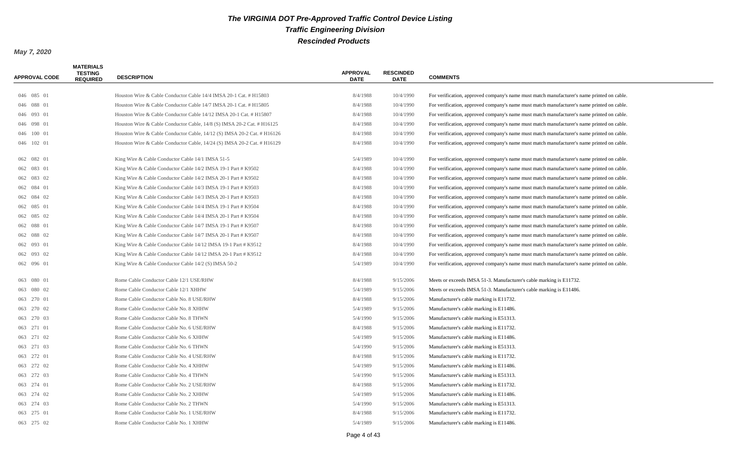# The VIRGINIA DOT Pre-Approved Traffic Control Device Listing

## Traffic Engineering Division

## Rescinded Products

**May 7, 2020**

| APPROVAL CODE | MATERIALS TESTING REQUIRED | DESCRIPTION | APPROVAL DATE | RESCINDED DATE | COMMENTS |
|---|---|---|---|---|---|
| 046 085 01 | | Houston Wire & Cable Conductor Cable 14/4 IMSA 20-1 Cat. # H15803 | 8/4/1988 | 10/4/1990 | For verification, approved company's name must match manufacturer's name printed on cable. |
| 046 088 01 | | Houston Wire & Cable Conductor Cable 14/7 IMSA 20-1 Cat. # H15805 | 8/4/1988 | 10/4/1990 | For verification, approved company's name must match manufacturer's name printed on cable. |
| 046 093 01 | | Houston Wire & Cable Conductor Cable 14/12 IMSA 20-1 Cat. # H15807 | 8/4/1988 | 10/4/1990 | For verification, approved company's name must match manufacturer's name printed on cable. |
| 046 098 01 | | Houston Wire & Cable Conductor Cable, 14/8 (S) IMSA 20-2 Cat. # H16125 | 8/4/1988 | 10/4/1990 | For verification, approved company's name must match manufacturer's name printed on cable. |
| 046 100 01 | | Houston Wire & Cable Conductor Cable, 14/12 (S) IMSA 20-2 Cat. # H16126 | 8/4/1988 | 10/4/1990 | For verification, approved company's name must match manufacturer's name printed on cable. |
| 046 102 01 | | Houston Wire & Cable Conductor Cable, 14/24 (S) IMSA 20-2 Cat. # H16129 | 8/4/1988 | 10/4/1990 | For verification, approved company's name must match manufacturer's name printed on cable. |
| 062 082 01 | | King Wire & Cable Conductor Cable 14/1 IMSA 51-5 | 5/4/1989 | 10/4/1990 | For verification, approved company's name must match manufacturer's name printed on cable. |
| 062 083 01 | | King Wire & Cable Conductor Cable 14/2 IMSA 19-1 Part # K9502 | 8/4/1988 | 10/4/1990 | For verification, approved company's name must match manufacturer's name printed on cable. |
| 062 083 02 | | King Wire & Cable Conductor Cable 14/2 IMSA 20-1 Part # K9502 | 8/4/1988 | 10/4/1990 | For verification, approved company's name must match manufacturer's name printed on cable. |
| 062 084 01 | | King Wire & Cable Conductor Cable 14/3 IMSA 19-1 Part # K9503 | 8/4/1988 | 10/4/1990 | For verification, approved company's name must match manufacturer's name printed on cable. |
| 062 084 02 | | King Wire & Cable Conductor Cable 14/3 IMSA 20-1 Part # K9503 | 8/4/1988 | 10/4/1990 | For verification, approved company's name must match manufacturer's name printed on cable. |
| 062 085 01 | | King Wire & Cable Conductor Cable 14/4 IMSA 19-1 Part # K9504 | 8/4/1988 | 10/4/1990 | For verification, approved company's name must match manufacturer's name printed on cable. |
| 062 085 02 | | King Wire & Cable Conductor Cable 14/4 IMSA 20-1 Part # K9504 | 8/4/1988 | 10/4/1990 | For verification, approved company's name must match manufacturer's name printed on cable. |
| 062 088 01 | | King Wire & Cable Conductor Cable 14/7 IMSA 19-1 Part # K9507 | 8/4/1988 | 10/4/1990 | For verification, approved company's name must match manufacturer's name printed on cable. |
| 062 088 02 | | King Wire & Cable Conductor Cable 14/7 IMSA 20-1 Part # K9507 | 8/4/1988 | 10/4/1990 | For verification, approved company's name must match manufacturer's name printed on cable. |
| 062 093 01 | | King Wire & Cable Conductor Cable 14/12 IMSA 19-1 Part # K9512 | 8/4/1988 | 10/4/1990 | For verification, approved company's name must match manufacturer's name printed on cable. |
| 062 093 02 | | King Wire & Cable Conductor Cable 14/12 IMSA 20-1 Part # K9512 | 8/4/1988 | 10/4/1990 | For verification, approved company's name must match manufacturer's name printed on cable. |
| 062 096 01 | | King Wire & Cable Conductor Cable 14/2 (S) IMSA 50-2 | 5/4/1989 | 10/4/1990 | For verification, approved company's name must match manufacturer's name printed on cable. |
| 063 080 01 | | Rome Cable Conductor Cable 12/1 USE/RHW | 8/4/1988 | 9/15/2006 | Meets or exceeds IMSA 51-3. Manufacturer's cable marking is E11732. |
| 063 080 02 | | Rome Cable Conductor Cable 12/1 XHHW | 5/4/1989 | 9/15/2006 | Meets or exceeds IMSA 51-3. Manufacturer's cable marking is E11486. |
| 063 270 01 | | Rome Cable Conductor Cable No. 8 USE/RHW | 8/4/1988 | 9/15/2006 | Manufacturer's cable marking is E11732. |
| 063 270 02 | | Rome Cable Conductor Cable No. 8 XHHW | 5/4/1989 | 9/15/2006 | Manufacturer's cable marking is E11486. |
| 063 270 03 | | Rome Cable Conductor Cable No. 8 THWN | 5/4/1990 | 9/15/2006 | Manufacturer's cable marking is E51313. |
| 063 271 01 | | Rome Cable Conductor Cable No. 6 USE/RHW | 8/4/1988 | 9/15/2006 | Manufacturer's cable marking is E11732. |
| 063 271 02 | | Rome Cable Conductor Cable No. 6 XHHW | 5/4/1989 | 9/15/2006 | Manufacturer's cable marking is E11486. |
| 063 271 03 | | Rome Cable Conductor Cable No. 6 THWN | 5/4/1990 | 9/15/2006 | Manufacturer's cable marking is E51313. |
| 063 272 01 | | Rome Cable Conductor Cable No. 4 USE/RHW | 8/4/1988 | 9/15/2006 | Manufacturer's cable marking is E11732. |
| 063 272 02 | | Rome Cable Conductor Cable No. 4 XHHW | 5/4/1989 | 9/15/2006 | Manufacturer's cable marking is E11486. |
| 063 272 03 | | Rome Cable Conductor Cable No. 4 THWN | 5/4/1990 | 9/15/2006 | Manufacturer's cable marking is E51313. |
| 063 274 01 | | Rome Cable Conductor Cable No. 2 USE/RHW | 8/4/1988 | 9/15/2006 | Manufacturer's cable marking is E11732. |
| 063 274 02 | | Rome Cable Conductor Cable No. 2 XHHW | 5/4/1989 | 9/15/2006 | Manufacturer's cable marking is E11486. |
| 063 274 03 | | Rome Cable Conductor Cable No. 2 THWN | 5/4/1990 | 9/15/2006 | Manufacturer's cable marking is E51313. |
| 063 275 01 | | Rome Cable Conductor Cable No. 1 USE/RHW | 8/4/1988 | 9/15/2006 | Manufacturer's cable marking is E11732. |
| 063 275 02 | | Rome Cable Conductor Cable No. 1 XHHW | 5/4/1989 | 9/15/2006 | Manufacturer's cable marking is E11486. |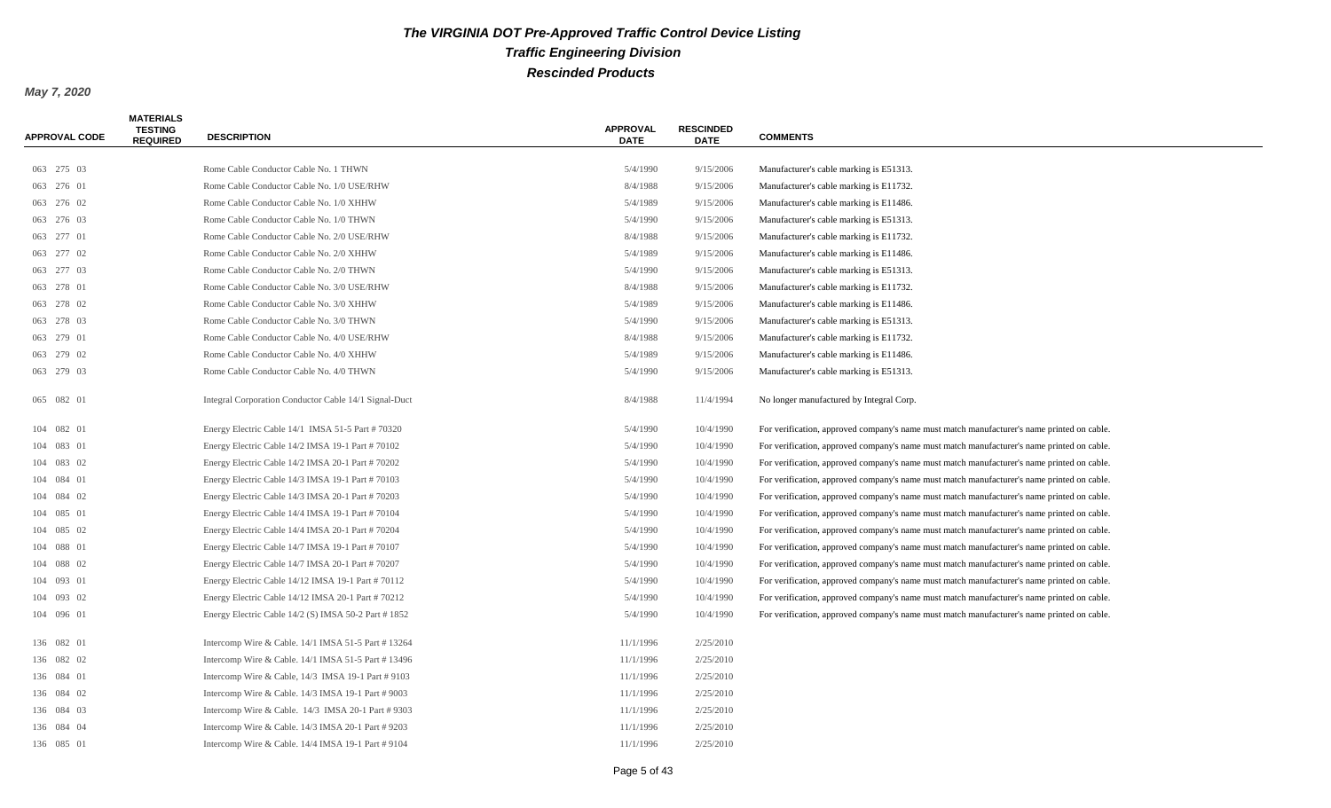# The VIRGINIA DOT Pre-Approved Traffic Control Device Listing

## Traffic Engineering Division

## Rescinded Products

*May 7, 2020*

| APPROVAL CODE | MATERIALS TESTING REQUIRED | DESCRIPTION | APPROVAL DATE | RESCINDED DATE | COMMENTS |
|---|---|---|---|---|---|
| 063 275 03 | | Rome Cable Conductor Cable No. 1 THWN | 5/4/1990 | 9/15/2006 | Manufacturer's cable marking is E51313. |
| 063 276 01 | | Rome Cable Conductor Cable No. 1/0 USE/RHW | 8/4/1988 | 9/15/2006 | Manufacturer's cable marking is E11732. |
| 063 276 02 | | Rome Cable Conductor Cable No. 1/0 XHHW | 5/4/1989 | 9/15/2006 | Manufacturer's cable marking is E11486. |
| 063 276 03 | | Rome Cable Conductor Cable No. 1/0 THWN | 5/4/1990 | 9/15/2006 | Manufacturer's cable marking is E51313. |
| 063 277 01 | | Rome Cable Conductor Cable No. 2/0 USE/RHW | 8/4/1988 | 9/15/2006 | Manufacturer's cable marking is E11732. |
| 063 277 02 | | Rome Cable Conductor Cable No. 2/0 XHHW | 5/4/1989 | 9/15/2006 | Manufacturer's cable marking is E11486. |
| 063 277 03 | | Rome Cable Conductor Cable No. 2/0 THWN | 5/4/1990 | 9/15/2006 | Manufacturer's cable marking is E51313. |
| 063 278 01 | | Rome Cable Conductor Cable No. 3/0 USE/RHW | 8/4/1988 | 9/15/2006 | Manufacturer's cable marking is E11732. |
| 063 278 02 | | Rome Cable Conductor Cable No. 3/0 XHHW | 5/4/1989 | 9/15/2006 | Manufacturer's cable marking is E11486. |
| 063 278 03 | | Rome Cable Conductor Cable No. 3/0 THWN | 5/4/1990 | 9/15/2006 | Manufacturer's cable marking is E51313. |
| 063 279 01 | | Rome Cable Conductor Cable No. 4/0 USE/RHW | 8/4/1988 | 9/15/2006 | Manufacturer's cable marking is E11732. |
| 063 279 02 | | Rome Cable Conductor Cable No. 4/0 XHHW | 5/4/1989 | 9/15/2006 | Manufacturer's cable marking is E11486. |
| 063 279 03 | | Rome Cable Conductor Cable No. 4/0 THWN | 5/4/1990 | 9/15/2006 | Manufacturer's cable marking is E51313. |
| 065 082 01 | | Integral Corporation Conductor Cable 14/1 Signal-Duct | 8/4/1988 | 11/4/1994 | No longer manufactured by Integral Corp. |
| 104 082 01 | | Energy Electric Cable 14/1 IMSA 51-5 Part # 70320 | 5/4/1990 | 10/4/1990 | For verification, approved company's name must match manufacturer's name printed on cable. |
| 104 083 01 | | Energy Electric Cable 14/2 IMSA 19-1 Part # 70102 | 5/4/1990 | 10/4/1990 | For verification, approved company's name must match manufacturer's name printed on cable. |
| 104 083 02 | | Energy Electric Cable 14/2 IMSA 20-1 Part # 70202 | 5/4/1990 | 10/4/1990 | For verification, approved company's name must match manufacturer's name printed on cable. |
| 104 084 01 | | Energy Electric Cable 14/3 IMSA 19-1 Part # 70103 | 5/4/1990 | 10/4/1990 | For verification, approved company's name must match manufacturer's name printed on cable. |
| 104 084 02 | | Energy Electric Cable 14/3 IMSA 20-1 Part # 70203 | 5/4/1990 | 10/4/1990 | For verification, approved company's name must match manufacturer's name printed on cable. |
| 104 085 01 | | Energy Electric Cable 14/4 IMSA 19-1 Part # 70104 | 5/4/1990 | 10/4/1990 | For verification, approved company's name must match manufacturer's name printed on cable. |
| 104 085 02 | | Energy Electric Cable 14/4 IMSA 20-1 Part # 70204 | 5/4/1990 | 10/4/1990 | For verification, approved company's name must match manufacturer's name printed on cable. |
| 104 088 01 | | Energy Electric Cable 14/7 IMSA 19-1 Part # 70107 | 5/4/1990 | 10/4/1990 | For verification, approved company's name must match manufacturer's name printed on cable. |
| 104 088 02 | | Energy Electric Cable 14/7 IMSA 20-1 Part # 70207 | 5/4/1990 | 10/4/1990 | For verification, approved company's name must match manufacturer's name printed on cable. |
| 104 093 01 | | Energy Electric Cable 14/12 IMSA 19-1 Part # 70112 | 5/4/1990 | 10/4/1990 | For verification, approved company's name must match manufacturer's name printed on cable. |
| 104 093 02 | | Energy Electric Cable 14/12 IMSA 20-1 Part # 70212 | 5/4/1990 | 10/4/1990 | For verification, approved company's name must match manufacturer's name printed on cable. |
| 104 096 01 | | Energy Electric Cable 14/2 (S) IMSA 50-2 Part # 1852 | 5/4/1990 | 10/4/1990 | For verification, approved company's name must match manufacturer's name printed on cable. |
| 136 082 01 | | Intercomp Wire & Cable. 14/1 IMSA 51-5 Part # 13264 | 11/1/1996 | 2/25/2010 | |
| 136 082 02 | | Intercomp Wire & Cable. 14/1 IMSA 51-5 Part # 13496 | 11/1/1996 | 2/25/2010 | |
| 136 084 01 | | Intercomp Wire & Cable, 14/3 IMSA 19-1 Part # 9103 | 11/1/1996 | 2/25/2010 | |
| 136 084 02 | | Intercomp Wire & Cable. 14/3 IMSA 19-1 Part # 9003 | 11/1/1996 | 2/25/2010 | |
| 136 084 03 | | Intercomp Wire & Cable. 14/3 IMSA 20-1 Part # 9303 | 11/1/1996 | 2/25/2010 | |
| 136 084 04 | | Intercomp Wire & Cable. 14/3 IMSA 20-1 Part # 9203 | 11/1/1996 | 2/25/2010 | |
| 136 085 01 | | Intercomp Wire & Cable. 14/4 IMSA 19-1 Part # 9104 | 11/1/1996 | 2/25/2010 | |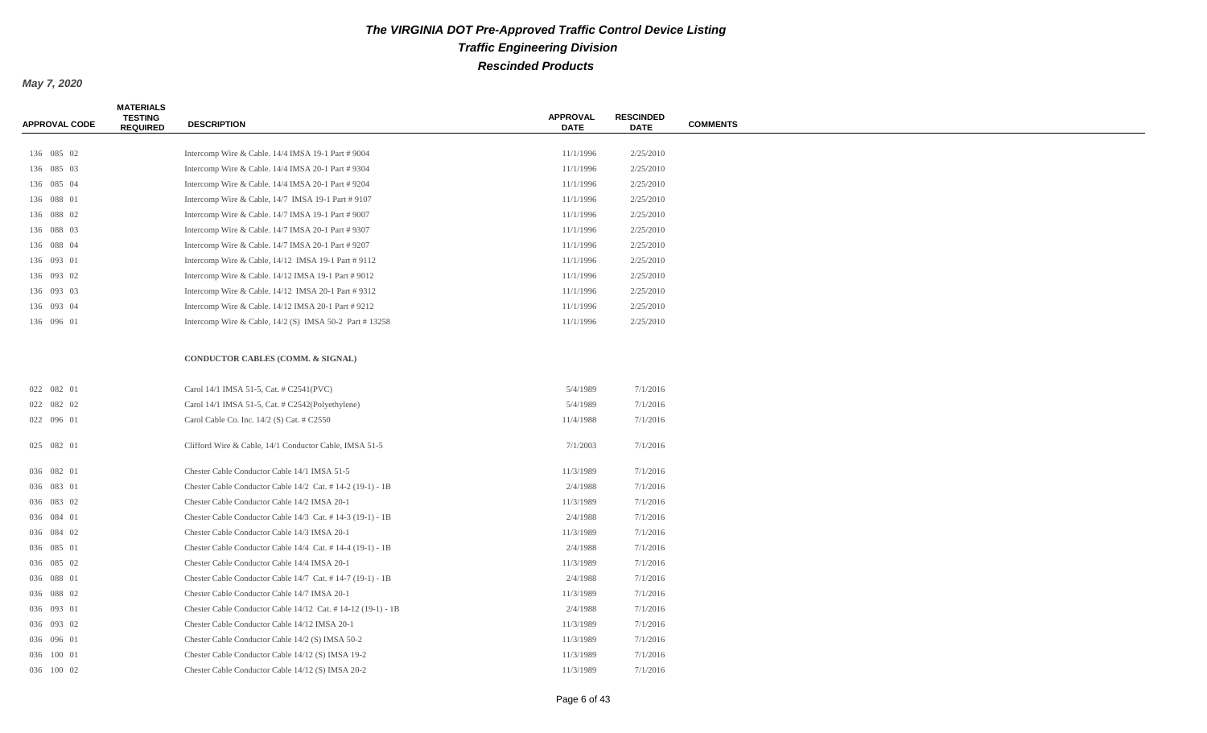# The VIRGINIA DOT Pre-Approved Traffic Control Device Listing

## Traffic Engineering Division

## Rescinded Products

***May 7, 2020***

| APPROVAL CODE | MATERIALS TESTING REQUIRED | DESCRIPTION | APPROVAL DATE | RESCINDED DATE | COMMENTS |
|---|---|---|---|---|---|
| 136 085 02 | | Intercomp Wire & Cable. 14/4 IMSA 19-1 Part # 9004 | 11/1/1996 | 2/25/2010 | |
| 136 085 03 | | Intercomp Wire & Cable. 14/4 IMSA 20-1 Part # 9304 | 11/1/1996 | 2/25/2010 | |
| 136 085 04 | | Intercomp Wire & Cable. 14/4 IMSA 20-1 Part # 9204 | 11/1/1996 | 2/25/2010 | |
| 136 088 01 | | Intercomp Wire & Cable, 14/7 IMSA 19-1 Part # 9107 | 11/1/1996 | 2/25/2010 | |
| 136 088 02 | | Intercomp Wire & Cable. 14/7 IMSA 19-1 Part # 9007 | 11/1/1996 | 2/25/2010 | |
| 136 088 03 | | Intercomp Wire & Cable. 14/7 IMSA 20-1 Part # 9307 | 11/1/1996 | 2/25/2010 | |
| 136 088 04 | | Intercomp Wire & Cable. 14/7 IMSA 20-1 Part # 9207 | 11/1/1996 | 2/25/2010 | |
| 136 093 01 | | Intercomp Wire & Cable, 14/12 IMSA 19-1 Part # 9112 | 11/1/1996 | 2/25/2010 | |
| 136 093 02 | | Intercomp Wire & Cable. 14/12 IMSA 19-1 Part # 9012 | 11/1/1996 | 2/25/2010 | |
| 136 093 03 | | Intercomp Wire & Cable. 14/12 IMSA 20-1 Part # 9312 | 11/1/1996 | 2/25/2010 | |
| 136 093 04 | | Intercomp Wire & Cable. 14/12 IMSA 20-1 Part # 9212 | 11/1/1996 | 2/25/2010 | |
| 136 096 01 | | Intercomp Wire & Cable, 14/2 (S) IMSA 50-2 Part # 13258 | 11/1/1996 | 2/25/2010 | |
| | | **CONDUCTOR CABLES (COMM. & SIGNAL)** | | | |
| 022 082 01 | | Carol 14/1 IMSA 51-5, Cat. # C2541(PVC) | 5/4/1989 | 7/1/2016 | |
| 022 082 02 | | Carol 14/1 IMSA 51-5, Cat. # C2542(Polyethylene) | 5/4/1989 | 7/1/2016 | |
| 022 096 01 | | Carol Cable Co. Inc. 14/2 (S) Cat. # C2550 | 11/4/1988 | 7/1/2016 | |
| 025 082 01 | | Clifford Wire & Cable, 14/1 Conductor Cable, IMSA 51-5 | 7/1/2003 | 7/1/2016 | |
| 036 082 01 | | Chester Cable Conductor Cable 14/1 IMSA 51-5 | 11/3/1989 | 7/1/2016 | |
| 036 083 01 | | Chester Cable Conductor Cable 14/2 Cat. # 14-2 (19-1) - 1B | 2/4/1988 | 7/1/2016 | |
| 036 083 02 | | Chester Cable Conductor Cable 14/2 IMSA 20-1 | 11/3/1989 | 7/1/2016 | |
| 036 084 01 | | Chester Cable Conductor Cable 14/3 Cat. # 14-3 (19-1) - 1B | 2/4/1988 | 7/1/2016 | |
| 036 084 02 | | Chester Cable Conductor Cable 14/3 IMSA 20-1 | 11/3/1989 | 7/1/2016 | |
| 036 085 01 | | Chester Cable Conductor Cable 14/4 Cat. # 14-4 (19-1) - 1B | 2/4/1988 | 7/1/2016 | |
| 036 085 02 | | Chester Cable Conductor Cable 14/4 IMSA 20-1 | 11/3/1989 | 7/1/2016 | |
| 036 088 01 | | Chester Cable Conductor Cable 14/7 Cat. # 14-7 (19-1) - 1B | 2/4/1988 | 7/1/2016 | |
| 036 088 02 | | Chester Cable Conductor Cable 14/7 IMSA 20-1 | 11/3/1989 | 7/1/2016 | |
| 036 093 01 | | Chester Cable Conductor Cable 14/12 Cat. # 14-12 (19-1) - 1B | 2/4/1988 | 7/1/2016 | |
| 036 093 02 | | Chester Cable Conductor Cable 14/12 IMSA 20-1 | 11/3/1989 | 7/1/2016 | |
| 036 096 01 | | Chester Cable Conductor Cable 14/2 (S) IMSA 50-2 | 11/3/1989 | 7/1/2016 | |
| 036 100 01 | | Chester Cable Conductor Cable 14/12 (S) IMSA 19-2 | 11/3/1989 | 7/1/2016 | |
| 036 100 02 | | Chester Cable Conductor Cable 14/12 (S) IMSA 20-2 | 11/3/1989 | 7/1/2016 | |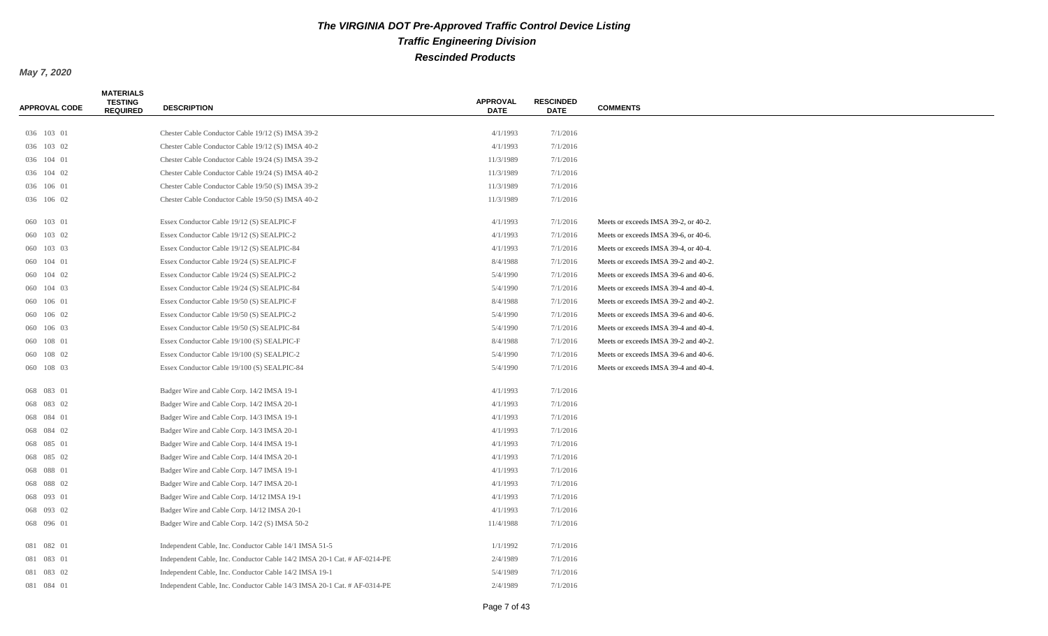# The VIRGINIA DOT Pre-Approved Traffic Control Device Listing

## Traffic Engineering Division

## Rescinded Products

**May 7, 2020**

| APPROVAL CODE | MATERIALS TESTING REQUIRED | DESCRIPTION | APPROVAL DATE | RESCINDED DATE | COMMENTS |
|---|---|---|---|---|---|
| 036 103 01 | | Chester Cable Conductor Cable 19/12 (S) IMSA 39-2 | 4/1/1993 | 7/1/2016 | |
| 036 103 02 | | Chester Cable Conductor Cable 19/12 (S) IMSA 40-2 | 4/1/1993 | 7/1/2016 | |
| 036 104 01 | | Chester Cable Conductor Cable 19/24 (S) IMSA 39-2 | 11/3/1989 | 7/1/2016 | |
| 036 104 02 | | Chester Cable Conductor Cable 19/24 (S) IMSA 40-2 | 11/3/1989 | 7/1/2016 | |
| 036 106 01 | | Chester Cable Conductor Cable 19/50 (S) IMSA 39-2 | 11/3/1989 | 7/1/2016 | |
| 036 106 02 | | Chester Cable Conductor Cable 19/50 (S) IMSA 40-2 | 11/3/1989 | 7/1/2016 | |
| 060 103 01 | | Essex Conductor Cable 19/12 (S) SEALPIC-F | 4/1/1993 | 7/1/2016 | Meets or exceeds IMSA 39-2, or 40-2. |
| 060 103 02 | | Essex Conductor Cable 19/12 (S) SEALPIC-2 | 4/1/1993 | 7/1/2016 | Meets or exceeds IMSA 39-6, or 40-6. |
| 060 103 03 | | Essex Conductor Cable 19/12 (S) SEALPIC-84 | 4/1/1993 | 7/1/2016 | Meets or exceeds IMSA 39-4, or 40-4. |
| 060 104 01 | | Essex Conductor Cable 19/24 (S) SEALPIC-F | 8/4/1988 | 7/1/2016 | Meets or exceeds IMSA 39-2 and 40-2. |
| 060 104 02 | | Essex Conductor Cable 19/24 (S) SEALPIC-2 | 5/4/1990 | 7/1/2016 | Meets or exceeds IMSA 39-6 and 40-6. |
| 060 104 03 | | Essex Conductor Cable 19/24 (S) SEALPIC-84 | 5/4/1990 | 7/1/2016 | Meets or exceeds IMSA 39-4 and 40-4. |
| 060 106 01 | | Essex Conductor Cable 19/50 (S) SEALPIC-F | 8/4/1988 | 7/1/2016 | Meets or exceeds IMSA 39-2 and 40-2. |
| 060 106 02 | | Essex Conductor Cable 19/50 (S) SEALPIC-2 | 5/4/1990 | 7/1/2016 | Meets or exceeds IMSA 39-6 and 40-6. |
| 060 106 03 | | Essex Conductor Cable 19/50 (S) SEALPIC-84 | 5/4/1990 | 7/1/2016 | Meets or exceeds IMSA 39-4 and 40-4. |
| 060 108 01 | | Essex Conductor Cable 19/100 (S) SEALPIC-F | 8/4/1988 | 7/1/2016 | Meets or exceeds IMSA 39-2 and 40-2. |
| 060 108 02 | | Essex Conductor Cable 19/100 (S) SEALPIC-2 | 5/4/1990 | 7/1/2016 | Meets or exceeds IMSA 39-6 and 40-6. |
| 060 108 03 | | Essex Conductor Cable 19/100 (S) SEALPIC-84 | 5/4/1990 | 7/1/2016 | Meets or exceeds IMSA 39-4 and 40-4. |
| 068 083 01 | | Badger Wire and Cable Corp. 14/2 IMSA 19-1 | 4/1/1993 | 7/1/2016 | |
| 068 083 02 | | Badger Wire and Cable Corp. 14/2 IMSA 20-1 | 4/1/1993 | 7/1/2016 | |
| 068 084 01 | | Badger Wire and Cable Corp. 14/3 IMSA 19-1 | 4/1/1993 | 7/1/2016 | |
| 068 084 02 | | Badger Wire and Cable Corp. 14/3 IMSA 20-1 | 4/1/1993 | 7/1/2016 | |
| 068 085 01 | | Badger Wire and Cable Corp. 14/4 IMSA 19-1 | 4/1/1993 | 7/1/2016 | |
| 068 085 02 | | Badger Wire and Cable Corp. 14/4 IMSA 20-1 | 4/1/1993 | 7/1/2016 | |
| 068 088 01 | | Badger Wire and Cable Corp. 14/7 IMSA 19-1 | 4/1/1993 | 7/1/2016 | |
| 068 088 02 | | Badger Wire and Cable Corp. 14/7 IMSA 20-1 | 4/1/1993 | 7/1/2016 | |
| 068 093 01 | | Badger Wire and Cable Corp. 14/12 IMSA 19-1 | 4/1/1993 | 7/1/2016 | |
| 068 093 02 | | Badger Wire and Cable Corp. 14/12 IMSA 20-1 | 4/1/1993 | 7/1/2016 | |
| 068 096 01 | | Badger Wire and Cable Corp. 14/2 (S) IMSA 50-2 | 11/4/1988 | 7/1/2016 | |
| 081 082 01 | | Independent Cable, Inc. Conductor Cable 14/1 IMSA 51-5 | 1/1/1992 | 7/1/2016 | |
| 081 083 01 | | Independent Cable, Inc. Conductor Cable 14/2 IMSA 20-1 Cat. # AF-0214-PE | 2/4/1989 | 7/1/2016 | |
| 081 083 02 | | Independent Cable, Inc. Conductor Cable 14/2 IMSA 19-1 | 5/4/1989 | 7/1/2016 | |
| 081 084 01 | | Independent Cable, Inc. Conductor Cable 14/3 IMSA 20-1 Cat. # AF-0314-PE | 2/4/1989 | 7/1/2016 | |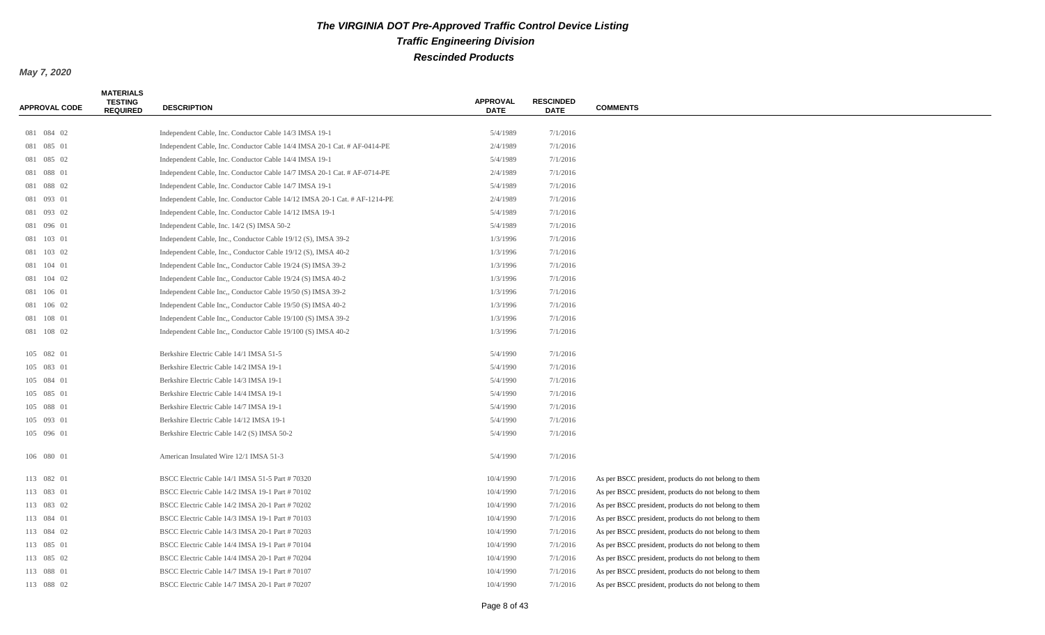# The VIRGINIA DOT Pre-Approved Traffic Control Device Listing

## Traffic Engineering Division

## Rescinded Products

**May 7, 2020**

| APPROVAL CODE | MATERIALS TESTING REQUIRED | DESCRIPTION | APPROVAL DATE | RESCINDED DATE | COMMENTS |
|---|---|---|---|---|---|
| 081 084 02 | | Independent Cable, Inc. Conductor Cable 14/3 IMSA 19-1 | 5/4/1989 | 7/1/2016 | |
| 081 085 01 | | Independent Cable, Inc. Conductor Cable 14/4 IMSA 20-1 Cat. # AF-0414-PE | 2/4/1989 | 7/1/2016 | |
| 081 085 02 | | Independent Cable, Inc. Conductor Cable 14/4 IMSA 19-1 | 5/4/1989 | 7/1/2016 | |
| 081 088 01 | | Independent Cable, Inc. Conductor Cable 14/7 IMSA 20-1 Cat. # AF-0714-PE | 2/4/1989 | 7/1/2016 | |
| 081 088 02 | | Independent Cable, Inc. Conductor Cable 14/7 IMSA 19-1 | 5/4/1989 | 7/1/2016 | |
| 081 093 01 | | Independent Cable, Inc. Conductor Cable 14/12 IMSA 20-1 Cat. # AF-1214-PE | 2/4/1989 | 7/1/2016 | |
| 081 093 02 | | Independent Cable, Inc. Conductor Cable 14/12 IMSA 19-1 | 5/4/1989 | 7/1/2016 | |
| 081 096 01 | | Independent Cable, Inc. 14/2 (S) IMSA 50-2 | 5/4/1989 | 7/1/2016 | |
| 081 103 01 | | Independent Cable, Inc., Conductor Cable 19/12 (S), IMSA 39-2 | 1/3/1996 | 7/1/2016 | |
| 081 103 02 | | Independent Cable, Inc., Conductor Cable 19/12 (S), IMSA 40-2 | 1/3/1996 | 7/1/2016 | |
| 081 104 01 | | Independent Cable Inc,, Conductor Cable 19/24 (S) IMSA 39-2 | 1/3/1996 | 7/1/2016 | |
| 081 104 02 | | Independent Cable Inc,, Conductor Cable 19/24 (S) IMSA 40-2 | 1/3/1996 | 7/1/2016 | |
| 081 106 01 | | Independent Cable Inc,, Conductor Cable 19/50 (S) IMSA 39-2 | 1/3/1996 | 7/1/2016 | |
| 081 106 02 | | Independent Cable Inc,, Conductor Cable 19/50 (S) IMSA 40-2 | 1/3/1996 | 7/1/2016 | |
| 081 108 01 | | Independent Cable Inc,, Conductor Cable 19/100 (S) IMSA 39-2 | 1/3/1996 | 7/1/2016 | |
| 081 108 02 | | Independent Cable Inc,, Conductor Cable 19/100 (S) IMSA 40-2 | 1/3/1996 | 7/1/2016 | |
| 105 082 01 | | Berkshire Electric Cable 14/1 IMSA 51-5 | 5/4/1990 | 7/1/2016 | |
| 105 083 01 | | Berkshire Electric Cable 14/2 IMSA 19-1 | 5/4/1990 | 7/1/2016 | |
| 105 084 01 | | Berkshire Electric Cable 14/3 IMSA 19-1 | 5/4/1990 | 7/1/2016 | |
| 105 085 01 | | Berkshire Electric Cable 14/4 IMSA 19-1 | 5/4/1990 | 7/1/2016 | |
| 105 088 01 | | Berkshire Electric Cable 14/7 IMSA 19-1 | 5/4/1990 | 7/1/2016 | |
| 105 093 01 | | Berkshire Electric Cable 14/12 IMSA 19-1 | 5/4/1990 | 7/1/2016 | |
| 105 096 01 | | Berkshire Electric Cable 14/2 (S) IMSA 50-2 | 5/4/1990 | 7/1/2016 | |
| 106 080 01 | | American Insulated Wire 12/1 IMSA 51-3 | 5/4/1990 | 7/1/2016 | |
| 113 082 01 | | BSCC Electric Cable 14/1 IMSA 51-5 Part # 70320 | 10/4/1990 | 7/1/2016 | As per BSCC president, products do not belong to them |
| 113 083 01 | | BSCC Electric Cable 14/2 IMSA 19-1 Part # 70102 | 10/4/1990 | 7/1/2016 | As per BSCC president, products do not belong to them |
| 113 083 02 | | BSCC Electric Cable 14/2 IMSA 20-1 Part # 70202 | 10/4/1990 | 7/1/2016 | As per BSCC president, products do not belong to them |
| 113 084 01 | | BSCC Electric Cable 14/3 IMSA 19-1 Part # 70103 | 10/4/1990 | 7/1/2016 | As per BSCC president, products do not belong to them |
| 113 084 02 | | BSCC Electric Cable 14/3 IMSA 20-1 Part # 70203 | 10/4/1990 | 7/1/2016 | As per BSCC president, products do not belong to them |
| 113 085 01 | | BSCC Electric Cable 14/4 IMSA 19-1 Part # 70104 | 10/4/1990 | 7/1/2016 | As per BSCC president, products do not belong to them |
| 113 085 02 | | BSCC Electric Cable 14/4 IMSA 20-1 Part # 70204 | 10/4/1990 | 7/1/2016 | As per BSCC president, products do not belong to them |
| 113 088 01 | | BSCC Electric Cable 14/7 IMSA 19-1 Part # 70107 | 10/4/1990 | 7/1/2016 | As per BSCC president, products do not belong to them |
| 113 088 02 | | BSCC Electric Cable 14/7 IMSA 20-1 Part # 70207 | 10/4/1990 | 7/1/2016 | As per BSCC president, products do not belong to them |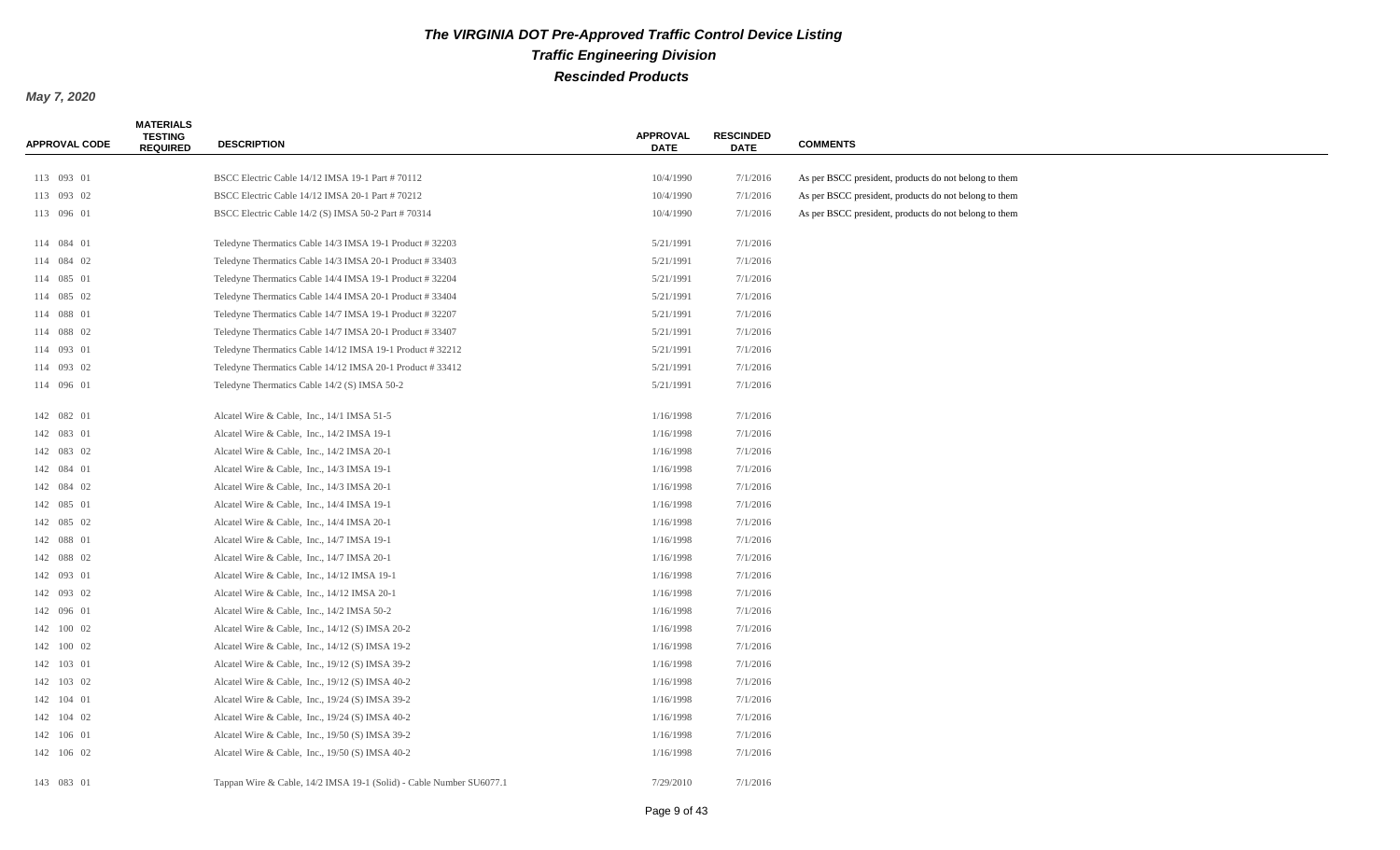# The VIRGINIA DOT Pre-Approved Traffic Control Device Listing

## Traffic Engineering Division

## Rescinded Products

*May 7, 2020*

| APPROVAL CODE | MATERIALS TESTING REQUIRED | DESCRIPTION | APPROVAL DATE | RESCINDED DATE | COMMENTS |
|---|---|---|---|---|---|
| 113 093 01 | | BSCC Electric Cable 14/12 IMSA 19-1 Part # 70112 | 10/4/1990 | 7/1/2016 | As per BSCC president, products do not belong to them |
| 113 093 02 | | BSCC Electric Cable 14/12 IMSA 20-1 Part # 70212 | 10/4/1990 | 7/1/2016 | As per BSCC president, products do not belong to them |
| 113 096 01 | | BSCC Electric Cable 14/2 (S) IMSA 50-2 Part # 70314 | 10/4/1990 | 7/1/2016 | As per BSCC president, products do not belong to them |
| 114 084 01 | | Teledyne Thermatics Cable 14/3 IMSA 19-1 Product # 32203 | 5/21/1991 | 7/1/2016 | |
| 114 084 02 | | Teledyne Thermatics Cable 14/3 IMSA 20-1 Product # 33403 | 5/21/1991 | 7/1/2016 | |
| 114 085 01 | | Teledyne Thermatics Cable 14/4 IMSA 19-1 Product # 32204 | 5/21/1991 | 7/1/2016 | |
| 114 085 02 | | Teledyne Thermatics Cable 14/4 IMSA 20-1 Product # 33404 | 5/21/1991 | 7/1/2016 | |
| 114 088 01 | | Teledyne Thermatics Cable 14/7 IMSA 19-1 Product # 32207 | 5/21/1991 | 7/1/2016 | |
| 114 088 02 | | Teledyne Thermatics Cable 14/7 IMSA 20-1 Product # 33407 | 5/21/1991 | 7/1/2016 | |
| 114 093 01 | | Teledyne Thermatics Cable 14/12 IMSA 19-1 Product # 32212 | 5/21/1991 | 7/1/2016 | |
| 114 093 02 | | Teledyne Thermatics Cable 14/12 IMSA 20-1 Product # 33412 | 5/21/1991 | 7/1/2016 | |
| 114 096 01 | | Teledyne Thermatics Cable 14/2 (S) IMSA 50-2 | 5/21/1991 | 7/1/2016 | |
| 142 082 01 | | Alcatel Wire & Cable, Inc., 14/1 IMSA 51-5 | 1/16/1998 | 7/1/2016 | |
| 142 083 01 | | Alcatel Wire & Cable, Inc., 14/2 IMSA 19-1 | 1/16/1998 | 7/1/2016 | |
| 142 083 02 | | Alcatel Wire & Cable, Inc., 14/2 IMSA 20-1 | 1/16/1998 | 7/1/2016 | |
| 142 084 01 | | Alcatel Wire & Cable, Inc., 14/3 IMSA 19-1 | 1/16/1998 | 7/1/2016 | |
| 142 084 02 | | Alcatel Wire & Cable, Inc., 14/3 IMSA 20-1 | 1/16/1998 | 7/1/2016 | |
| 142 085 01 | | Alcatel Wire & Cable, Inc., 14/4 IMSA 19-1 | 1/16/1998 | 7/1/2016 | |
| 142 085 02 | | Alcatel Wire & Cable, Inc., 14/4 IMSA 20-1 | 1/16/1998 | 7/1/2016 | |
| 142 088 01 | | Alcatel Wire & Cable, Inc., 14/7 IMSA 19-1 | 1/16/1998 | 7/1/2016 | |
| 142 088 02 | | Alcatel Wire & Cable, Inc., 14/7 IMSA 20-1 | 1/16/1998 | 7/1/2016 | |
| 142 093 01 | | Alcatel Wire & Cable, Inc., 14/12 IMSA 19-1 | 1/16/1998 | 7/1/2016 | |
| 142 093 02 | | Alcatel Wire & Cable, Inc., 14/12 IMSA 20-1 | 1/16/1998 | 7/1/2016 | |
| 142 096 01 | | Alcatel Wire & Cable, Inc., 14/2 IMSA 50-2 | 1/16/1998 | 7/1/2016 | |
| 142 100 02 | | Alcatel Wire & Cable, Inc., 14/12 (S) IMSA 20-2 | 1/16/1998 | 7/1/2016 | |
| 142 100 02 | | Alcatel Wire & Cable, Inc., 14/12 (S) IMSA 19-2 | 1/16/1998 | 7/1/2016 | |
| 142 103 01 | | Alcatel Wire & Cable, Inc., 19/12 (S) IMSA 39-2 | 1/16/1998 | 7/1/2016 | |
| 142 103 02 | | Alcatel Wire & Cable, Inc., 19/12 (S) IMSA 40-2 | 1/16/1998 | 7/1/2016 | |
| 142 104 01 | | Alcatel Wire & Cable, Inc., 19/24 (S) IMSA 39-2 | 1/16/1998 | 7/1/2016 | |
| 142 104 02 | | Alcatel Wire & Cable, Inc., 19/24 (S) IMSA 40-2 | 1/16/1998 | 7/1/2016 | |
| 142 106 01 | | Alcatel Wire & Cable, Inc., 19/50 (S) IMSA 39-2 | 1/16/1998 | 7/1/2016 | |
| 142 106 02 | | Alcatel Wire & Cable, Inc., 19/50 (S) IMSA 40-2 | 1/16/1998 | 7/1/2016 | |
| 143 083 01 | | Tappan Wire & Cable, 14/2 IMSA 19-1 (Solid) - Cable Number SU6077.1 | 7/29/2010 | 7/1/2016 | |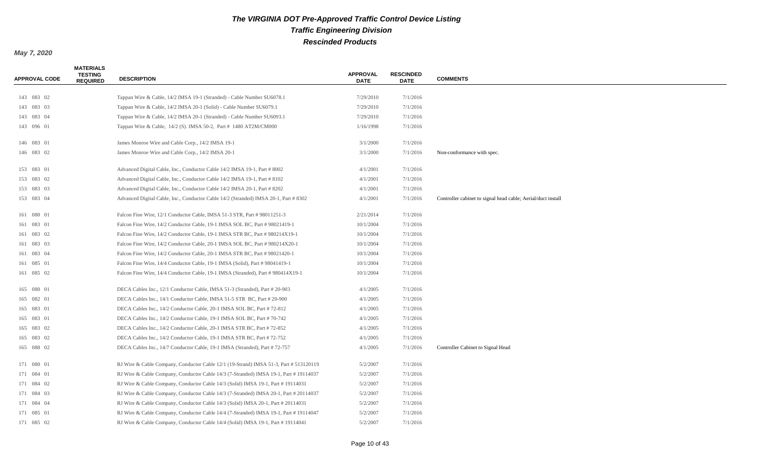# The VIRGINIA DOT Pre-Approved Traffic Control Device Listing

## Traffic Engineering Division

## Rescinded Products

***May 7, 2020***

| APPROVAL CODE | MATERIALS TESTING REQUIRED | DESCRIPTION | APPROVAL DATE | RESCINDED DATE | COMMENTS |
|---|---|---|---|---|---|
| 143 083 02 | | Tappan Wire & Cable, 14/2 IMSA 19-1 (Stranded) - Cable Number SU6078.1 | 7/29/2010 | 7/1/2016 | |
| 143 083 03 | | Tappan Wire & Cable, 14/2 IMSA 20-1 (Solid) - Cable Number SU6079.1 | 7/29/2010 | 7/1/2016 | |
| 143 083 04 | | Tappan Wire & Cable, 14/2 IMSA 20-1 (Stranded) - Cable Number SU6093.1 | 7/29/2010 | 7/1/2016 | |
| 143 096 01 | | Tappan Wire & Cable, 14/2 (S). IMSA 50-2, Part # 1480 AT2M/CM000 | 1/16/1998 | 7/1/2016 | |
| 146 083 01 | | James Monroe Wire and Cable Corp., 14/2 IMSA 19-1 | 3/1/2000 | 7/1/2016 | |
| 146 083 02 | | James Monroe Wire and Cable Corp., 14/2 IMSA 20-1 | 3/1/2000 | 7/1/2016 | Non-conformance with spec. |
| 153 083 01 | | Advanced Digital Cable, Inc., Conductor Cable 14/2 IMSA 19-1, Part # 8002 | 4/1/2001 | 7/1/2016 | |
| 153 083 02 | | Advanced Digital Cable, Inc., Conductor Cable 14/2 IMSA 19-1, Part # 8102 | 4/1/2001 | 7/1/2016 | |
| 153 083 03 | | Advanced Digital Cable, Inc., Conductor Cable 14/2 IMSA 20-1, Part # 8202 | 4/1/2001 | 7/1/2016 | |
| 153 083 04 | | Advanced Digital Cable, Inc., Conductor Cable 14/2 (Stranded) IMSA 20-1, Part # 8302 | 4/1/2001 | 7/1/2016 | Controller cabinet to signal head cable; Aerial/duct install |
| 161 080 01 | | Falcon Fine Wire, 12/1 Conductor Cable, IMSA 51-3 STR, Part # 98011251-3 | 2/21/2014 | 7/1/2016 | |
| 161 083 01 | | Falcon Fine Wire, 14/2 Conductor Cable, 19-1 IMSA SOL BC, Part # 98021419-1 | 10/1/2004 | 7/1/2016 | |
| 161 083 02 | | Falcon Fine Wire, 14/2 Conductor Cable, 19-1 IMSA STR BC, Part # 980214X19-1 | 10/1/2004 | 7/1/2016 | |
| 161 083 03 | | Falcon Fine Wire, 14/2 Conductor Cable, 20-1 IMSA SOL BC, Part # 980214X20-1 | 10/1/2004 | 7/1/2016 | |
| 161 083 04 | | Falcon Fine Wire, 14/2 Conductor Cable, 20-1 IMSA STR BC, Part # 98021420-1 | 10/1/2004 | 7/1/2016 | |
| 161 085 01 | | Falcon Fine Wire, 14/4 Conductor Cable, 19-1 IMSA (Solid), Part # 98041419-1 | 10/1/2004 | 7/1/2016 | |
| 161 085 02 | | Falcon Fine Wire, 14/4 Conductor Cable, 19-1 IMSA (Stranded), Part # 980414X19-1 | 10/1/2004 | 7/1/2016 | |
| 165 080 01 | | DECA Cables Inc., 12/1 Conductor Cable, IMSA 51-3 (Stranded), Part # 20-903 | 4/1/2005 | 7/1/2016 | |
| 165 082 01 | | DECA Cables Inc., 14/1 Conductor Cable, IMSA 51-5 STR BC, Part # 20-900 | 4/1/2005 | 7/1/2016 | |
| 165 083 01 | | DECA Cables Inc., 14/2 Conductor Cable, 20-1 IMSA SOL BC, Part # 72-812 | 4/1/2005 | 7/1/2016 | |
| 165 083 01 | | DECA Cables Inc., 14/2 Conductor Cable, 19-1 IMSA SOL BC, Part # 70-742 | 4/1/2005 | 7/1/2016 | |
| 165 083 02 | | DECA Cables Inc., 14/2 Conductor Cable, 20-1 IMSA STR BC, Part # 72-852 | 4/1/2005 | 7/1/2016 | |
| 165 083 02 | | DECA Cables Inc., 14/2 Conductor Cable, 19-1 IMSA STR BC, Part # 72-752 | 4/1/2005 | 7/1/2016 | |
| 165 088 02 | | DECA Cables Inc., 14/7 Conductor Cable, 19-1 IMSA (Stranded), Part # 72-757 | 4/1/2005 | 7/1/2016 | Controller Cabinet to Signal Head |
| 171 080 01 | | RJ Wire & Cable Company, Conductor Cable 12/1 (19-Strand) IMSA 51-3, Part # 513120119 | 5/2/2007 | 7/1/2016 | |
| 171 084 01 | | RJ Wire & Cable Company, Conductor Cable 14/3 (7-Stranded) IMSA 19-1, Part # 19114037 | 5/2/2007 | 7/1/2016 | |
| 171 084 02 | | RJ Wire & Cable Company, Conductor Cable 14/3 (Solid) IMSA 19-1, Part # 19114031 | 5/2/2007 | 7/1/2016 | |
| 171 084 03 | | RJ Wire & Cable Company, Conductor Cable 14/3 (7-Stranded) IMSA 20-1, Part # 20114037 | 5/2/2007 | 7/1/2016 | |
| 171 084 04 | | RJ Wire & Cable Company, Conductor Cable 14/3 (Solid) IMSA 20-1, Part # 20114031 | 5/2/2007 | 7/1/2016 | |
| 171 085 01 | | RJ Wire & Cable Company, Conductor Cable 14/4 (7-Stranded) IMSA 19-1, Part # 19114047 | 5/2/2007 | 7/1/2016 | |
| 171 085 02 | | RJ Wire & Cable Company, Conductor Cable 14/4 (Solid) IMSA 19-1, Part # 19114041 | 5/2/2007 | 7/1/2016 | |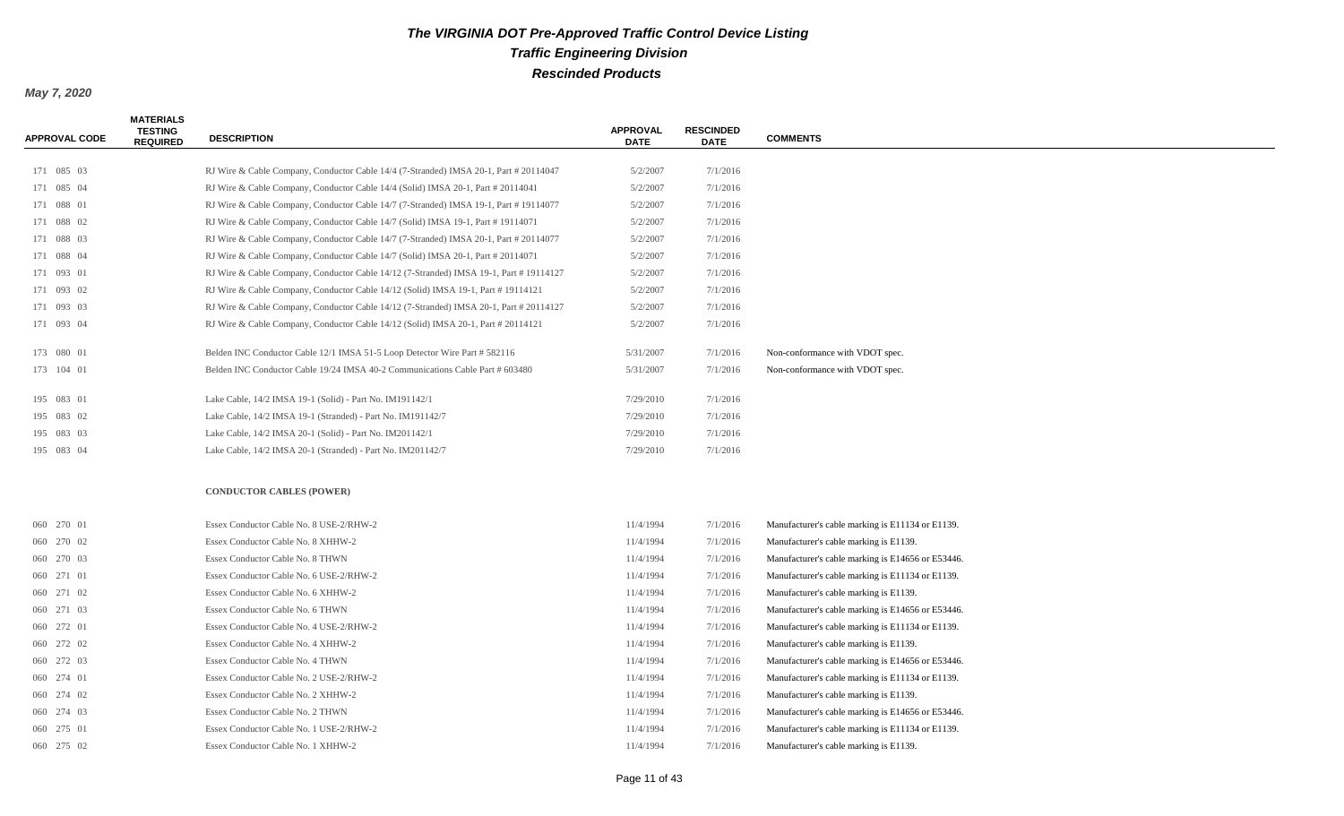# The VIRGINIA DOT Pre-Approved Traffic Control Device Listing

## Traffic Engineering Division

## Rescinded Products

*May 7, 2020*

| APPROVAL CODE | MATERIALS TESTING REQUIRED | DESCRIPTION | APPROVAL DATE | RESCINDED DATE | COMMENTS |
|---|---|---|---|---|---|
| 171 085 03 | | RJ Wire & Cable Company, Conductor Cable 14/4 (7-Stranded) IMSA 20-1, Part # 20114047 | 5/2/2007 | 7/1/2016 | |
| 171 085 04 | | RJ Wire & Cable Company, Conductor Cable 14/4 (Solid) IMSA 20-1, Part # 20114041 | 5/2/2007 | 7/1/2016 | |
| 171 088 01 | | RJ Wire & Cable Company, Conductor Cable 14/7 (7-Stranded) IMSA 19-1, Part # 19114077 | 5/2/2007 | 7/1/2016 | |
| 171 088 02 | | RJ Wire & Cable Company, Conductor Cable 14/7 (Solid) IMSA 19-1, Part # 19114071 | 5/2/2007 | 7/1/2016 | |
| 171 088 03 | | RJ Wire & Cable Company, Conductor Cable 14/7 (7-Stranded) IMSA 20-1, Part # 20114077 | 5/2/2007 | 7/1/2016 | |
| 171 088 04 | | RJ Wire & Cable Company, Conductor Cable 14/7 (Solid) IMSA 20-1, Part # 20114071 | 5/2/2007 | 7/1/2016 | |
| 171 093 01 | | RJ Wire & Cable Company, Conductor Cable 14/12 (7-Stranded) IMSA 19-1, Part # 19114127 | 5/2/2007 | 7/1/2016 | |
| 171 093 02 | | RJ Wire & Cable Company, Conductor Cable 14/12 (Solid) IMSA 19-1, Part # 19114121 | 5/2/2007 | 7/1/2016 | |
| 171 093 03 | | RJ Wire & Cable Company, Conductor Cable 14/12 (7-Stranded) IMSA 20-1, Part # 20114127 | 5/2/2007 | 7/1/2016 | |
| 171 093 04 | | RJ Wire & Cable Company, Conductor Cable 14/12 (Solid) IMSA 20-1, Part # 20114121 | 5/2/2007 | 7/1/2016 | |
| 173 080 01 | | Belden INC Conductor Cable 12/1 IMSA 51-5 Loop Detector Wire Part # 582116 | 5/31/2007 | 7/1/2016 | Non-conformance with VDOT spec. |
| 173 104 01 | | Belden INC Conductor Cable 19/24 IMSA 40-2 Communications Cable Part # 603480 | 5/31/2007 | 7/1/2016 | Non-conformance with VDOT spec. |
| 195 083 01 | | Lake Cable, 14/2 IMSA 19-1 (Solid) - Part No. IM191142/1 | 7/29/2010 | 7/1/2016 | |
| 195 083 02 | | Lake Cable, 14/2 IMSA 19-1 (Stranded) - Part No. IM191142/7 | 7/29/2010 | 7/1/2016 | |
| 195 083 03 | | Lake Cable, 14/2 IMSA 20-1 (Solid) - Part No. IM201142/1 | 7/29/2010 | 7/1/2016 | |
| 195 083 04 | | Lake Cable, 14/2 IMSA 20-1 (Stranded) - Part No. IM201142/7 | 7/29/2010 | 7/1/2016 | |
| | | **CONDUCTOR CABLES (POWER)** | | | |
| 060 270 01 | | Essex Conductor Cable No. 8 USE-2/RHW-2 | 11/4/1994 | 7/1/2016 | Manufacturer's cable marking is E11134 or E1139. |
| 060 270 02 | | Essex Conductor Cable No. 8 XHHW-2 | 11/4/1994 | 7/1/2016 | Manufacturer's cable marking is E1139. |
| 060 270 03 | | Essex Conductor Cable No. 8 THWN | 11/4/1994 | 7/1/2016 | Manufacturer's cable marking is E14656 or E53446. |
| 060 271 01 | | Essex Conductor Cable No. 6 USE-2/RHW-2 | 11/4/1994 | 7/1/2016 | Manufacturer's cable marking is E11134 or E1139. |
| 060 271 02 | | Essex Conductor Cable No. 6 XHHW-2 | 11/4/1994 | 7/1/2016 | Manufacturer's cable marking is E1139. |
| 060 271 03 | | Essex Conductor Cable No. 6 THWN | 11/4/1994 | 7/1/2016 | Manufacturer's cable marking is E14656 or E53446. |
| 060 272 01 | | Essex Conductor Cable No. 4 USE-2/RHW-2 | 11/4/1994 | 7/1/2016 | Manufacturer's cable marking is E11134 or E1139. |
| 060 272 02 | | Essex Conductor Cable No. 4 XHHW-2 | 11/4/1994 | 7/1/2016 | Manufacturer's cable marking is E1139. |
| 060 272 03 | | Essex Conductor Cable No. 4 THWN | 11/4/1994 | 7/1/2016 | Manufacturer's cable marking is E14656 or E53446. |
| 060 274 01 | | Essex Conductor Cable No. 2 USE-2/RHW-2 | 11/4/1994 | 7/1/2016 | Manufacturer's cable marking is E11134 or E1139. |
| 060 274 02 | | Essex Conductor Cable No. 2 XHHW-2 | 11/4/1994 | 7/1/2016 | Manufacturer's cable marking is E1139. |
| 060 274 03 | | Essex Conductor Cable No. 2 THWN | 11/4/1994 | 7/1/2016 | Manufacturer's cable marking is E14656 or E53446. |
| 060 275 01 | | Essex Conductor Cable No. 1 USE-2/RHW-2 | 11/4/1994 | 7/1/2016 | Manufacturer's cable marking is E11134 or E1139. |
| 060 275 02 | | Essex Conductor Cable No. 1 XHHW-2 | 11/4/1994 | 7/1/2016 | Manufacturer's cable marking is E1139. |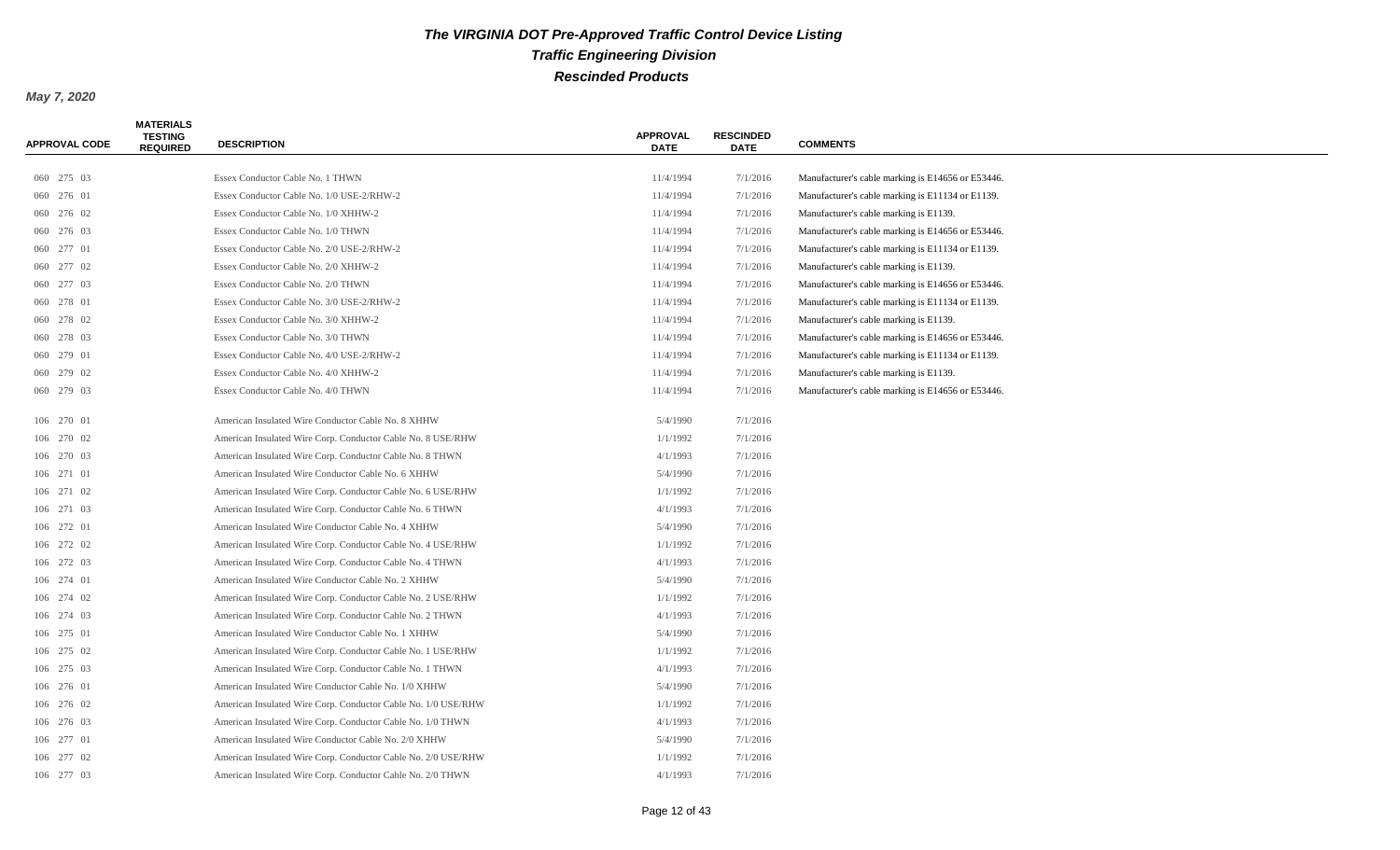# The VIRGINIA DOT Pre-Approved Traffic Control Device Listing

## Traffic Engineering Division

## Rescinded Products

***May 7, 2020***

| APPROVAL CODE | MATERIALS TESTING REQUIRED | DESCRIPTION | APPROVAL DATE | RESCINDED DATE | COMMENTS |
|---|---|---|---|---|---|
| 060 275 03 | | Essex Conductor Cable No. 1 THWN | 11/4/1994 | 7/1/2016 | Manufacturer's cable marking is E14656 or E53446. |
| 060 276 01 | | Essex Conductor Cable No. 1/0 USE-2/RHW-2 | 11/4/1994 | 7/1/2016 | Manufacturer's cable marking is E11134 or E1139. |
| 060 276 02 | | Essex Conductor Cable No. 1/0 XHHW-2 | 11/4/1994 | 7/1/2016 | Manufacturer's cable marking is E1139. |
| 060 276 03 | | Essex Conductor Cable No. 1/0 THWN | 11/4/1994 | 7/1/2016 | Manufacturer's cable marking is E14656 or E53446. |
| 060 277 01 | | Essex Conductor Cable No. 2/0 USE-2/RHW-2 | 11/4/1994 | 7/1/2016 | Manufacturer's cable marking is E11134 or E1139. |
| 060 277 02 | | Essex Conductor Cable No. 2/0 XHHW-2 | 11/4/1994 | 7/1/2016 | Manufacturer's cable marking is E1139. |
| 060 277 03 | | Essex Conductor Cable No. 2/0 THWN | 11/4/1994 | 7/1/2016 | Manufacturer's cable marking is E14656 or E53446. |
| 060 278 01 | | Essex Conductor Cable No. 3/0 USE-2/RHW-2 | 11/4/1994 | 7/1/2016 | Manufacturer's cable marking is E11134 or E1139. |
| 060 278 02 | | Essex Conductor Cable No. 3/0 XHHW-2 | 11/4/1994 | 7/1/2016 | Manufacturer's cable marking is E1139. |
| 060 278 03 | | Essex Conductor Cable No. 3/0 THWN | 11/4/1994 | 7/1/2016 | Manufacturer's cable marking is E14656 or E53446. |
| 060 279 01 | | Essex Conductor Cable No. 4/0 USE-2/RHW-2 | 11/4/1994 | 7/1/2016 | Manufacturer's cable marking is E11134 or E1139. |
| 060 279 02 | | Essex Conductor Cable No. 4/0 XHHW-2 | 11/4/1994 | 7/1/2016 | Manufacturer's cable marking is E1139. |
| 060 279 03 | | Essex Conductor Cable No. 4/0 THWN | 11/4/1994 | 7/1/2016 | Manufacturer's cable marking is E14656 or E53446. |
| 106 270 01 | | American Insulated Wire Conductor Cable No. 8 XHHW | 5/4/1990 | 7/1/2016 | |
| 106 270 02 | | American Insulated Wire Corp. Conductor Cable No. 8 USE/RHW | 1/1/1992 | 7/1/2016 | |
| 106 270 03 | | American Insulated Wire Corp. Conductor Cable No. 8 THWN | 4/1/1993 | 7/1/2016 | |
| 106 271 01 | | American Insulated Wire Conductor Cable No. 6 XHHW | 5/4/1990 | 7/1/2016 | |
| 106 271 02 | | American Insulated Wire Corp. Conductor Cable No. 6 USE/RHW | 1/1/1992 | 7/1/2016 | |
| 106 271 03 | | American Insulated Wire Corp. Conductor Cable No. 6 THWN | 4/1/1993 | 7/1/2016 | |
| 106 272 01 | | American Insulated Wire Conductor Cable No. 4 XHHW | 5/4/1990 | 7/1/2016 | |
| 106 272 02 | | American Insulated Wire Corp. Conductor Cable No. 4 USE/RHW | 1/1/1992 | 7/1/2016 | |
| 106 272 03 | | American Insulated Wire Corp. Conductor Cable No. 4 THWN | 4/1/1993 | 7/1/2016 | |
| 106 274 01 | | American Insulated Wire Conductor Cable No. 2 XHHW | 5/4/1990 | 7/1/2016 | |
| 106 274 02 | | American Insulated Wire Corp. Conductor Cable No. 2 USE/RHW | 1/1/1992 | 7/1/2016 | |
| 106 274 03 | | American Insulated Wire Corp. Conductor Cable No. 2 THWN | 4/1/1993 | 7/1/2016 | |
| 106 275 01 | | American Insulated Wire Conductor Cable No. 1 XHHW | 5/4/1990 | 7/1/2016 | |
| 106 275 02 | | American Insulated Wire Corp. Conductor Cable No. 1 USE/RHW | 1/1/1992 | 7/1/2016 | |
| 106 275 03 | | American Insulated Wire Corp. Conductor Cable No. 1 THWN | 4/1/1993 | 7/1/2016 | |
| 106 276 01 | | American Insulated Wire Conductor Cable No. 1/0 XHHW | 5/4/1990 | 7/1/2016 | |
| 106 276 02 | | American Insulated Wire Corp. Conductor Cable No. 1/0 USE/RHW | 1/1/1992 | 7/1/2016 | |
| 106 276 03 | | American Insulated Wire Corp. Conductor Cable No. 1/0 THWN | 4/1/1993 | 7/1/2016 | |
| 106 277 01 | | American Insulated Wire Conductor Cable No. 2/0 XHHW | 5/4/1990 | 7/1/2016 | |
| 106 277 02 | | American Insulated Wire Corp. Conductor Cable No. 2/0 USE/RHW | 1/1/1992 | 7/1/2016 | |
| 106 277 03 | | American Insulated Wire Corp. Conductor Cable No. 2/0 THWN | 4/1/1993 | 7/1/2016 | |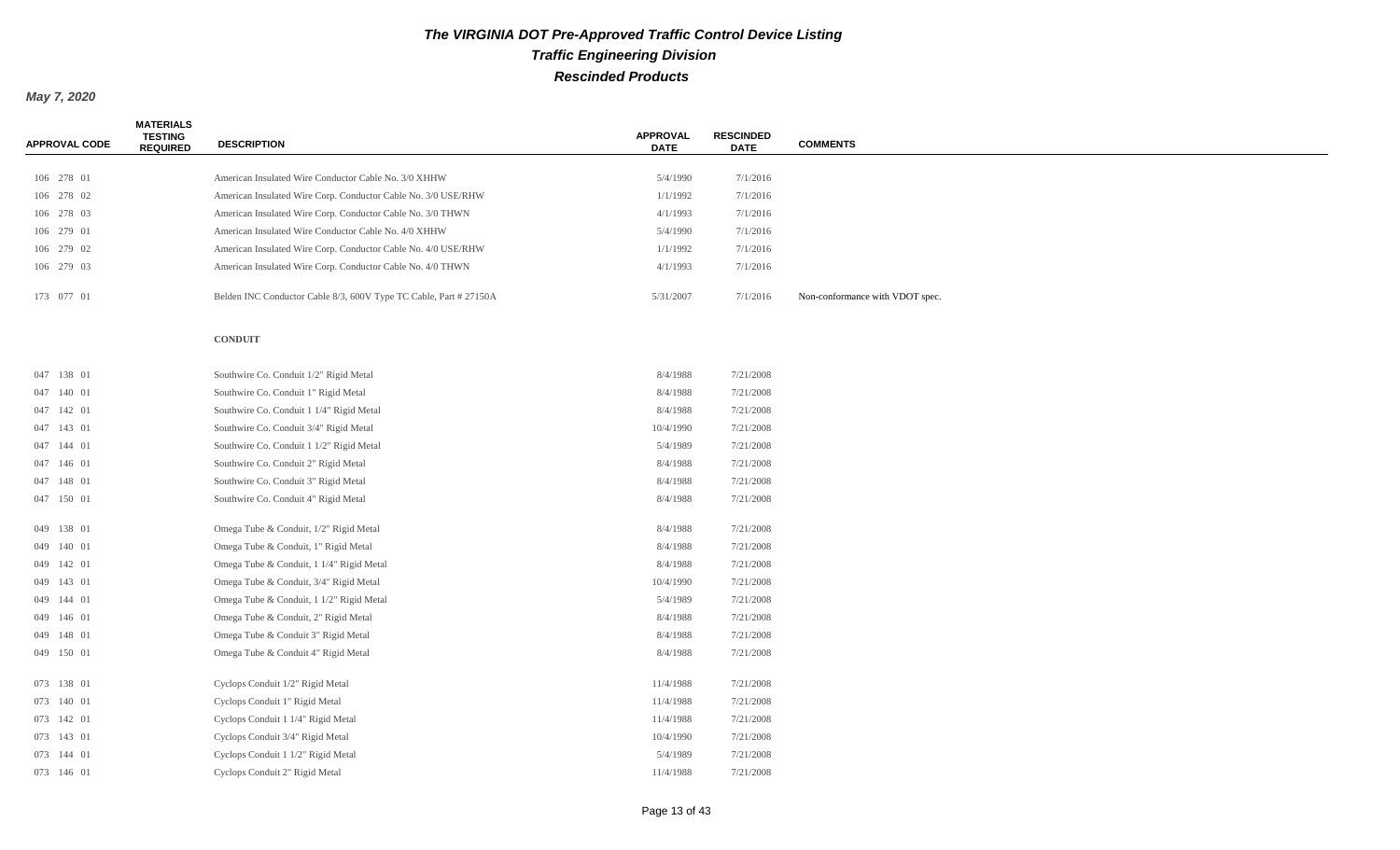# The VIRGINIA DOT Pre-Approved Traffic Control Device Listing

## Traffic Engineering Division

## Rescinded Products

*May 7, 2020*

| APPROVAL CODE | MATERIALS TESTING REQUIRED | DESCRIPTION | APPROVAL DATE | RESCINDED DATE | COMMENTS |
|---|---|---|---|---|---|
| 106 278 01 | | American Insulated Wire Conductor Cable No. 3/0 XHHW | 5/4/1990 | 7/1/2016 | |
| 106 278 02 | | American Insulated Wire Corp. Conductor Cable No. 3/0 USE/RHW | 1/1/1992 | 7/1/2016 | |
| 106 278 03 | | American Insulated Wire Corp. Conductor Cable No. 3/0 THWN | 4/1/1993 | 7/1/2016 | |
| 106 279 01 | | American Insulated Wire Conductor Cable No. 4/0 XHHW | 5/4/1990 | 7/1/2016 | |
| 106 279 02 | | American Insulated Wire Corp. Conductor Cable No. 4/0 USE/RHW | 1/1/1992 | 7/1/2016 | |
| 106 279 03 | | American Insulated Wire Corp. Conductor Cable No. 4/0 THWN | 4/1/1993 | 7/1/2016 | |
| 173 077 01 | | Belden INC Conductor Cable 8/3, 600V Type TC Cable, Part # 27150A | 5/31/2007 | 7/1/2016 | Non-conformance with VDOT spec. |
| | | **CONDUIT** | | | |
| 047 138 01 | | Southwire Co. Conduit 1/2" Rigid Metal | 8/4/1988 | 7/21/2008 | |
| 047 140 01 | | Southwire Co. Conduit 1" Rigid Metal | 8/4/1988 | 7/21/2008 | |
| 047 142 01 | | Southwire Co. Conduit 1 1/4" Rigid Metal | 8/4/1988 | 7/21/2008 | |
| 047 143 01 | | Southwire Co. Conduit 3/4" Rigid Metal | 10/4/1990 | 7/21/2008 | |
| 047 144 01 | | Southwire Co. Conduit 1 1/2" Rigid Metal | 5/4/1989 | 7/21/2008 | |
| 047 146 01 | | Southwire Co. Conduit 2" Rigid Metal | 8/4/1988 | 7/21/2008 | |
| 047 148 01 | | Southwire Co. Conduit 3" Rigid Metal | 8/4/1988 | 7/21/2008 | |
| 047 150 01 | | Southwire Co. Conduit 4" Rigid Metal | 8/4/1988 | 7/21/2008 | |
| 049 138 01 | | Omega Tube & Conduit, 1/2" Rigid Metal | 8/4/1988 | 7/21/2008 | |
| 049 140 01 | | Omega Tube & Conduit, 1" Rigid Metal | 8/4/1988 | 7/21/2008 | |
| 049 142 01 | | Omega Tube & Conduit, 1 1/4" Rigid Metal | 8/4/1988 | 7/21/2008 | |
| 049 143 01 | | Omega Tube & Conduit, 3/4" Rigid Metal | 10/4/1990 | 7/21/2008 | |
| 049 144 01 | | Omega Tube & Conduit, 1 1/2" Rigid Metal | 5/4/1989 | 7/21/2008 | |
| 049 146 01 | | Omega Tube & Conduit, 2" Rigid Metal | 8/4/1988 | 7/21/2008 | |
| 049 148 01 | | Omega Tube & Conduit 3" Rigid Metal | 8/4/1988 | 7/21/2008 | |
| 049 150 01 | | Omega Tube & Conduit 4" Rigid Metal | 8/4/1988 | 7/21/2008 | |
| 073 138 01 | | Cyclops Conduit 1/2" Rigid Metal | 11/4/1988 | 7/21/2008 | |
| 073 140 01 | | Cyclops Conduit 1" Rigid Metal | 11/4/1988 | 7/21/2008 | |
| 073 142 01 | | Cyclops Conduit 1 1/4" Rigid Metal | 11/4/1988 | 7/21/2008 | |
| 073 143 01 | | Cyclops Conduit 3/4" Rigid Metal | 10/4/1990 | 7/21/2008 | |
| 073 144 01 | | Cyclops Conduit 1 1/2" Rigid Metal | 5/4/1989 | 7/21/2008 | |
| 073 146 01 | | Cyclops Conduit 2" Rigid Metal | 11/4/1988 | 7/21/2008 | |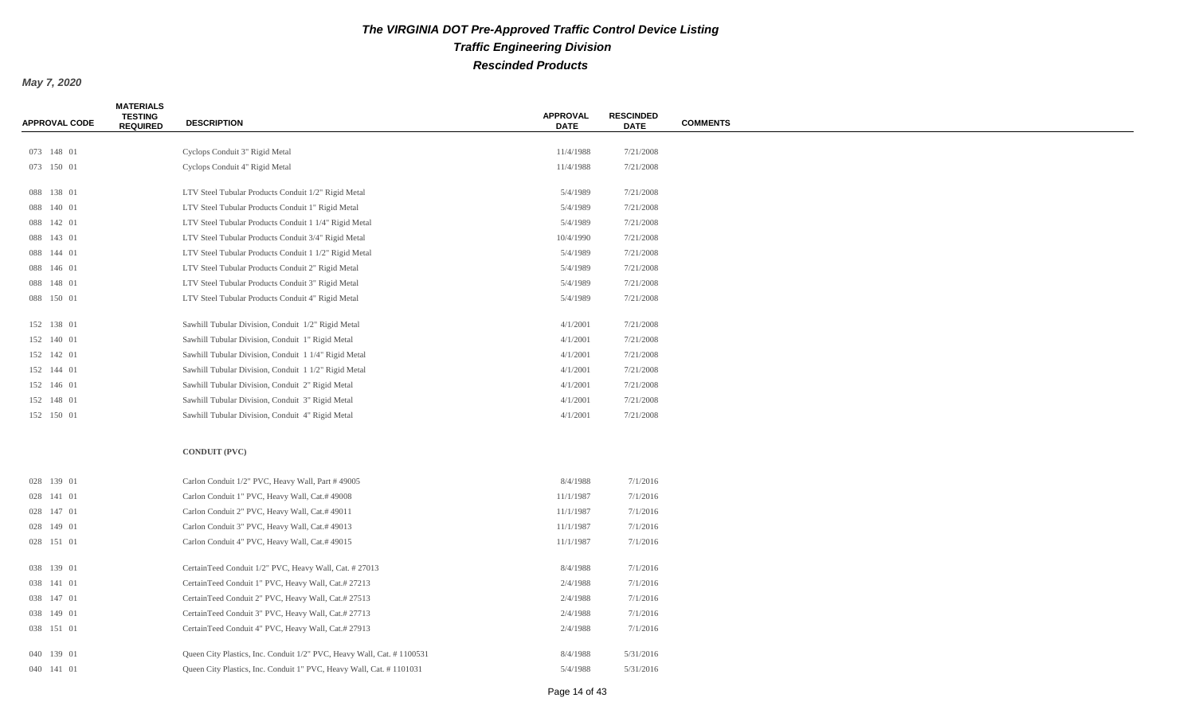# The VIRGINIA DOT Pre-Approved Traffic Control Device Listing

## Traffic Engineering Division

## Rescinded Products

*May 7, 2020*

| APPROVAL CODE | MATERIALS TESTING REQUIRED | DESCRIPTION | APPROVAL DATE | RESCINDED DATE | COMMENTS |
|---|---|---|---|---|---|
| 073 148 01 | | Cyclops Conduit 3" Rigid Metal | 11/4/1988 | 7/21/2008 | |
| 073 150 01 | | Cyclops Conduit 4" Rigid Metal | 11/4/1988 | 7/21/2008 | |
| 088 138 01 | | LTV Steel Tubular Products Conduit 1/2" Rigid Metal | 5/4/1989 | 7/21/2008 | |
| 088 140 01 | | LTV Steel Tubular Products Conduit 1" Rigid Metal | 5/4/1989 | 7/21/2008 | |
| 088 142 01 | | LTV Steel Tubular Products Conduit 1 1/4" Rigid Metal | 5/4/1989 | 7/21/2008 | |
| 088 143 01 | | LTV Steel Tubular Products Conduit 3/4" Rigid Metal | 10/4/1990 | 7/21/2008 | |
| 088 144 01 | | LTV Steel Tubular Products Conduit 1 1/2" Rigid Metal | 5/4/1989 | 7/21/2008 | |
| 088 146 01 | | LTV Steel Tubular Products Conduit 2" Rigid Metal | 5/4/1989 | 7/21/2008 | |
| 088 148 01 | | LTV Steel Tubular Products Conduit 3" Rigid Metal | 5/4/1989 | 7/21/2008 | |
| 088 150 01 | | LTV Steel Tubular Products Conduit 4" Rigid Metal | 5/4/1989 | 7/21/2008 | |
| 152 138 01 | | Sawhill Tubular Division, Conduit 1/2" Rigid Metal | 4/1/2001 | 7/21/2008 | |
| 152 140 01 | | Sawhill Tubular Division, Conduit 1" Rigid Metal | 4/1/2001 | 7/21/2008 | |
| 152 142 01 | | Sawhill Tubular Division, Conduit 1 1/4" Rigid Metal | 4/1/2001 | 7/21/2008 | |
| 152 144 01 | | Sawhill Tubular Division, Conduit 1 1/2" Rigid Metal | 4/1/2001 | 7/21/2008 | |
| 152 146 01 | | Sawhill Tubular Division, Conduit 2" Rigid Metal | 4/1/2001 | 7/21/2008 | |
| 152 148 01 | | Sawhill Tubular Division, Conduit 3" Rigid Metal | 4/1/2001 | 7/21/2008 | |
| 152 150 01 | | Sawhill Tubular Division, Conduit 4" Rigid Metal | 4/1/2001 | 7/21/2008 | |
| | | **CONDUIT (PVC)** | | | |
| 028 139 01 | | Carlon Conduit 1/2" PVC, Heavy Wall, Part # 49005 | 8/4/1988 | 7/1/2016 | |
| 028 141 01 | | Carlon Conduit 1" PVC, Heavy Wall, Cat.# 49008 | 11/1/1987 | 7/1/2016 | |
| 028 147 01 | | Carlon Conduit 2" PVC, Heavy Wall, Cat.# 49011 | 11/1/1987 | 7/1/2016 | |
| 028 149 01 | | Carlon Conduit 3" PVC, Heavy Wall, Cat.# 49013 | 11/1/1987 | 7/1/2016 | |
| 028 151 01 | | Carlon Conduit 4" PVC, Heavy Wall, Cat.# 49015 | 11/1/1987 | 7/1/2016 | |
| 038 139 01 | | CertainTeed Conduit 1/2" PVC, Heavy Wall, Cat. # 27013 | 8/4/1988 | 7/1/2016 | |
| 038 141 01 | | CertainTeed Conduit 1" PVC, Heavy Wall, Cat.# 27213 | 2/4/1988 | 7/1/2016 | |
| 038 147 01 | | CertainTeed Conduit 2" PVC, Heavy Wall, Cat.# 27513 | 2/4/1988 | 7/1/2016 | |
| 038 149 01 | | CertainTeed Conduit 3" PVC, Heavy Wall, Cat.# 27713 | 2/4/1988 | 7/1/2016 | |
| 038 151 01 | | CertainTeed Conduit 4" PVC, Heavy Wall, Cat.# 27913 | 2/4/1988 | 7/1/2016 | |
| 040 139 01 | | Queen City Plastics, Inc. Conduit 1/2" PVC, Heavy Wall, Cat. # 1100531 | 8/4/1988 | 5/31/2016 | |
| 040 141 01 | | Queen City Plastics, Inc. Conduit 1" PVC, Heavy Wall, Cat. # 1101031 | 5/4/1988 | 5/31/2016 | |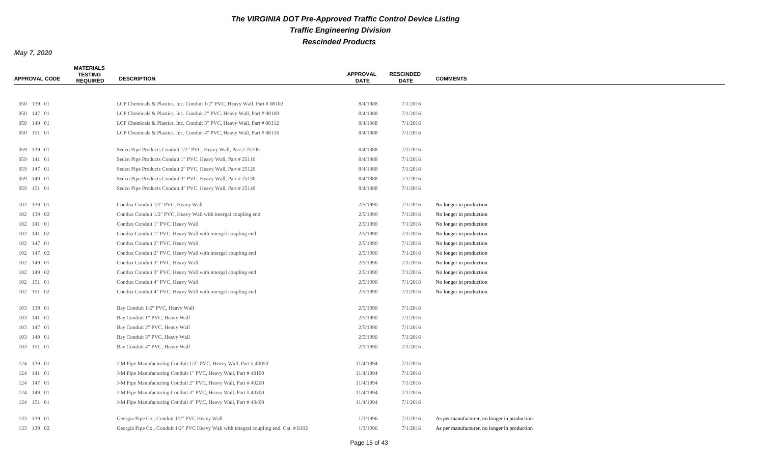# The VIRGINIA DOT Pre-Approved Traffic Control Device Listing

## Traffic Engineering Division

## Rescinded Products

***May 7, 2020***

| APPROVAL CODE | MATERIALS TESTING REQUIRED | DESCRIPTION | APPROVAL DATE | RESCINDED DATE | COMMENTS |
|---|---|---|---|---|---|
| 050 139 01 | | LCP Chemicals & Plastics, Inc. Conduit 1/2" PVC, Heavy Wall, Part # 08102 | 8/4/1988 | 7/1/2016 | |
| 050 147 01 | | LCP Chemicals & Plastics, Inc. Conduit 2" PVC, Heavy Wall, Part # 08108 | 8/4/1988 | 7/1/2016 | |
| 050 149 01 | | LCP Chemicals & Plastics, Inc. Conduit 3" PVC, Heavy Wall, Part # 08112 | 8/4/1988 | 7/1/2016 | |
| 050 151 01 | | LCP Chemicals & Plastics, Inc. Conduit 4" PVC, Heavy Wall, Part # 08116 | 8/4/1988 | 7/1/2016 | |
| 059 139 01 | | Sedco Pipe Products Conduit 1/2" PVC, Heavy Wall, Part # 25105 | 8/4/1988 | 7/1/2016 | |
| 059 141 01 | | Sedco Pipe Products Conduit 1" PVC, Heavy Wall, Part # 25110 | 8/4/1988 | 7/1/2016 | |
| 059 147 01 | | Sedco Pipe Products Conduit 2" PVC, Heavy Wall, Part # 25120 | 8/4/1988 | 7/1/2016 | |
| 059 149 01 | | Sedco Pipe Products Conduit 3" PVC, Heavy Wall, Part # 25130 | 8/4/1988 | 7/1/2016 | |
| 059 151 01 | | Sedco Pipe Products Conduit 4" PVC, Heavy Wall, Part # 25140 | 8/4/1988 | 7/1/2016 | |
| 102 139 01 | | Condux Conduit 1/2" PVC, Heavy Wall | 2/5/1990 | 7/1/2016 | No longer in production |
| 102 139 02 | | Condux Conduit 1/2" PVC, Heavy Wall with intergal coupling end | 2/5/1990 | 7/1/2016 | No longer in production |
| 102 141 01 | | Condux Conduit 1" PVC, Heavy Wall | 2/5/1990 | 7/1/2016 | No longer in production |
| 102 141 02 | | Condux Conduit 1" PVC, Heavy Wall with intergal coupling end | 2/5/1990 | 7/1/2016 | No longer in production |
| 102 147 01 | | Condux Conduit 2" PVC, Heavy Wall | 2/5/1990 | 7/1/2016 | No longer in production |
| 102 147 02 | | Condux Conduit 2" PVC, Heavy Wall with intergal coupling end | 2/5/1990 | 7/1/2016 | No longer in production |
| 102 149 01 | | Condux Conduit 3" PVC, Heavy Wall | 2/5/1990 | 7/1/2016 | No longer in production |
| 102 149 02 | | Condux Conduit 3" PVC, Heavy Wall with intergal coupling end | 2/5/1990 | 7/1/2016 | No longer in production |
| 102 151 01 | | Condux Conduit 4" PVC, Heavy Wall | 2/5/1990 | 7/1/2016 | No longer in production |
| 102 151 02 | | Condux Conduit 4" PVC, Heavy Wall with intergal coupling end | 2/5/1990 | 7/1/2016 | No longer in production |
| 103 139 01 | | Bay Conduit 1/2" PVC, Heavy Wall | 2/5/1990 | 7/1/2016 | |
| 103 141 01 | | Bay Conduit 1" PVC, Heavy Wall | 2/5/1990 | 7/1/2016 | |
| 103 147 01 | | Bay Conduit 2" PVC, Heavy Wall | 2/5/1990 | 7/1/2016 | |
| 103 149 01 | | Bay Conduit 3" PVC, Heavy Wall | 2/5/1990 | 7/1/2016 | |
| 103 151 01 | | Bay Conduit 4" PVC, Heavy Wall | 2/5/1990 | 7/1/2016 | |
| 124 139 01 | | J-M Pipe Manufacturing Conduit 1/2" PVC, Heavy Wall, Part # 40050 | 11/4/1994 | 7/1/2016 | |
| 124 141 01 | | J-M Pipe Manufacturing Conduit 1" PVC, Heavy Wall, Part # 40100 | 11/4/1994 | 7/1/2016 | |
| 124 147 01 | | J-M Pipe Manufacturing Conduit 2" PVC, Heavy Wall, Part # 40200 | 11/4/1994 | 7/1/2016 | |
| 124 149 01 | | J-M Pipe Manufacturing Conduit 3" PVC, Heavy Wall, Part # 40300 | 11/4/1994 | 7/1/2016 | |
| 124 151 01 | | J-M Pipe Manufacturing Conduit 4" PVC, Heavy Wall, Part # 40400 | 11/4/1994 | 7/1/2016 | |
| 133 139 01 | | Georgia Pipe Co., Conduit 1/2" PVC Heavy Wall | 1/3/1996 | 7/1/2016 | As per manufacturer, no longer in production |
| 133 139 02 | | Georgia Pipe Co., Conduit 1/2" PVC Heavy Wall with integral coupling end, Cat. # 8102 | 1/3/1996 | 7/1/2016 | As per manufacturer, no longer in production |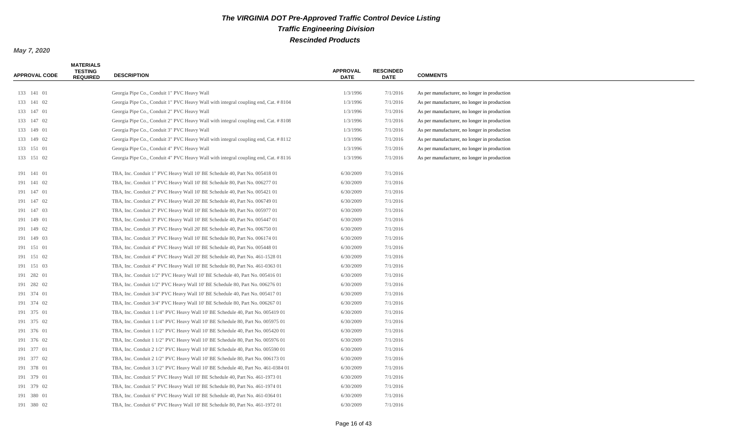# The VIRGINIA DOT Pre-Approved Traffic Control Device Listing

## Traffic Engineering Division

## Rescinded Products

***May 7, 2020***

| APPROVAL CODE | MATERIALS TESTING REQUIRED | DESCRIPTION | APPROVAL DATE | RESCINDED DATE | COMMENTS |
|---|---|---|---|---|---|
| 133 141 01 | | Georgia Pipe Co., Conduit 1" PVC Heavy Wall | 1/3/1996 | 7/1/2016 | As per manufacturer, no longer in production |
| 133 141 02 | | Georgia Pipe Co., Conduit 1" PVC Heavy Wall with integral coupling end, Cat. # 8104 | 1/3/1996 | 7/1/2016 | As per manufacturer, no longer in production |
| 133 147 01 | | Georgia Pipe Co., Conduit 2" PVC Heavy Wall | 1/3/1996 | 7/1/2016 | As per manufacturer, no longer in production |
| 133 147 02 | | Georgia Pipe Co., Conduit 2" PVC Heavy Wall with integral coupling end, Cat. # 8108 | 1/3/1996 | 7/1/2016 | As per manufacturer, no longer in production |
| 133 149 01 | | Georgia Pipe Co., Conduit 3" PVC Heavy Wall | 1/3/1996 | 7/1/2016 | As per manufacturer, no longer in production |
| 133 149 02 | | Georgia Pipe Co., Conduit 3" PVC Heavy Wall with integral coupling end, Cat. # 8112 | 1/3/1996 | 7/1/2016 | As per manufacturer, no longer in production |
| 133 151 01 | | Georgia Pipe Co., Conduit 4" PVC Heavy Wall | 1/3/1996 | 7/1/2016 | As per manufacturer, no longer in production |
| 133 151 02 | | Georgia Pipe Co., Conduit 4" PVC Heavy Wall with integral coupling end, Cat. # 8116 | 1/3/1996 | 7/1/2016 | As per manufacturer, no longer in production |
| 191 141 01 | | TBA, Inc. Conduit 1" PVC Heavy Wall 10' BE Schedule 40, Part No. 005418 01 | 6/30/2009 | 7/1/2016 | |
| 191 141 02 | | TBA, Inc. Conduit 1" PVC Heavy Wall 10' BE Schedule 80, Part No. 006277 01 | 6/30/2009 | 7/1/2016 | |
| 191 147 01 | | TBA, Inc. Conduit 2" PVC Heavy Wall 10' BE Schedule 40, Part No. 005421 01 | 6/30/2009 | 7/1/2016 | |
| 191 147 02 | | TBA, Inc. Conduit 2" PVC Heavy Wall 20' BE Schedule 40, Part No. 006749 01 | 6/30/2009 | 7/1/2016 | |
| 191 147 03 | | TBA, Inc. Conduit 2" PVC Heavy Wall 10' BE Schedule 80, Part No. 005977 01 | 6/30/2009 | 7/1/2016 | |
| 191 149 01 | | TBA, Inc. Conduit 3" PVC Heavy Wall 10' BE Schedule 40, Part No. 005447 01 | 6/30/2009 | 7/1/2016 | |
| 191 149 02 | | TBA, Inc. Conduit 3" PVC Heavy Wall 20' BE Schedule 40, Part No. 006750 01 | 6/30/2009 | 7/1/2016 | |
| 191 149 03 | | TBA, Inc. Conduit 3" PVC Heavy Wall 10' BE Schedule 80, Part No. 006174 01 | 6/30/2009 | 7/1/2016 | |
| 191 151 01 | | TBA, Inc. Conduit 4" PVC Heavy Wall 10' BE Schedule 40, Part No. 005448 01 | 6/30/2009 | 7/1/2016 | |
| 191 151 02 | | TBA, Inc. Conduit 4" PVC Heavy Wall 20' BE Schedule 40, Part No. 461-1528 01 | 6/30/2009 | 7/1/2016 | |
| 191 151 03 | | TBA, Inc. Conduit 4" PVC Heavy Wall 10' BE Schedule 80, Part No. 461-0363 01 | 6/30/2009 | 7/1/2016 | |
| 191 282 01 | | TBA, Inc. Conduit 1/2" PVC Heavy Wall 10' BE Schedule 40, Part No. 005416 01 | 6/30/2009 | 7/1/2016 | |
| 191 282 02 | | TBA, Inc. Conduit 1/2" PVC Heavy Wall 10' BE Schedule 80, Part No. 006276 01 | 6/30/2009 | 7/1/2016 | |
| 191 374 01 | | TBA, Inc. Conduit 3/4" PVC Heavy Wall 10' BE Schedule 40, Part No. 005417 01 | 6/30/2009 | 7/1/2016 | |
| 191 374 02 | | TBA, Inc. Conduit 3/4" PVC Heavy Wall 10' BE Schedule 80, Part No. 006267 01 | 6/30/2009 | 7/1/2016 | |
| 191 375 01 | | TBA, Inc. Conduit 1 1/4" PVC Heavy Wall 10' BE Schedule 40, Part No. 005419 01 | 6/30/2009 | 7/1/2016 | |
| 191 375 02 | | TBA, Inc. Conduit 1 1/4" PVC Heavy Wall 10' BE Schedule 80, Part No. 005975 01 | 6/30/2009 | 7/1/2016 | |
| 191 376 01 | | TBA, Inc. Conduit 1 1/2" PVC Heavy Wall 10' BE Schedule 40, Part No. 005420 01 | 6/30/2009 | 7/1/2016 | |
| 191 376 02 | | TBA, Inc. Conduit 1 1/2" PVC Heavy Wall 10' BE Schedule 80, Part No. 005976 01 | 6/30/2009 | 7/1/2016 | |
| 191 377 01 | | TBA, Inc. Conduit 2 1/2" PVC Heavy Wall 10' BE Schedule 40, Part No. 005590 01 | 6/30/2009 | 7/1/2016 | |
| 191 377 02 | | TBA, Inc. Conduit 2 1/2" PVC Heavy Wall 10' BE Schedule 80, Part No. 006173 01 | 6/30/2009 | 7/1/2016 | |
| 191 378 01 | | TBA, Inc. Conduit 3 1/2" PVC Heavy Wall 10' BE Schedule 40, Part No. 461-0384 01 | 6/30/2009 | 7/1/2016 | |
| 191 379 01 | | TBA, Inc. Conduit 5" PVC Heavy Wall 10' BE Schedule 40, Part No. 461-1973 01 | 6/30/2009 | 7/1/2016 | |
| 191 379 02 | | TBA, Inc. Conduit 5" PVC Heavy Wall 10' BE Schedule 80, Part No. 461-1974 01 | 6/30/2009 | 7/1/2016 | |
| 191 380 01 | | TBA, Inc. Conduit 6" PVC Heavy Wall 10' BE Schedule 40, Part No. 461-0364 01 | 6/30/2009 | 7/1/2016 | |
| 191 380 02 | | TBA, Inc. Conduit 6" PVC Heavy Wall 10' BE Schedule 80, Part No. 461-1972 01 | 6/30/2009 | 7/1/2016 | |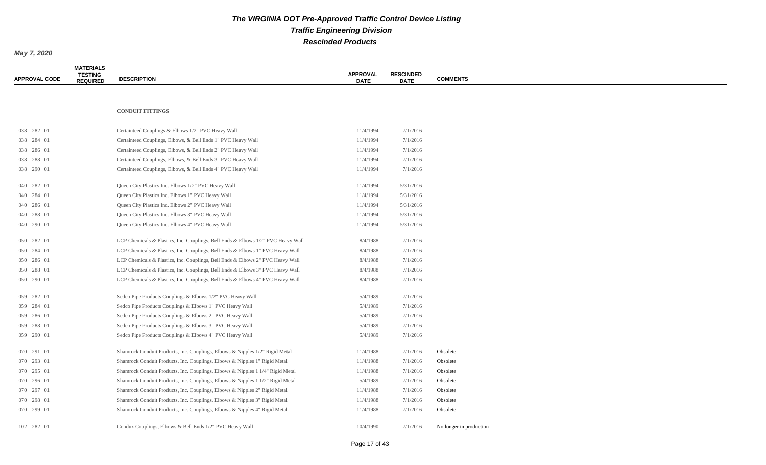# The VIRGINIA DOT Pre-Approved Traffic Control Device Listing

## Traffic Engineering Division

## Rescinded Products

*May 7, 2020*

| APPROVAL CODE | MATERIALS TESTING REQUIRED | DESCRIPTION | APPROVAL DATE | RESCINDED DATE | COMMENTS |
|---|---|---|---|---|---|
| | | **CONDUIT FITTINGS** | | | |
| 038 282 01 | | Certainteed Couplings & Elbows 1/2" PVC Heavy Wall | 11/4/1994 | 7/1/2016 | |
| 038 284 01 | | Certainteed Couplings, Elbows, & Bell Ends 1" PVC Heavy Wall | 11/4/1994 | 7/1/2016 | |
| 038 286 01 | | Certainteed Couplings, Elbows, & Bell Ends 2" PVC Heavy Wall | 11/4/1994 | 7/1/2016 | |
| 038 288 01 | | Certainteed Couplings, Elbows, & Bell Ends 3" PVC Heavy Wall | 11/4/1994 | 7/1/2016 | |
| 038 290 01 | | Certainteed Couplings, Elbows, & Bell Ends 4" PVC Heavy Wall | 11/4/1994 | 7/1/2016 | |
| 040 282 01 | | Queen City Plastics Inc. Elbows 1/2" PVC Heavy Wall | 11/4/1994 | 5/31/2016 | |
| 040 284 01 | | Queen City Plastics Inc. Elbows 1" PVC Heavy Wall | 11/4/1994 | 5/31/2016 | |
| 040 286 01 | | Queen City Plastics Inc. Elbows 2" PVC Heavy Wall | 11/4/1994 | 5/31/2016 | |
| 040 288 01 | | Queen City Plastics Inc. Elbows 3" PVC Heavy Wall | 11/4/1994 | 5/31/2016 | |
| 040 290 01 | | Queen City Plastics Inc. Elbows 4" PVC Heavy Wall | 11/4/1994 | 5/31/2016 | |
| 050 282 01 | | LCP Chemicals & Plastics, Inc. Couplings, Bell Ends & Elbows 1/2" PVC Heavy Wall | 8/4/1988 | 7/1/2016 | |
| 050 284 01 | | LCP Chemicals & Plastics, Inc. Couplings, Bell Ends & Elbows 1" PVC Heavy Wall | 8/4/1988 | 7/1/2016 | |
| 050 286 01 | | LCP Chemicals & Plastics, Inc. Couplings, Bell Ends & Elbows 2" PVC Heavy Wall | 8/4/1988 | 7/1/2016 | |
| 050 288 01 | | LCP Chemicals & Plastics, Inc. Couplings, Bell Ends & Elbows 3" PVC Heavy Wall | 8/4/1988 | 7/1/2016 | |
| 050 290 01 | | LCP Chemicals & Plastics, Inc. Couplings, Bell Ends & Elbows 4" PVC Heavy Wall | 8/4/1988 | 7/1/2016 | |
| 059 282 01 | | Sedco Pipe Products Couplings & Elbows 1/2" PVC Heavy Wall | 5/4/1989 | 7/1/2016 | |
| 059 284 01 | | Sedco Pipe Products Couplings & Elbows 1" PVC Heavy Wall | 5/4/1989 | 7/1/2016 | |
| 059 286 01 | | Sedco Pipe Products Couplings & Elbows 2" PVC Heavy Wall | 5/4/1989 | 7/1/2016 | |
| 059 288 01 | | Sedco Pipe Products Couplings & Elbows 3" PVC Heavy Wall | 5/4/1989 | 7/1/2016 | |
| 059 290 01 | | Sedco Pipe Products Couplings & Elbows 4" PVC Heavy Wall | 5/4/1989 | 7/1/2016 | |
| 070 291 01 | | Shamrock Conduit Products, Inc. Couplings, Elbows & Nipples 1/2" Rigid Metal | 11/4/1988 | 7/1/2016 | Obsolete |
| 070 293 01 | | Shamrock Conduit Products, Inc. Couplings, Elbows & Nipples 1" Rigid Metal | 11/4/1988 | 7/1/2016 | Obsolete |
| 070 295 01 | | Shamrock Conduit Products, Inc. Couplings, Elbows & Nipples 1 1/4" Rigid Metal | 11/4/1988 | 7/1/2016 | Obsolete |
| 070 296 01 | | Shamrock Conduit Products, Inc. Couplings, Elbows & Nipples 1 1/2" Rigid Metal | 5/4/1989 | 7/1/2016 | Obsolete |
| 070 297 01 | | Shamrock Conduit Products, Inc. Couplings, Elbows & Nipples 2" Rigid Metal | 11/4/1988 | 7/1/2016 | Obsolete |
| 070 298 01 | | Shamrock Conduit Products, Inc. Couplings, Elbows & Nipples 3" Rigid Metal | 11/4/1988 | 7/1/2016 | Obsolete |
| 070 299 01 | | Shamrock Conduit Products, Inc. Couplings, Elbows & Nipples 4" Rigid Metal | 11/4/1988 | 7/1/2016 | Obsolete |
| 102 282 01 | | Condux Couplings, Elbows & Bell Ends 1/2" PVC Heavy Wall | 10/4/1990 | 7/1/2016 | No longer in production |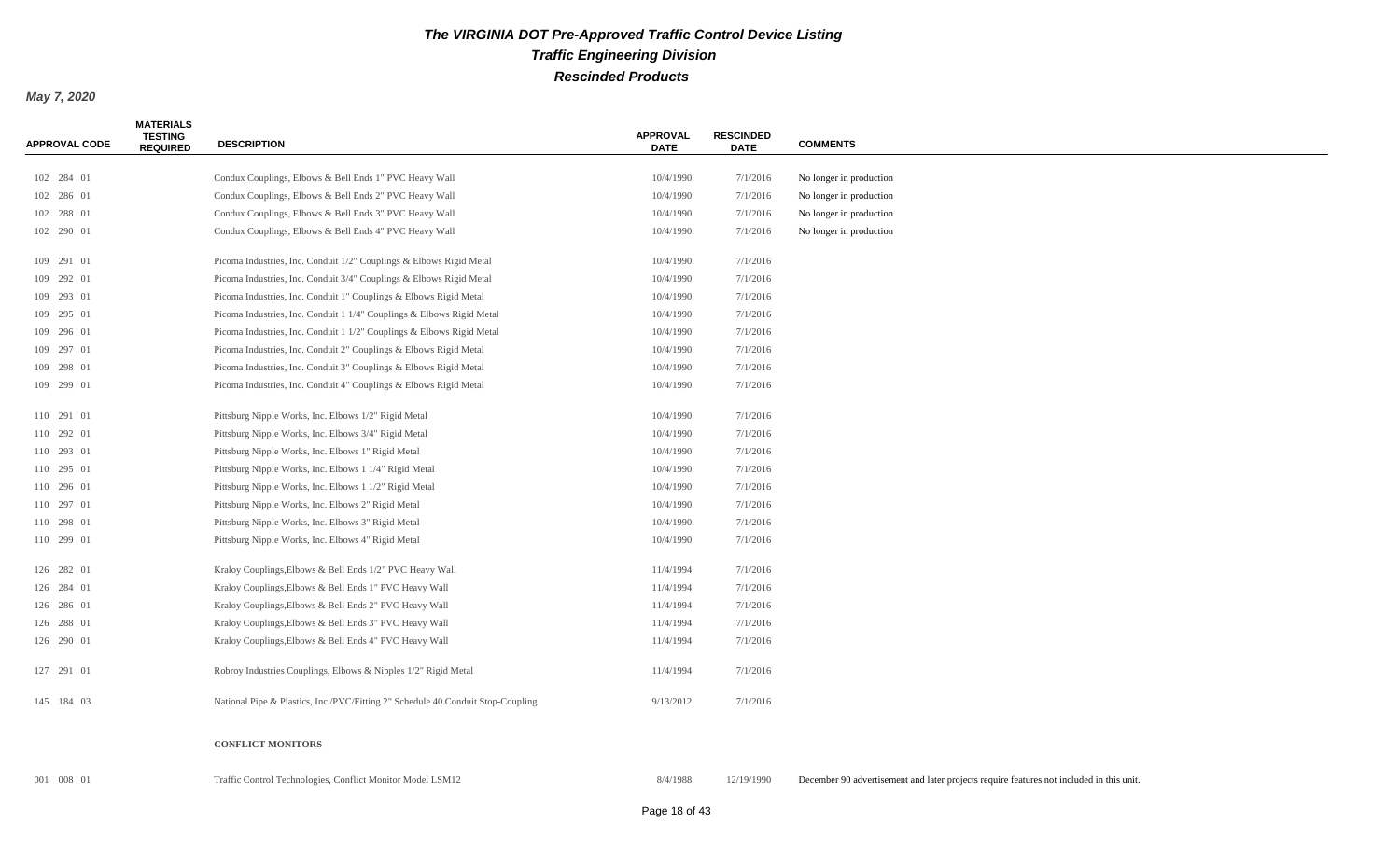# The VIRGINIA DOT Pre-Approved Traffic Control Device Listing

## Traffic Engineering Division

## Rescinded Products

*May 7, 2020*

| APPROVAL CODE | MATERIALS TESTING REQUIRED | DESCRIPTION | APPROVAL DATE | RESCINDED DATE | COMMENTS |
|---|---|---|---|---|---|
| 102 284 01 | | Condux Couplings, Elbows & Bell Ends 1" PVC Heavy Wall | 10/4/1990 | 7/1/2016 | No longer in production |
| 102 286 01 | | Condux Couplings, Elbows & Bell Ends 2" PVC Heavy Wall | 10/4/1990 | 7/1/2016 | No longer in production |
| 102 288 01 | | Condux Couplings, Elbows & Bell Ends 3" PVC Heavy Wall | 10/4/1990 | 7/1/2016 | No longer in production |
| 102 290 01 | | Condux Couplings, Elbows & Bell Ends 4" PVC Heavy Wall | 10/4/1990 | 7/1/2016 | No longer in production |
| 109 291 01 | | Picoma Industries, Inc. Conduit 1/2" Couplings & Elbows Rigid Metal | 10/4/1990 | 7/1/2016 | |
| 109 292 01 | | Picoma Industries, Inc. Conduit 3/4" Couplings & Elbows Rigid Metal | 10/4/1990 | 7/1/2016 | |
| 109 293 01 | | Picoma Industries, Inc. Conduit 1" Couplings & Elbows Rigid Metal | 10/4/1990 | 7/1/2016 | |
| 109 295 01 | | Picoma Industries, Inc. Conduit 1 1/4" Couplings & Elbows Rigid Metal | 10/4/1990 | 7/1/2016 | |
| 109 296 01 | | Picoma Industries, Inc. Conduit 1 1/2" Couplings & Elbows Rigid Metal | 10/4/1990 | 7/1/2016 | |
| 109 297 01 | | Picoma Industries, Inc. Conduit 2" Couplings & Elbows Rigid Metal | 10/4/1990 | 7/1/2016 | |
| 109 298 01 | | Picoma Industries, Inc. Conduit 3" Couplings & Elbows Rigid Metal | 10/4/1990 | 7/1/2016 | |
| 109 299 01 | | Picoma Industries, Inc. Conduit 4" Couplings & Elbows Rigid Metal | 10/4/1990 | 7/1/2016 | |
| 110 291 01 | | Pittsburg Nipple Works, Inc. Elbows 1/2" Rigid Metal | 10/4/1990 | 7/1/2016 | |
| 110 292 01 | | Pittsburg Nipple Works, Inc. Elbows 3/4" Rigid Metal | 10/4/1990 | 7/1/2016 | |
| 110 293 01 | | Pittsburg Nipple Works, Inc. Elbows 1" Rigid Metal | 10/4/1990 | 7/1/2016 | |
| 110 295 01 | | Pittsburg Nipple Works, Inc. Elbows 1 1/4" Rigid Metal | 10/4/1990 | 7/1/2016 | |
| 110 296 01 | | Pittsburg Nipple Works, Inc. Elbows 1 1/2" Rigid Metal | 10/4/1990 | 7/1/2016 | |
| 110 297 01 | | Pittsburg Nipple Works, Inc. Elbows 2" Rigid Metal | 10/4/1990 | 7/1/2016 | |
| 110 298 01 | | Pittsburg Nipple Works, Inc. Elbows 3" Rigid Metal | 10/4/1990 | 7/1/2016 | |
| 110 299 01 | | Pittsburg Nipple Works, Inc. Elbows 4" Rigid Metal | 10/4/1990 | 7/1/2016 | |
| 126 282 01 | | Kraloy Couplings,Elbows & Bell Ends 1/2" PVC Heavy Wall | 11/4/1994 | 7/1/2016 | |
| 126 284 01 | | Kraloy Couplings,Elbows & Bell Ends 1" PVC Heavy Wall | 11/4/1994 | 7/1/2016 | |
| 126 286 01 | | Kraloy Couplings,Elbows & Bell Ends 2" PVC Heavy Wall | 11/4/1994 | 7/1/2016 | |
| 126 288 01 | | Kraloy Couplings,Elbows & Bell Ends 3" PVC Heavy Wall | 11/4/1994 | 7/1/2016 | |
| 126 290 01 | | Kraloy Couplings,Elbows & Bell Ends 4" PVC Heavy Wall | 11/4/1994 | 7/1/2016 | |
| 127 291 01 | | Robroy Industries Couplings, Elbows & Nipples 1/2" Rigid Metal | 11/4/1994 | 7/1/2016 | |
| 145 184 03 | | National Pipe & Plastics, Inc./PVC/Fitting 2" Schedule 40 Conduit Stop-Coupling | 9/13/2012 | 7/1/2016 | |
| | | **CONFLICT MONITORS** | | | |
| 001 008 01 | | Traffic Control Technologies, Conflict Monitor Model LSM12 | 8/4/1988 | 12/19/1990 | December 90 advertisement and later projects require features not included in this unit. |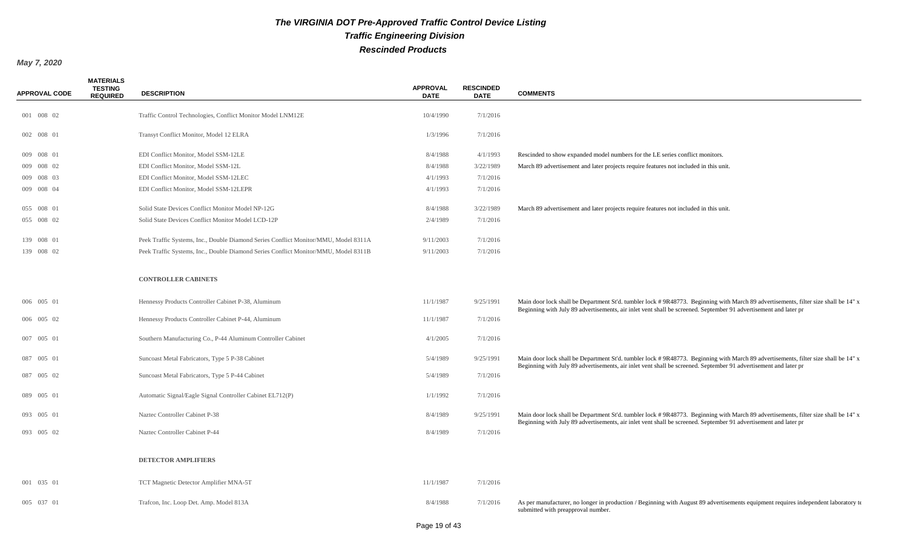# The VIRGINIA DOT Pre-Approved Traffic Control Device Listing

## Traffic Engineering Division

## Rescinded Products

***May 7, 2020***

| APPROVAL CODE | MATERIALS TESTING REQUIRED | DESCRIPTION | APPROVAL DATE | RESCINDED DATE | COMMENTS |
|---|---|---|---|---|---|
| 001 008 02 | | Traffic Control Technologies, Conflict Monitor Model LNM12E | 10/4/1990 | 7/1/2016 | |
| 002 008 01 | | Transyt Conflict Monitor, Model 12 ELRA | 1/3/1996 | 7/1/2016 | |
| 009 008 01 | | EDI Conflict Monitor, Model SSM-12LE | 8/4/1988 | 4/1/1993 | Rescinded to show expanded model numbers for the LE series conflict monitors. |
| 009 008 02 | | EDI Conflict Monitor, Model SSM-12L | 8/4/1988 | 3/22/1989 | March 89 advertisement and later projects require features not included in this unit. |
| 009 008 03 | | EDI Conflict Monitor, Model SSM-12LEC | 4/1/1993 | 7/1/2016 | |
| 009 008 04 | | EDI Conflict Monitor, Model SSM-12LEPR | 4/1/1993 | 7/1/2016 | |
| 055 008 01 | | Solid State Devices Conflict Monitor Model NP-12G | 8/4/1988 | 3/22/1989 | March 89 advertisement and later projects require features not included in this unit. |
| 055 008 02 | | Solid State Devices Conflict Monitor Model LCD-12P | 2/4/1989 | 7/1/2016 | |
| 139 008 01 | | Peek Traffic Systems, Inc., Double Diamond Series Conflict Monitor/MMU, Model 8311A | 9/11/2003 | 7/1/2016 | |
| 139 008 02 | | Peek Traffic Systems, Inc., Double Diamond Series Conflict Monitor/MMU, Model 8311B | 9/11/2003 | 7/1/2016 | |
| | | **CONTROLLER CABINETS** | | | |
| 006 005 01 | | Hennessy Products Controller Cabinet P-38, Aluminum | 11/1/1987 | 9/25/1991 | Main door lock shall be Department St'd. tumbler lock # 9R48773. Beginning with March 89 advertisements, filter size shall be 14" x Beginning with July 89 advertisements, air inlet vent shall be screened. September 91 advertisement and later pr |
| 006 005 02 | | Hennessy Products Controller Cabinet P-44, Aluminum | 11/1/1987 | 7/1/2016 | |
| 007 005 01 | | Southern Manufacturing Co., P-44 Aluminum Controller Cabinet | 4/1/2005 | 7/1/2016 | |
| 087 005 01 | | Suncoast Metal Fabricators, Type 5 P-38 Cabinet | 5/4/1989 | 9/25/1991 | Main door lock shall be Department St'd. tumbler lock # 9R48773. Beginning with March 89 advertisements, filter size shall be 14" x Beginning with July 89 advertisements, air inlet vent shall be screened. September 91 advertisement and later pr |
| 087 005 02 | | Suncoast Metal Fabricators, Type 5 P-44 Cabinet | 5/4/1989 | 7/1/2016 | |
| 089 005 01 | | Automatic Signal/Eagle Signal Controller Cabinet EL712(P) | 1/1/1992 | 7/1/2016 | |
| 093 005 01 | | Naztec Controller Cabinet P-38 | 8/4/1989 | 9/25/1991 | Main door lock shall be Department St'd. tumbler lock # 9R48773. Beginning with March 89 advertisements, filter size shall be 14" x Beginning with July 89 advertisements, air inlet vent shall be screened. September 91 advertisement and later pr |
| 093 005 02 | | Naztec Controller Cabinet P-44 | 8/4/1989 | 7/1/2016 | |
| | | **DETECTOR AMPLIFIERS** | | | |
| 001 035 01 | | TCT Magnetic Detector Amplifier MNA-5T | 11/1/1987 | 7/1/2016 | |
| 005 037 01 | | Trafcon, Inc. Loop Det. Amp. Model 813A | 8/4/1988 | 7/1/2016 | As per manufacturer, no longer in production / Beginning with August 89 advertisements equipment requires independent laboratory te submitted with preapproval number. |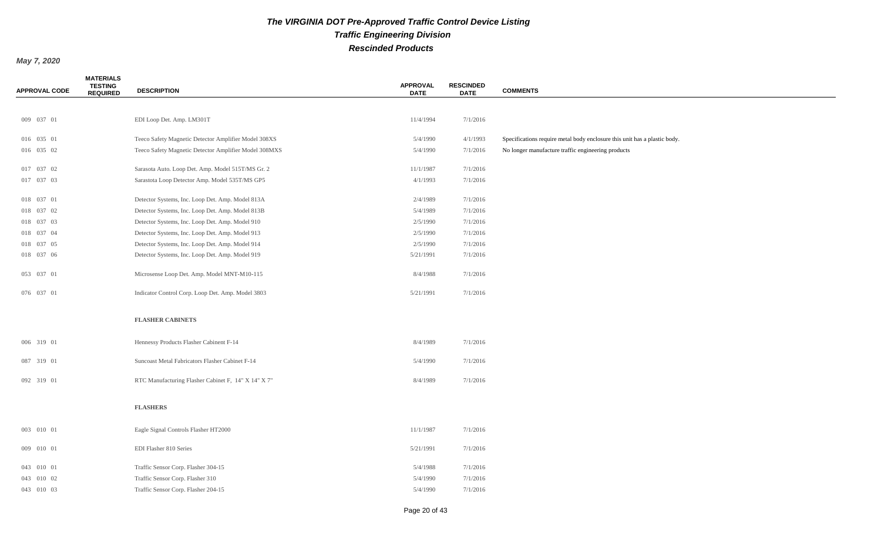# The VIRGINIA DOT Pre-Approved Traffic Control Device Listing

## Traffic Engineering Division

## Rescinded Products

**May 7, 2020**

| APPROVAL CODE | MATERIALS TESTING REQUIRED | DESCRIPTION | APPROVAL DATE | RESCINDED DATE | COMMENTS |
|---|---|---|---|---|---|
| 009 037 01 | | EDI Loop Det. Amp. LM301T | 11/4/1994 | 7/1/2016 | |
| 016 035 01 | | Teeco Safety Magnetic Detector Amplifier Model 308XS | 5/4/1990 | 4/1/1993 | Specifications require metal body enclosure this unit has a plastic body. |
| 016 035 02 | | Teeco Safety Magnetic Detector Amplifier Model 308MXS | 5/4/1990 | 7/1/2016 | No longer manufacture traffic engineering products |
| 017 037 02 | | Sarasota Auto. Loop Det. Amp. Model 515T/MS Gr. 2 | 11/1/1987 | 7/1/2016 | |
| 017 037 03 | | Sarastota Loop Detector Amp. Model 535T/MS GP5 | 4/1/1993 | 7/1/2016 | |
| 018 037 01 | | Detector Systems, Inc. Loop Det. Amp. Model 813A | 2/4/1989 | 7/1/2016 | |
| 018 037 02 | | Detector Systems, Inc. Loop Det. Amp. Model 813B | 5/4/1989 | 7/1/2016 | |
| 018 037 03 | | Detector Systems, Inc. Loop Det. Amp. Model 910 | 2/5/1990 | 7/1/2016 | |
| 018 037 04 | | Detector Systems, Inc. Loop Det. Amp. Model 913 | 2/5/1990 | 7/1/2016 | |
| 018 037 05 | | Detector Systems, Inc. Loop Det. Amp. Model 914 | 2/5/1990 | 7/1/2016 | |
| 018 037 06 | | Detector Systems, Inc. Loop Det. Amp. Model 919 | 5/21/1991 | 7/1/2016 | |
| 053 037 01 | | Microsense Loop Det. Amp. Model MNT-M10-115 | 8/4/1988 | 7/1/2016 | |
| 076 037 01 | | Indicator Control Corp. Loop Det. Amp. Model 3803 | 5/21/1991 | 7/1/2016 | |
| | | **FLASHER CABINETS** | | | |
| 006 319 01 | | Hennessy Products Flasher Cabinent F-14 | 8/4/1989 | 7/1/2016 | |
| 087 319 01 | | Suncoast Metal Fabricators Flasher Cabinet F-14 | 5/4/1990 | 7/1/2016 | |
| 092 319 01 | | RTC Manufacturing Flasher Cabinet F, 14" X 14" X 7" | 8/4/1989 | 7/1/2016 | |
| | | **FLASHERS** | | | |
| 003 010 01 | | Eagle Signal Controls Flasher HT2000 | 11/1/1987 | 7/1/2016 | |
| 009 010 01 | | EDI Flasher 810 Series | 5/21/1991 | 7/1/2016 | |
| 043 010 01 | | Traffic Sensor Corp. Flasher 304-15 | 5/4/1988 | 7/1/2016 | |
| 043 010 02 | | Traffic Sensor Corp. Flasher 310 | 5/4/1990 | 7/1/2016 | |
| 043 010 03 | | Traffic Sensor Corp. Flasher 204-15 | 5/4/1990 | 7/1/2016 | |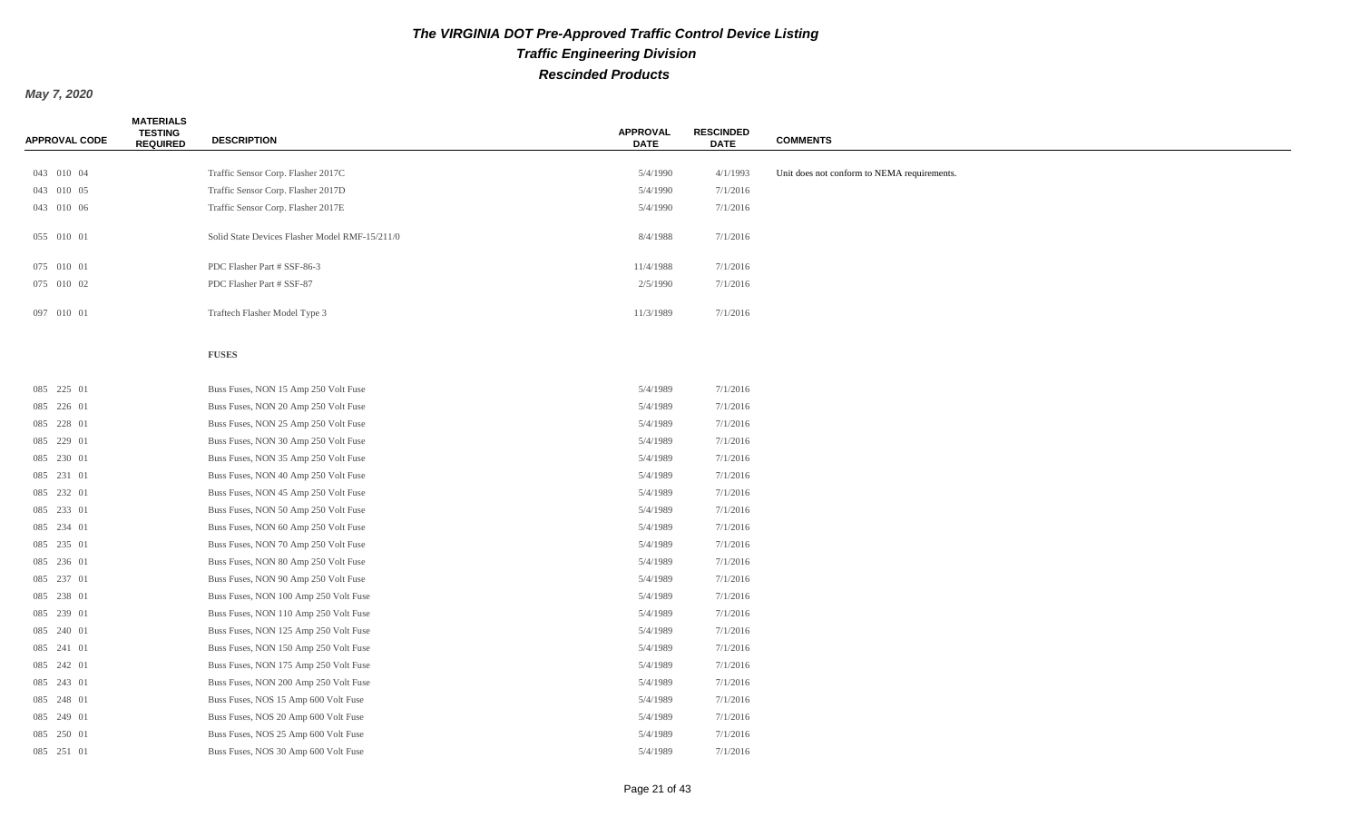# The VIRGINIA DOT Pre-Approved Traffic Control Device Listing

## Traffic Engineering Division

## Rescinded Products

*May 7, 2020*

| APPROVAL CODE | MATERIALS TESTING REQUIRED | DESCRIPTION | APPROVAL DATE | RESCINDED DATE | COMMENTS |
|---|---|---|---|---|---|
| 043 010 04 | | Traffic Sensor Corp. Flasher 2017C | 5/4/1990 | 4/1/1993 | Unit does not conform to NEMA requirements. |
| 043 010 05 | | Traffic Sensor Corp. Flasher 2017D | 5/4/1990 | 7/1/2016 | |
| 043 010 06 | | Traffic Sensor Corp. Flasher 2017E | 5/4/1990 | 7/1/2016 | |
| 055 010 01 | | Solid State Devices Flasher Model RMF-15/211/0 | 8/4/1988 | 7/1/2016 | |
| 075 010 01 | | PDC Flasher Part # SSF-86-3 | 11/4/1988 | 7/1/2016 | |
| 075 010 02 | | PDC Flasher Part # SSF-87 | 2/5/1990 | 7/1/2016 | |
| 097 010 01 | | Traftech Flasher Model Type 3 | 11/3/1989 | 7/1/2016 | |
| | | **FUSES** | | | |
| 085 225 01 | | Buss Fuses, NON 15 Amp 250 Volt Fuse | 5/4/1989 | 7/1/2016 | |
| 085 226 01 | | Buss Fuses, NON 20 Amp 250 Volt Fuse | 5/4/1989 | 7/1/2016 | |
| 085 228 01 | | Buss Fuses, NON 25 Amp 250 Volt Fuse | 5/4/1989 | 7/1/2016 | |
| 085 229 01 | | Buss Fuses, NON 30 Amp 250 Volt Fuse | 5/4/1989 | 7/1/2016 | |
| 085 230 01 | | Buss Fuses, NON 35 Amp 250 Volt Fuse | 5/4/1989 | 7/1/2016 | |
| 085 231 01 | | Buss Fuses, NON 40 Amp 250 Volt Fuse | 5/4/1989 | 7/1/2016 | |
| 085 232 01 | | Buss Fuses, NON 45 Amp 250 Volt Fuse | 5/4/1989 | 7/1/2016 | |
| 085 233 01 | | Buss Fuses, NON 50 Amp 250 Volt Fuse | 5/4/1989 | 7/1/2016 | |
| 085 234 01 | | Buss Fuses, NON 60 Amp 250 Volt Fuse | 5/4/1989 | 7/1/2016 | |
| 085 235 01 | | Buss Fuses, NON 70 Amp 250 Volt Fuse | 5/4/1989 | 7/1/2016 | |
| 085 236 01 | | Buss Fuses, NON 80 Amp 250 Volt Fuse | 5/4/1989 | 7/1/2016 | |
| 085 237 01 | | Buss Fuses, NON 90 Amp 250 Volt Fuse | 5/4/1989 | 7/1/2016 | |
| 085 238 01 | | Buss Fuses, NON 100 Amp 250 Volt Fuse | 5/4/1989 | 7/1/2016 | |
| 085 239 01 | | Buss Fuses, NON 110 Amp 250 Volt Fuse | 5/4/1989 | 7/1/2016 | |
| 085 240 01 | | Buss Fuses, NON 125 Amp 250 Volt Fuse | 5/4/1989 | 7/1/2016 | |
| 085 241 01 | | Buss Fuses, NON 150 Amp 250 Volt Fuse | 5/4/1989 | 7/1/2016 | |
| 085 242 01 | | Buss Fuses, NON 175 Amp 250 Volt Fuse | 5/4/1989 | 7/1/2016 | |
| 085 243 01 | | Buss Fuses, NON 200 Amp 250 Volt Fuse | 5/4/1989 | 7/1/2016 | |
| 085 248 01 | | Buss Fuses, NOS 15 Amp 600 Volt Fuse | 5/4/1989 | 7/1/2016 | |
| 085 249 01 | | Buss Fuses, NOS 20 Amp 600 Volt Fuse | 5/4/1989 | 7/1/2016 | |
| 085 250 01 | | Buss Fuses, NOS 25 Amp 600 Volt Fuse | 5/4/1989 | 7/1/2016 | |
| 085 251 01 | | Buss Fuses, NOS 30 Amp 600 Volt Fuse | 5/4/1989 | 7/1/2016 | |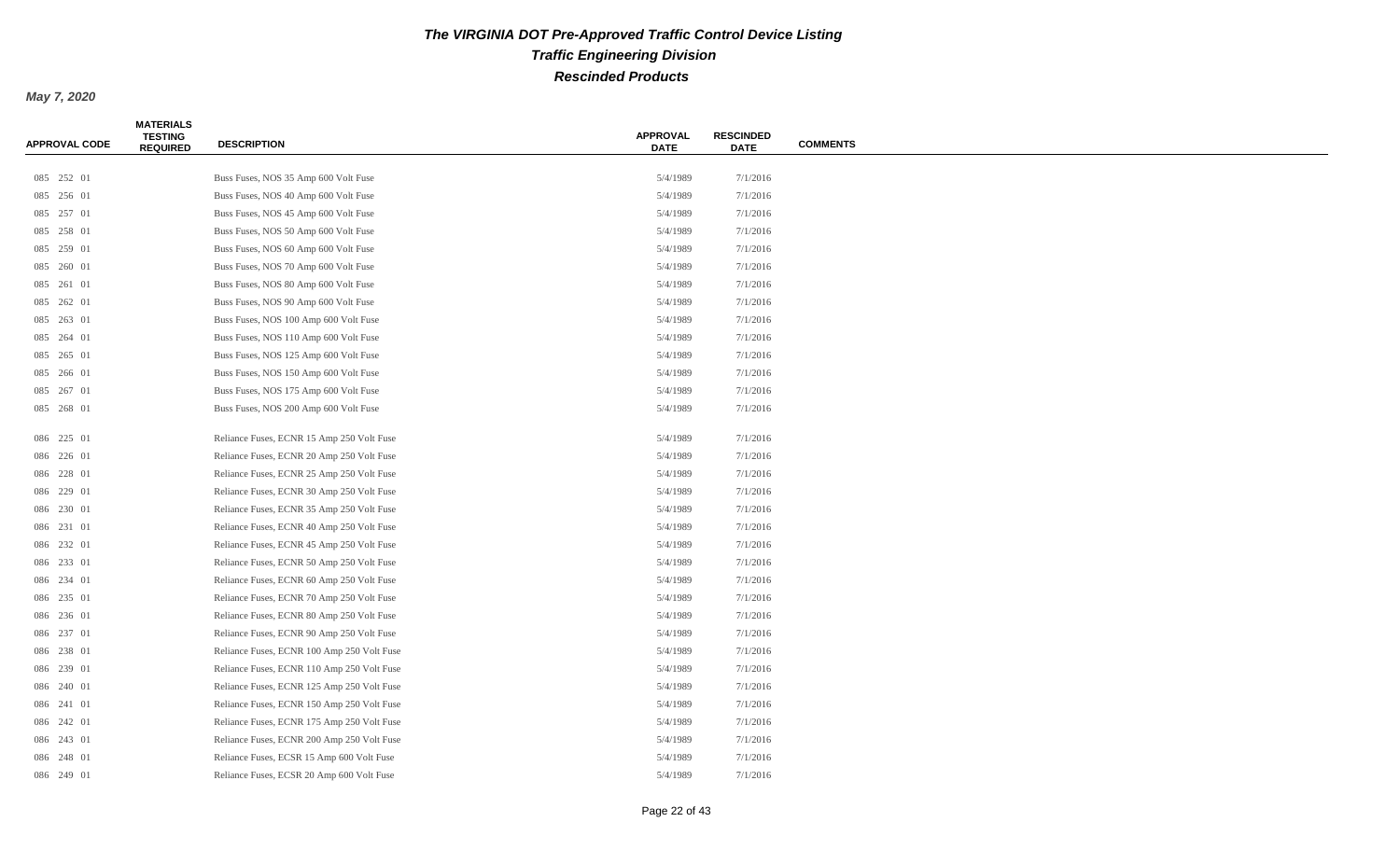# The VIRGINIA DOT Pre-Approved Traffic Control Device Listing

## Traffic Engineering Division

## Rescinded Products

***May 7, 2020***

| APPROVAL CODE | MATERIALS TESTING REQUIRED | DESCRIPTION | APPROVAL DATE | RESCINDED DATE | COMMENTS |
|---|---|---|---|---|---|
| 085 252 01 | | Buss Fuses, NOS 35 Amp 600 Volt Fuse | 5/4/1989 | 7/1/2016 | |
| 085 256 01 | | Buss Fuses, NOS 40 Amp 600 Volt Fuse | 5/4/1989 | 7/1/2016 | |
| 085 257 01 | | Buss Fuses, NOS 45 Amp 600 Volt Fuse | 5/4/1989 | 7/1/2016 | |
| 085 258 01 | | Buss Fuses, NOS 50 Amp 600 Volt Fuse | 5/4/1989 | 7/1/2016 | |
| 085 259 01 | | Buss Fuses, NOS 60 Amp 600 Volt Fuse | 5/4/1989 | 7/1/2016 | |
| 085 260 01 | | Buss Fuses, NOS 70 Amp 600 Volt Fuse | 5/4/1989 | 7/1/2016 | |
| 085 261 01 | | Buss Fuses, NOS 80 Amp 600 Volt Fuse | 5/4/1989 | 7/1/2016 | |
| 085 262 01 | | Buss Fuses, NOS 90 Amp 600 Volt Fuse | 5/4/1989 | 7/1/2016 | |
| 085 263 01 | | Buss Fuses, NOS 100 Amp 600 Volt Fuse | 5/4/1989 | 7/1/2016 | |
| 085 264 01 | | Buss Fuses, NOS 110 Amp 600 Volt Fuse | 5/4/1989 | 7/1/2016 | |
| 085 265 01 | | Buss Fuses, NOS 125 Amp 600 Volt Fuse | 5/4/1989 | 7/1/2016 | |
| 085 266 01 | | Buss Fuses, NOS 150 Amp 600 Volt Fuse | 5/4/1989 | 7/1/2016 | |
| 085 267 01 | | Buss Fuses, NOS 175 Amp 600 Volt Fuse | 5/4/1989 | 7/1/2016 | |
| 085 268 01 | | Buss Fuses, NOS 200 Amp 600 Volt Fuse | 5/4/1989 | 7/1/2016 | |
| 086 225 01 | | Reliance Fuses, ECNR 15 Amp 250 Volt Fuse | 5/4/1989 | 7/1/2016 | |
| 086 226 01 | | Reliance Fuses, ECNR 20 Amp 250 Volt Fuse | 5/4/1989 | 7/1/2016 | |
| 086 228 01 | | Reliance Fuses, ECNR 25 Amp 250 Volt Fuse | 5/4/1989 | 7/1/2016 | |
| 086 229 01 | | Reliance Fuses, ECNR 30 Amp 250 Volt Fuse | 5/4/1989 | 7/1/2016 | |
| 086 230 01 | | Reliance Fuses, ECNR 35 Amp 250 Volt Fuse | 5/4/1989 | 7/1/2016 | |
| 086 231 01 | | Reliance Fuses, ECNR 40 Amp 250 Volt Fuse | 5/4/1989 | 7/1/2016 | |
| 086 232 01 | | Reliance Fuses, ECNR 45 Amp 250 Volt Fuse | 5/4/1989 | 7/1/2016 | |
| 086 233 01 | | Reliance Fuses, ECNR 50 Amp 250 Volt Fuse | 5/4/1989 | 7/1/2016 | |
| 086 234 01 | | Reliance Fuses, ECNR 60 Amp 250 Volt Fuse | 5/4/1989 | 7/1/2016 | |
| 086 235 01 | | Reliance Fuses, ECNR 70 Amp 250 Volt Fuse | 5/4/1989 | 7/1/2016 | |
| 086 236 01 | | Reliance Fuses, ECNR 80 Amp 250 Volt Fuse | 5/4/1989 | 7/1/2016 | |
| 086 237 01 | | Reliance Fuses, ECNR 90 Amp 250 Volt Fuse | 5/4/1989 | 7/1/2016 | |
| 086 238 01 | | Reliance Fuses, ECNR 100 Amp 250 Volt Fuse | 5/4/1989 | 7/1/2016 | |
| 086 239 01 | | Reliance Fuses, ECNR 110 Amp 250 Volt Fuse | 5/4/1989 | 7/1/2016 | |
| 086 240 01 | | Reliance Fuses, ECNR 125 Amp 250 Volt Fuse | 5/4/1989 | 7/1/2016 | |
| 086 241 01 | | Reliance Fuses, ECNR 150 Amp 250 Volt Fuse | 5/4/1989 | 7/1/2016 | |
| 086 242 01 | | Reliance Fuses, ECNR 175 Amp 250 Volt Fuse | 5/4/1989 | 7/1/2016 | |
| 086 243 01 | | Reliance Fuses, ECNR 200 Amp 250 Volt Fuse | 5/4/1989 | 7/1/2016 | |
| 086 248 01 | | Reliance Fuses, ECSR 15 Amp 600 Volt Fuse | 5/4/1989 | 7/1/2016 | |
| 086 249 01 | | Reliance Fuses, ECSR 20 Amp 600 Volt Fuse | 5/4/1989 | 7/1/2016 | |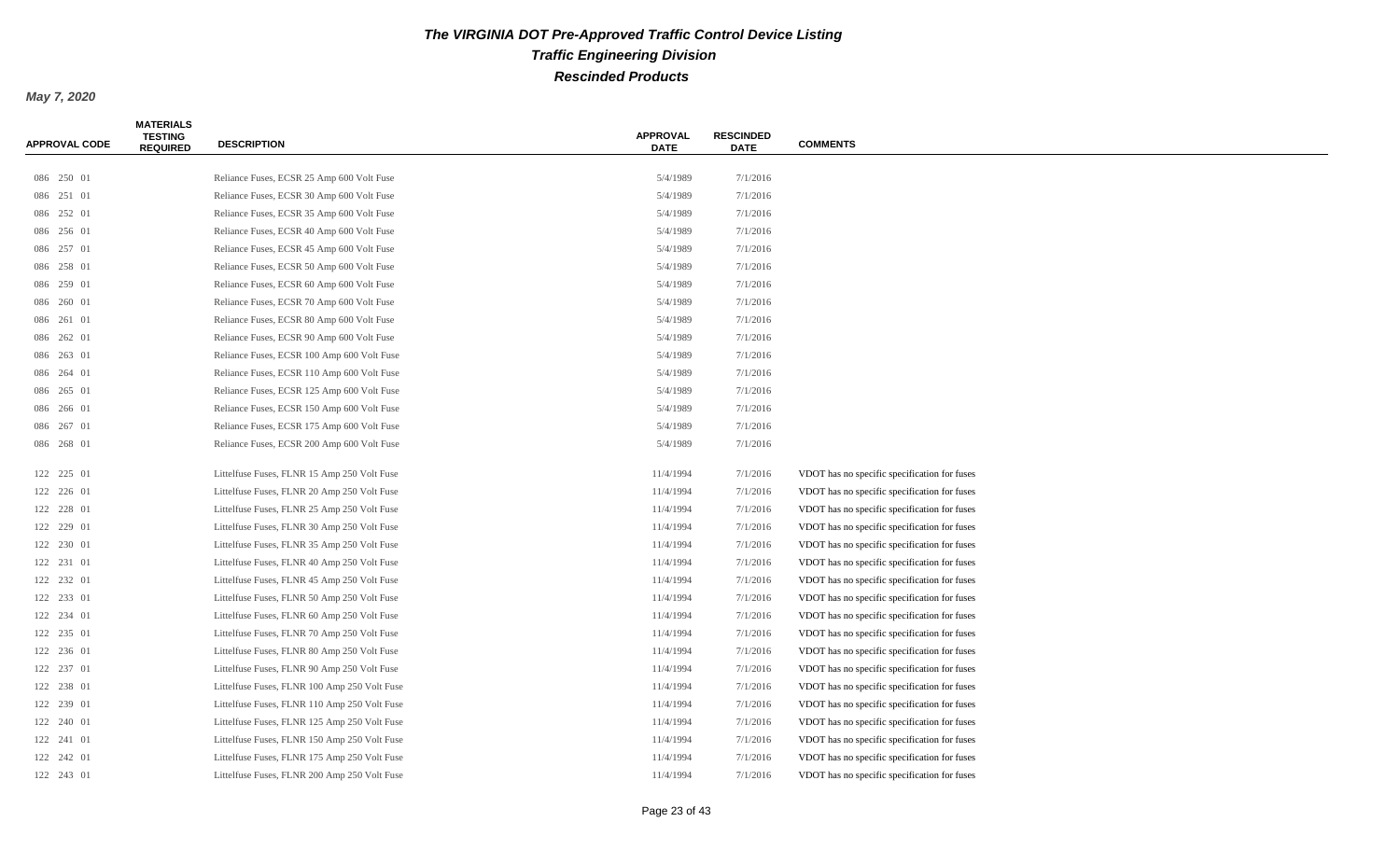# The VIRGINIA DOT Pre-Approved Traffic Control Device Listing

## Traffic Engineering Division

## Rescinded Products

**May 7, 2020**

| APPROVAL CODE | MATERIALS TESTING REQUIRED | DESCRIPTION | APPROVAL DATE | RESCINDED DATE | COMMENTS |
|---|---|---|---|---|---|
| 086 250 01 | | Reliance Fuses, ECSR 25 Amp 600 Volt Fuse | 5/4/1989 | 7/1/2016 | |
| 086 251 01 | | Reliance Fuses, ECSR 30 Amp 600 Volt Fuse | 5/4/1989 | 7/1/2016 | |
| 086 252 01 | | Reliance Fuses, ECSR 35 Amp 600 Volt Fuse | 5/4/1989 | 7/1/2016 | |
| 086 256 01 | | Reliance Fuses, ECSR 40 Amp 600 Volt Fuse | 5/4/1989 | 7/1/2016 | |
| 086 257 01 | | Reliance Fuses, ECSR 45 Amp 600 Volt Fuse | 5/4/1989 | 7/1/2016 | |
| 086 258 01 | | Reliance Fuses, ECSR 50 Amp 600 Volt Fuse | 5/4/1989 | 7/1/2016 | |
| 086 259 01 | | Reliance Fuses, ECSR 60 Amp 600 Volt Fuse | 5/4/1989 | 7/1/2016 | |
| 086 260 01 | | Reliance Fuses, ECSR 70 Amp 600 Volt Fuse | 5/4/1989 | 7/1/2016 | |
| 086 261 01 | | Reliance Fuses, ECSR 80 Amp 600 Volt Fuse | 5/4/1989 | 7/1/2016 | |
| 086 262 01 | | Reliance Fuses, ECSR 90 Amp 600 Volt Fuse | 5/4/1989 | 7/1/2016 | |
| 086 263 01 | | Reliance Fuses, ECSR 100 Amp 600 Volt Fuse | 5/4/1989 | 7/1/2016 | |
| 086 264 01 | | Reliance Fuses, ECSR 110 Amp 600 Volt Fuse | 5/4/1989 | 7/1/2016 | |
| 086 265 01 | | Reliance Fuses, ECSR 125 Amp 600 Volt Fuse | 5/4/1989 | 7/1/2016 | |
| 086 266 01 | | Reliance Fuses, ECSR 150 Amp 600 Volt Fuse | 5/4/1989 | 7/1/2016 | |
| 086 267 01 | | Reliance Fuses, ECSR 175 Amp 600 Volt Fuse | 5/4/1989 | 7/1/2016 | |
| 086 268 01 | | Reliance Fuses, ECSR 200 Amp 600 Volt Fuse | 5/4/1989 | 7/1/2016 | |
| 122 225 01 | | Littelfuse Fuses, FLNR 15 Amp 250 Volt Fuse | 11/4/1994 | 7/1/2016 | VDOT has no specific specification for fuses |
| 122 226 01 | | Littelfuse Fuses, FLNR 20 Amp 250 Volt Fuse | 11/4/1994 | 7/1/2016 | VDOT has no specific specification for fuses |
| 122 228 01 | | Littelfuse Fuses, FLNR 25 Amp 250 Volt Fuse | 11/4/1994 | 7/1/2016 | VDOT has no specific specification for fuses |
| 122 229 01 | | Littelfuse Fuses, FLNR 30 Amp 250 Volt Fuse | 11/4/1994 | 7/1/2016 | VDOT has no specific specification for fuses |
| 122 230 01 | | Littelfuse Fuses, FLNR 35 Amp 250 Volt Fuse | 11/4/1994 | 7/1/2016 | VDOT has no specific specification for fuses |
| 122 231 01 | | Littelfuse Fuses, FLNR 40 Amp 250 Volt Fuse | 11/4/1994 | 7/1/2016 | VDOT has no specific specification for fuses |
| 122 232 01 | | Littelfuse Fuses, FLNR 45 Amp 250 Volt Fuse | 11/4/1994 | 7/1/2016 | VDOT has no specific specification for fuses |
| 122 233 01 | | Littelfuse Fuses, FLNR 50 Amp 250 Volt Fuse | 11/4/1994 | 7/1/2016 | VDOT has no specific specification for fuses |
| 122 234 01 | | Littelfuse Fuses, FLNR 60 Amp 250 Volt Fuse | 11/4/1994 | 7/1/2016 | VDOT has no specific specification for fuses |
| 122 235 01 | | Littelfuse Fuses, FLNR 70 Amp 250 Volt Fuse | 11/4/1994 | 7/1/2016 | VDOT has no specific specification for fuses |
| 122 236 01 | | Littelfuse Fuses, FLNR 80 Amp 250 Volt Fuse | 11/4/1994 | 7/1/2016 | VDOT has no specific specification for fuses |
| 122 237 01 | | Littelfuse Fuses, FLNR 90 Amp 250 Volt Fuse | 11/4/1994 | 7/1/2016 | VDOT has no specific specification for fuses |
| 122 238 01 | | Littelfuse Fuses, FLNR 100 Amp 250 Volt Fuse | 11/4/1994 | 7/1/2016 | VDOT has no specific specification for fuses |
| 122 239 01 | | Littelfuse Fuses, FLNR 110 Amp 250 Volt Fuse | 11/4/1994 | 7/1/2016 | VDOT has no specific specification for fuses |
| 122 240 01 | | Littelfuse Fuses, FLNR 125 Amp 250 Volt Fuse | 11/4/1994 | 7/1/2016 | VDOT has no specific specification for fuses |
| 122 241 01 | | Littelfuse Fuses, FLNR 150 Amp 250 Volt Fuse | 11/4/1994 | 7/1/2016 | VDOT has no specific specification for fuses |
| 122 242 01 | | Littelfuse Fuses, FLNR 175 Amp 250 Volt Fuse | 11/4/1994 | 7/1/2016 | VDOT has no specific specification for fuses |
| 122 243 01 | | Littelfuse Fuses, FLNR 200 Amp 250 Volt Fuse | 11/4/1994 | 7/1/2016 | VDOT has no specific specification for fuses |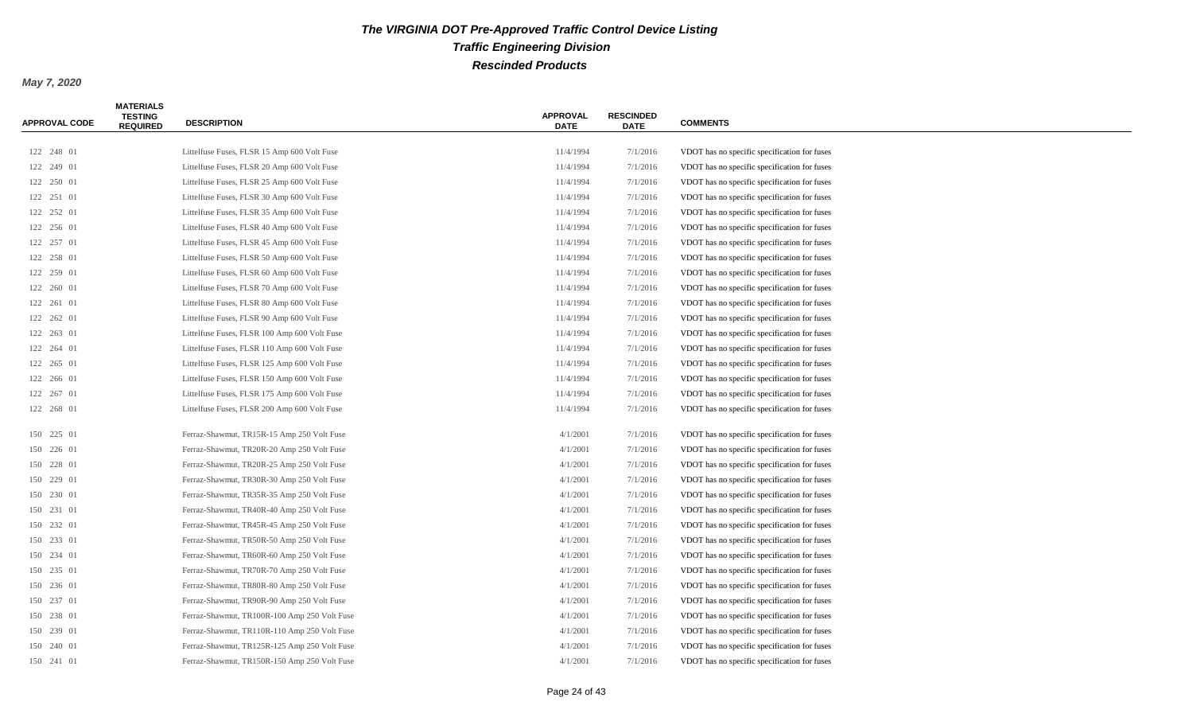# The VIRGINIA DOT Pre-Approved Traffic Control Device Listing

## Traffic Engineering Division

## Rescinded Products

***May 7, 2020***

| APPROVAL CODE | MATERIALS TESTING REQUIRED | DESCRIPTION | APPROVAL DATE | RESCINDED DATE | COMMENTS |
|---|---|---|---|---|---|
| 122 248 01 | | Littelfuse Fuses, FLSR 15 Amp 600 Volt Fuse | 11/4/1994 | 7/1/2016 | VDOT has no specific specification for fuses |
| 122 249 01 | | Littelfuse Fuses, FLSR 20 Amp 600 Volt Fuse | 11/4/1994 | 7/1/2016 | VDOT has no specific specification for fuses |
| 122 250 01 | | Littelfuse Fuses, FLSR 25 Amp 600 Volt Fuse | 11/4/1994 | 7/1/2016 | VDOT has no specific specification for fuses |
| 122 251 01 | | Littelfuse Fuses, FLSR 30 Amp 600 Volt Fuse | 11/4/1994 | 7/1/2016 | VDOT has no specific specification for fuses |
| 122 252 01 | | Littelfuse Fuses, FLSR 35 Amp 600 Volt Fuse | 11/4/1994 | 7/1/2016 | VDOT has no specific specification for fuses |
| 122 256 01 | | Littelfuse Fuses, FLSR 40 Amp 600 Volt Fuse | 11/4/1994 | 7/1/2016 | VDOT has no specific specification for fuses |
| 122 257 01 | | Littelfuse Fuses, FLSR 45 Amp 600 Volt Fuse | 11/4/1994 | 7/1/2016 | VDOT has no specific specification for fuses |
| 122 258 01 | | Littelfuse Fuses, FLSR 50 Amp 600 Volt Fuse | 11/4/1994 | 7/1/2016 | VDOT has no specific specification for fuses |
| 122 259 01 | | Littelfuse Fuses, FLSR 60 Amp 600 Volt Fuse | 11/4/1994 | 7/1/2016 | VDOT has no specific specification for fuses |
| 122 260 01 | | Littelfuse Fuses, FLSR 70 Amp 600 Volt Fuse | 11/4/1994 | 7/1/2016 | VDOT has no specific specification for fuses |
| 122 261 01 | | Littelfuse Fuses, FLSR 80 Amp 600 Volt Fuse | 11/4/1994 | 7/1/2016 | VDOT has no specific specification for fuses |
| 122 262 01 | | Littelfuse Fuses, FLSR 90 Amp 600 Volt Fuse | 11/4/1994 | 7/1/2016 | VDOT has no specific specification for fuses |
| 122 263 01 | | Littelfuse Fuses, FLSR 100 Amp 600 Volt Fuse | 11/4/1994 | 7/1/2016 | VDOT has no specific specification for fuses |
| 122 264 01 | | Littelfuse Fuses, FLSR 110 Amp 600 Volt Fuse | 11/4/1994 | 7/1/2016 | VDOT has no specific specification for fuses |
| 122 265 01 | | Littelfuse Fuses, FLSR 125 Amp 600 Volt Fuse | 11/4/1994 | 7/1/2016 | VDOT has no specific specification for fuses |
| 122 266 01 | | Littelfuse Fuses, FLSR 150 Amp 600 Volt Fuse | 11/4/1994 | 7/1/2016 | VDOT has no specific specification for fuses |
| 122 267 01 | | Littelfuse Fuses, FLSR 175 Amp 600 Volt Fuse | 11/4/1994 | 7/1/2016 | VDOT has no specific specification for fuses |
| 122 268 01 | | Littelfuse Fuses, FLSR 200 Amp 600 Volt Fuse | 11/4/1994 | 7/1/2016 | VDOT has no specific specification for fuses |
| 150 225 01 | | Ferraz-Shawmut, TR15R-15 Amp 250 Volt Fuse | 4/1/2001 | 7/1/2016 | VDOT has no specific specification for fuses |
| 150 226 01 | | Ferraz-Shawmut, TR20R-20 Amp 250 Volt Fuse | 4/1/2001 | 7/1/2016 | VDOT has no specific specification for fuses |
| 150 228 01 | | Ferraz-Shawmut, TR20R-25 Amp 250 Volt Fuse | 4/1/2001 | 7/1/2016 | VDOT has no specific specification for fuses |
| 150 229 01 | | Ferraz-Shawmut, TR30R-30 Amp 250 Volt Fuse | 4/1/2001 | 7/1/2016 | VDOT has no specific specification for fuses |
| 150 230 01 | | Ferraz-Shawmut, TR35R-35 Amp 250 Volt Fuse | 4/1/2001 | 7/1/2016 | VDOT has no specific specification for fuses |
| 150 231 01 | | Ferraz-Shawmut, TR40R-40 Amp 250 Volt Fuse | 4/1/2001 | 7/1/2016 | VDOT has no specific specification for fuses |
| 150 232 01 | | Ferraz-Shawmut, TR45R-45 Amp 250 Volt Fuse | 4/1/2001 | 7/1/2016 | VDOT has no specific specification for fuses |
| 150 233 01 | | Ferraz-Shawmut, TR50R-50 Amp 250 Volt Fuse | 4/1/2001 | 7/1/2016 | VDOT has no specific specification for fuses |
| 150 234 01 | | Ferraz-Shawmut, TR60R-60 Amp 250 Volt Fuse | 4/1/2001 | 7/1/2016 | VDOT has no specific specification for fuses |
| 150 235 01 | | Ferraz-Shawmut, TR70R-70 Amp 250 Volt Fuse | 4/1/2001 | 7/1/2016 | VDOT has no specific specification for fuses |
| 150 236 01 | | Ferraz-Shawmut, TR80R-80 Amp 250 Volt Fuse | 4/1/2001 | 7/1/2016 | VDOT has no specific specification for fuses |
| 150 237 01 | | Ferraz-Shawmut, TR90R-90 Amp 250 Volt Fuse | 4/1/2001 | 7/1/2016 | VDOT has no specific specification for fuses |
| 150 238 01 | | Ferraz-Shawmut, TR100R-100 Amp 250 Volt Fuse | 4/1/2001 | 7/1/2016 | VDOT has no specific specification for fuses |
| 150 239 01 | | Ferraz-Shawmut, TR110R-110 Amp 250 Volt Fuse | 4/1/2001 | 7/1/2016 | VDOT has no specific specification for fuses |
| 150 240 01 | | Ferraz-Shawmut, TR125R-125 Amp 250 Volt Fuse | 4/1/2001 | 7/1/2016 | VDOT has no specific specification for fuses |
| 150 241 01 | | Ferraz-Shawmut, TR150R-150 Amp 250 Volt Fuse | 4/1/2001 | 7/1/2016 | VDOT has no specific specification for fuses |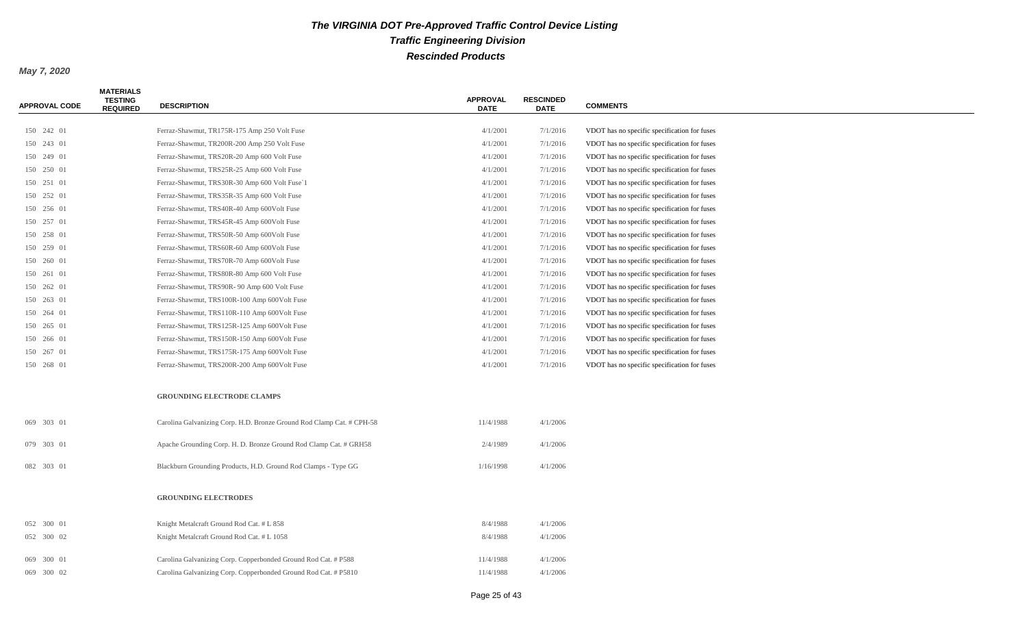# The VIRGINIA DOT Pre-Approved Traffic Control Device Listing

## Traffic Engineering Division

## Rescinded Products

*May 7, 2020*

| APPROVAL CODE | MATERIALS TESTING REQUIRED | DESCRIPTION | APPROVAL DATE | RESCINDED DATE | COMMENTS |
|---|---|---|---|---|---|
| 150 242 01 | | Ferraz-Shawmut, TR175R-175 Amp 250 Volt Fuse | 4/1/2001 | 7/1/2016 | VDOT has no specific specification for fuses |
| 150 243 01 | | Ferraz-Shawmut, TR200R-200 Amp 250 Volt Fuse | 4/1/2001 | 7/1/2016 | VDOT has no specific specification for fuses |
| 150 249 01 | | Ferraz-Shawmut, TRS20R-20 Amp 600 Volt Fuse | 4/1/2001 | 7/1/2016 | VDOT has no specific specification for fuses |
| 150 250 01 | | Ferraz-Shawmut, TRS25R-25 Amp 600 Volt Fuse | 4/1/2001 | 7/1/2016 | VDOT has no specific specification for fuses |
| 150 251 01 | | Ferraz-Shawmut, TRS30R-30 Amp 600 Volt Fuse`1 | 4/1/2001 | 7/1/2016 | VDOT has no specific specification for fuses |
| 150 252 01 | | Ferraz-Shawmut, TRS35R-35 Amp 600 Volt Fuse | 4/1/2001 | 7/1/2016 | VDOT has no specific specification for fuses |
| 150 256 01 | | Ferraz-Shawmut, TRS40R-40 Amp 600Volt Fuse | 4/1/2001 | 7/1/2016 | VDOT has no specific specification for fuses |
| 150 257 01 | | Ferraz-Shawmut, TRS45R-45 Amp 600Volt Fuse | 4/1/2001 | 7/1/2016 | VDOT has no specific specification for fuses |
| 150 258 01 | | Ferraz-Shawmut, TRS50R-50 Amp 600Volt Fuse | 4/1/2001 | 7/1/2016 | VDOT has no specific specification for fuses |
| 150 259 01 | | Ferraz-Shawmut, TRS60R-60 Amp 600Volt Fuse | 4/1/2001 | 7/1/2016 | VDOT has no specific specification for fuses |
| 150 260 01 | | Ferraz-Shawmut, TRS70R-70 Amp 600Volt Fuse | 4/1/2001 | 7/1/2016 | VDOT has no specific specification for fuses |
| 150 261 01 | | Ferraz-Shawmut, TRS80R-80 Amp 600 Volt Fuse | 4/1/2001 | 7/1/2016 | VDOT has no specific specification for fuses |
| 150 262 01 | | Ferraz-Shawmut, TRS90R- 90 Amp 600 Volt Fuse | 4/1/2001 | 7/1/2016 | VDOT has no specific specification for fuses |
| 150 263 01 | | Ferraz-Shawmut, TRS100R-100 Amp 600Volt Fuse | 4/1/2001 | 7/1/2016 | VDOT has no specific specification for fuses |
| 150 264 01 | | Ferraz-Shawmut, TRS110R-110 Amp 600Volt Fuse | 4/1/2001 | 7/1/2016 | VDOT has no specific specification for fuses |
| 150 265 01 | | Ferraz-Shawmut, TRS125R-125 Amp 600Volt Fuse | 4/1/2001 | 7/1/2016 | VDOT has no specific specification for fuses |
| 150 266 01 | | Ferraz-Shawmut, TRS150R-150 Amp 600Volt Fuse | 4/1/2001 | 7/1/2016 | VDOT has no specific specification for fuses |
| 150 267 01 | | Ferraz-Shawmut, TRS175R-175 Amp 600Volt Fuse | 4/1/2001 | 7/1/2016 | VDOT has no specific specification for fuses |
| 150 268 01 | | Ferraz-Shawmut, TRS200R-200 Amp 600Volt Fuse | 4/1/2001 | 7/1/2016 | VDOT has no specific specification for fuses |
| | | **GROUNDING ELECTRODE CLAMPS** | | | |
| 069 303 01 | | Carolina Galvanizing Corp. H.D. Bronze Ground Rod Clamp Cat. # CPH-58 | 11/4/1988 | 4/1/2006 | |
| 079 303 01 | | Apache Grounding Corp. H. D. Bronze Ground Rod Clamp Cat. # GRH58 | 2/4/1989 | 4/1/2006 | |
| 082 303 01 | | Blackburn Grounding Products, H.D. Ground Rod Clamps - Type GG | 1/16/1998 | 4/1/2006 | |
| | | **GROUNDING ELECTRODES** | | | |
| 052 300 01 | | Knight Metalcraft Ground Rod Cat. # L 858 | 8/4/1988 | 4/1/2006 | |
| 052 300 02 | | Knight Metalcraft Ground Rod Cat. # L 1058 | 8/4/1988 | 4/1/2006 | |
| 069 300 01 | | Carolina Galvanizing Corp. Copperbonded Ground Rod Cat. # P588 | 11/4/1988 | 4/1/2006 | |
| 069 300 02 | | Carolina Galvanizing Corp. Copperbonded Ground Rod Cat. # P5810 | 11/4/1988 | 4/1/2006 | |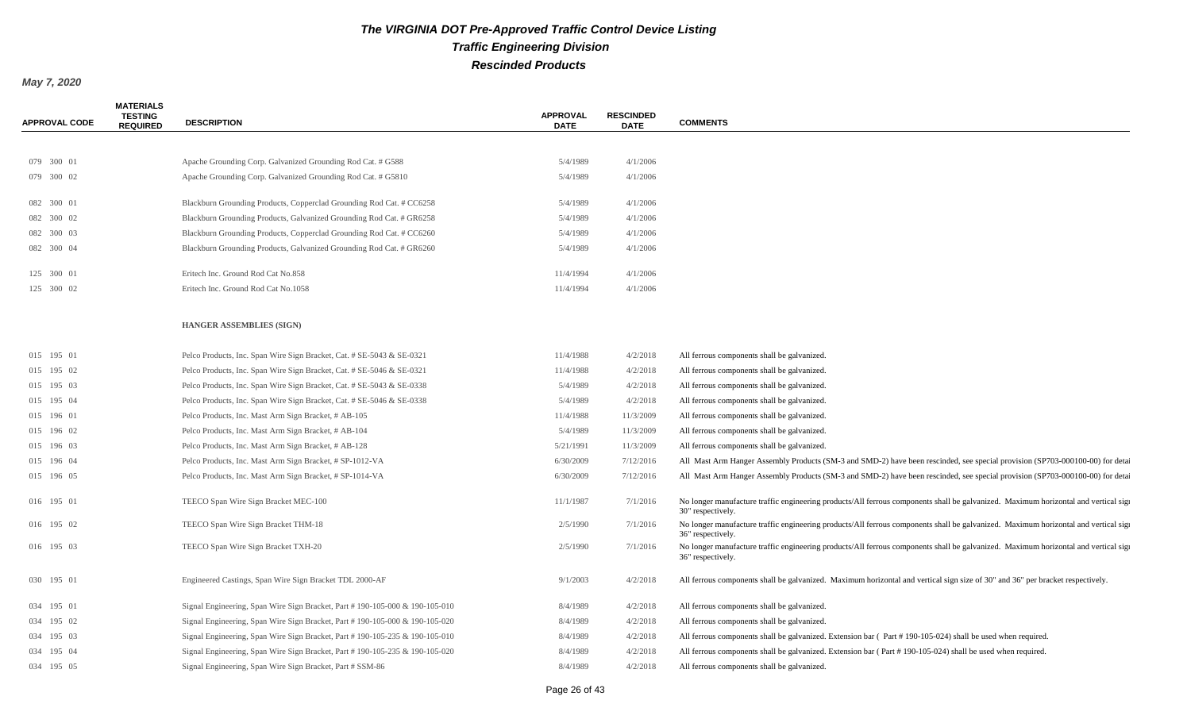# The VIRGINIA DOT Pre-Approved Traffic Control Device Listing

## Traffic Engineering Division

## Rescinded Products

***May 7, 2020***

| APPROVAL CODE | MATERIALS TESTING REQUIRED | DESCRIPTION | APPROVAL DATE | RESCINDED DATE | COMMENTS |
|---|---|---|---|---|---|
| 079 300 01 | | Apache Grounding Corp. Galvanized Grounding Rod Cat. # G588 | 5/4/1989 | 4/1/2006 | |
| 079 300 02 | | Apache Grounding Corp. Galvanized Grounding Rod Cat. # G5810 | 5/4/1989 | 4/1/2006 | |
| 082 300 01 | | Blackburn Grounding Products, Copperclad Grounding Rod Cat. # CC6258 | 5/4/1989 | 4/1/2006 | |
| 082 300 02 | | Blackburn Grounding Products, Galvanized Grounding Rod Cat. # GR6258 | 5/4/1989 | 4/1/2006 | |
| 082 300 03 | | Blackburn Grounding Products, Copperclad Grounding Rod Cat. # CC6260 | 5/4/1989 | 4/1/2006 | |
| 082 300 04 | | Blackburn Grounding Products, Galvanized Grounding Rod Cat. # GR6260 | 5/4/1989 | 4/1/2006 | |
| 125 300 01 | | Eritech Inc. Ground Rod Cat No.858 | 11/4/1994 | 4/1/2006 | |
| 125 300 02 | | Eritech Inc. Ground Rod Cat No.1058 | 11/4/1994 | 4/1/2006 | |
| | | **HANGER ASSEMBLIES (SIGN)** | | | |
| 015 195 01 | | Pelco Products, Inc. Span Wire Sign Bracket, Cat. # SE-5043 & SE-0321 | 11/4/1988 | 4/2/2018 | All ferrous components shall be galvanized. |
| 015 195 02 | | Pelco Products, Inc. Span Wire Sign Bracket, Cat. # SE-5046 & SE-0321 | 11/4/1988 | 4/2/2018 | All ferrous components shall be galvanized. |
| 015 195 03 | | Pelco Products, Inc. Span Wire Sign Bracket, Cat. # SE-5043 & SE-0338 | 5/4/1989 | 4/2/2018 | All ferrous components shall be galvanized. |
| 015 195 04 | | Pelco Products, Inc. Span Wire Sign Bracket, Cat. # SE-5046 & SE-0338 | 5/4/1989 | 4/2/2018 | All ferrous components shall be galvanized. |
| 015 196 01 | | Pelco Products, Inc. Mast Arm Sign Bracket, # AB-105 | 11/4/1988 | 11/3/2009 | All ferrous components shall be galvanized. |
| 015 196 02 | | Pelco Products, Inc. Mast Arm Sign Bracket, # AB-104 | 5/4/1989 | 11/3/2009 | All ferrous components shall be galvanized. |
| 015 196 03 | | Pelco Products, Inc. Mast Arm Sign Bracket, # AB-128 | 5/21/1991 | 11/3/2009 | All ferrous components shall be galvanized. |
| 015 196 04 | | Pelco Products, Inc. Mast Arm Sign Bracket, # SP-1012-VA | 6/30/2009 | 7/12/2016 | All Mast Arm Hanger Assembly Products (SM-3 and SMD-2) have been rescinded, see special provision (SP703-000100-00) for detai |
| 015 196 05 | | Pelco Products, Inc. Mast Arm Sign Bracket, # SP-1014-VA | 6/30/2009 | 7/12/2016 | All Mast Arm Hanger Assembly Products (SM-3 and SMD-2) have been rescinded, see special provision (SP703-000100-00) for detai |
| 016 195 01 | | TEECO Span Wire Sign Bracket MEC-100 | 11/1/1987 | 7/1/2016 | No longer manufacture traffic engineering products/All ferrous components shall be galvanized. Maximum horizontal and vertical sign 30" respectively. |
| 016 195 02 | | TEECO Span Wire Sign Bracket THM-18 | 2/5/1990 | 7/1/2016 | No longer manufacture traffic engineering products/All ferrous components shall be galvanized. Maximum horizontal and vertical sign 36" respectively. |
| 016 195 03 | | TEECO Span Wire Sign Bracket TXH-20 | 2/5/1990 | 7/1/2016 | No longer manufacture traffic engineering products/All ferrous components shall be galvanized. Maximum horizontal and vertical sign 36" respectively. |
| 030 195 01 | | Engineered Castings, Span Wire Sign Bracket TDL 2000-AF | 9/1/2003 | 4/2/2018 | All ferrous components shall be galvanized. Maximum horizontal and vertical sign size of 30" and 36" per bracket respectively. |
| 034 195 01 | | Signal Engineering, Span Wire Sign Bracket, Part # 190-105-000 & 190-105-010 | 8/4/1989 | 4/2/2018 | All ferrous components shall be galvanized. |
| 034 195 02 | | Signal Engineering, Span Wire Sign Bracket, Part # 190-105-000 & 190-105-020 | 8/4/1989 | 4/2/2018 | All ferrous components shall be galvanized. |
| 034 195 03 | | Signal Engineering, Span Wire Sign Bracket, Part # 190-105-235 & 190-105-010 | 8/4/1989 | 4/2/2018 | All ferrous components shall be galvanized. Extension bar ( Part # 190-105-024) shall be used when required. |
| 034 195 04 | | Signal Engineering, Span Wire Sign Bracket, Part # 190-105-235 & 190-105-020 | 8/4/1989 | 4/2/2018 | All ferrous components shall be galvanized. Extension bar ( Part # 190-105-024) shall be used when required. |
| 034 195 05 | | Signal Engineering, Span Wire Sign Bracket, Part # SSM-86 | 8/4/1989 | 4/2/2018 | All ferrous components shall be galvanized. |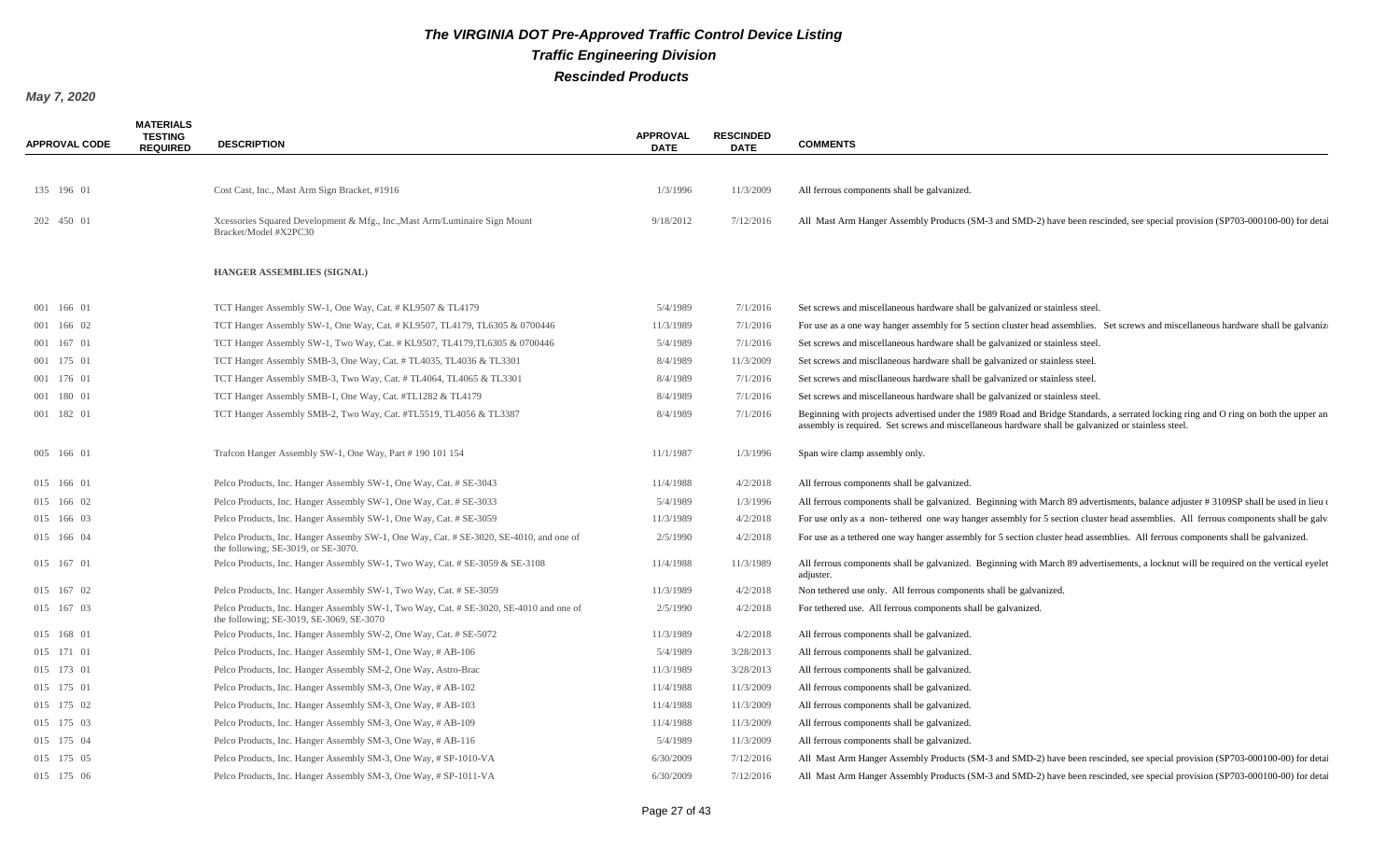# The VIRGINIA DOT Pre-Approved Traffic Control Device Listing

## Traffic Engineering Division

## Rescinded Products

***May 7, 2020***

| APPROVAL CODE | MATERIALS TESTING REQUIRED | DESCRIPTION | APPROVAL DATE | RESCINDED DATE | COMMENTS |
|---|---|---|---|---|---|
| 135 196 01 | | Cost Cast, Inc., Mast Arm Sign Bracket, #1916 | 1/3/1996 | 11/3/2009 | All ferrous components shall be galvanized. |
| 202 450 01 | | Xcessories Squared Development & Mfg., Inc.,Mast Arm/Luminaire Sign Mount Bracket/Model #X2PC30 | 9/18/2012 | 7/12/2016 | All Mast Arm Hanger Assembly Products (SM-3 and SMD-2) have been rescinded, see special provision (SP703-000100-00) for detai |
| | | **HANGER ASSEMBLIES (SIGNAL)** | | | |
| 001 166 01 | | TCT Hanger Assembly SW-1, One Way, Cat. # KL9507 & TL4179 | 5/4/1989 | 7/1/2016 | Set screws and miscellaneous hardware shall be galvanized or stainless steel. |
| 001 166 02 | | TCT Hanger Assembly SW-1, One Way, Cat. # KL9507, TL4179, TL6305 & 0700446 | 11/3/1989 | 7/1/2016 | For use as a one way hanger assembly for 5 section cluster head assemblies. Set screws and miscellaneous hardware shall be galvaniz |
| 001 167 01 | | TCT Hanger Assembly SW-1, Two Way, Cat. # KL9507, TL4179,TL6305 & 0700446 | 5/4/1989 | 7/1/2016 | Set screws and miscellaneous hardware shall be galvanized or stainless steel. |
| 001 175 01 | | TCT Hanger Assembly SMB-3, One Way, Cat. # TL4035, TL4036 & TL3301 | 8/4/1989 | 11/3/2009 | Set screws and miscllaneous hardware shall be galvanized or stainless steel. |
| 001 176 01 | | TCT Hanger Assembly SMB-3, Two Way, Cat. # TL4064, TL4065 & TL3301 | 8/4/1989 | 7/1/2016 | Set screws and miscllaneous hardware shall be galvanized or stainless steel. |
| 001 180 01 | | TCT Hanger Assembly SMB-1, One Way, Cat. #TL1282 & TL4179 | 8/4/1989 | 7/1/2016 | Set screws and miscellaneous hardware shall be galvanized or stainless steel. |
| 001 182 01 | | TCT Hanger Assembly SMB-2, Two Way, Cat. #TL5519, TL4056 & TL3387 | 8/4/1989 | 7/1/2016 | Beginning with projects advertised under the 1989 Road and Bridge Standards, a serrated locking ring and O ring on both the upper an assembly is required. Set screws and miscellaneous hardware shall be galvanized or stainless steel. |
| 005 166 01 | | Trafcon Hanger Assembly SW-1, One Way, Part # 190 101 154 | 11/1/1987 | 1/3/1996 | Span wire clamp assembly only. |
| 015 166 01 | | Pelco Products, Inc. Hanger Assembly SW-1, One Way, Cat. # SE-3043 | 11/4/1988 | 4/2/2018 | All ferrous components shall be galvanized. |
| 015 166 02 | | Pelco Products, Inc. Hanger Assembly SW-1, One Way, Cat. # SE-3033 | 5/4/1989 | 1/3/1996 | All ferrous components shall be galvanized. Beginning with March 89 advertisments, balance adjuster # 3109SP shall be used in lieu o |
| 015 166 03 | | Pelco Products, Inc. Hanger Assembly SW-1, One Way, Cat. # SE-3059 | 11/3/1989 | 4/2/2018 | For use only as a non- tethered one way hanger assembly for 5 section cluster head assemblies. All ferrous components shall be galv |
| 015 166 04 | | Pelco Products, Inc. Hanger Assemby SW-1, One Way, Cat. # SE-3020, SE-4010, and one of the following; SE-3019, or SE-3070. | 2/5/1990 | 4/2/2018 | For use as a tethered one way hanger assembly for 5 section cluster head assemblies. All ferrous components shall be galvanized. |
| 015 167 01 | | Pelco Products, Inc. Hanger Assembly SW-1, Two Way, Cat. # SE-3059 & SE-3108 | 11/4/1988 | 11/3/1989 | All ferrous components shall be galvanized. Beginning with March 89 advertisements, a locknut will be required on the vertical eyelet adjuster. |
| 015 167 02 | | Pelco Products, Inc. Hanger Assembly SW-1, Two Way, Cat. # SE-3059 | 11/3/1989 | 4/2/2018 | Non tethered use only. All ferrous components shall be galvanized. |
| 015 167 03 | | Pelco Products, Inc. Hanger Assembly SW-1, Two Way, Cat. # SE-3020, SE-4010 and one of the following; SE-3019, SE-3069, SE-3070 | 2/5/1990 | 4/2/2018 | For tethered use. All ferrous components shall be galvanized. |
| 015 168 01 | | Pelco Products, Inc. Hanger Assembly SW-2, One Way, Cat. # SE-5072 | 11/3/1989 | 4/2/2018 | All ferrous components shall be galvanized. |
| 015 171 01 | | Pelco Products, Inc. Hanger Assembly SM-1, One Way, # AB-106 | 5/4/1989 | 3/28/2013 | All ferrous components shall be galvanized. |
| 015 173 01 | | Pelco Products, Inc. Hanger Assembly SM-2, One Way, Astro-Brac | 11/3/1989 | 3/28/2013 | All ferrous components shall be galvanized. |
| 015 175 01 | | Pelco Products, Inc. Hanger Assembly SM-3, One Way, # AB-102 | 11/4/1988 | 11/3/2009 | All ferrous components shall be galvanized. |
| 015 175 02 | | Pelco Products, Inc. Hanger Assembly SM-3, One Way, # AB-103 | 11/4/1988 | 11/3/2009 | All ferrous components shall be galvanized. |
| 015 175 03 | | Pelco Products, Inc. Hanger Assembly SM-3, One Way, # AB-109 | 11/4/1988 | 11/3/2009 | All ferrous components shall be galvanized. |
| 015 175 04 | | Pelco Products, Inc. Hanger Assembly SM-3, One Way, # AB-116 | 5/4/1989 | 11/3/2009 | All ferrous components shall be galvanized. |
| 015 175 05 | | Pelco Products, Inc. Hanger Assembly SM-3, One Way, # SP-1010-VA | 6/30/2009 | 7/12/2016 | All Mast Arm Hanger Assembly Products (SM-3 and SMD-2) have been rescinded, see special provision (SP703-000100-00) for detai |
| 015 175 06 | | Pelco Products, Inc. Hanger Assembly SM-3, One Way, # SP-1011-VA | 6/30/2009 | 7/12/2016 | All Mast Arm Hanger Assembly Products (SM-3 and SMD-2) have been rescinded, see special provision (SP703-000100-00) for detai |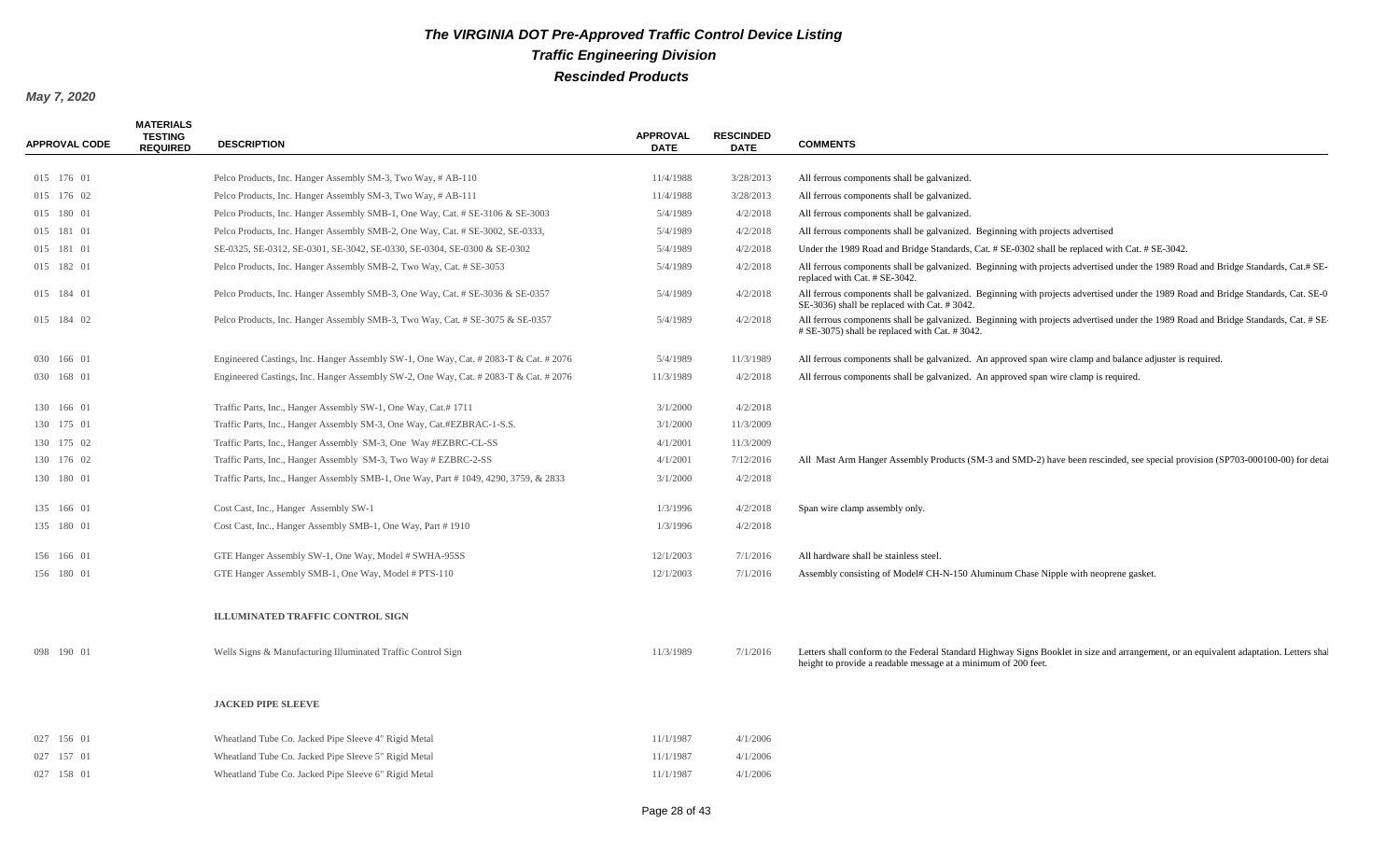# The VIRGINIA DOT Pre-Approved Traffic Control Device Listing

## Traffic Engineering Division

## Rescinded Products

*May 7, 2020*

| APPROVAL CODE | MATERIALS TESTING REQUIRED | DESCRIPTION | APPROVAL DATE | RESCINDED DATE | COMMENTS |
|---|---|---|---|---|---|
| 015 176 01 | | Pelco Products, Inc. Hanger Assembly SM-3, Two Way, # AB-110 | 11/4/1988 | 3/28/2013 | All ferrous components shall be galvanized. |
| 015 176 02 | | Pelco Products, Inc. Hanger Assembly SM-3, Two Way, # AB-111 | 11/4/1988 | 3/28/2013 | All ferrous components shall be galvanized. |
| 015 180 01 | | Pelco Products, Inc. Hanger Assembly SMB-1, One Way, Cat. # SE-3106 & SE-3003 | 5/4/1989 | 4/2/2018 | All ferrous components shall be galvanized. |
| 015 181 01 | | Pelco Products, Inc. Hanger Assembly SMB-2, One Way, Cat. # SE-3002, SE-0333, | 5/4/1989 | 4/2/2018 | All ferrous components shall be galvanized. Beginning with projects advertised |
| 015 181 01 | | SE-0325, SE-0312, SE-0301, SE-3042, SE-0330, SE-0304, SE-0300 & SE-0302 | 5/4/1989 | 4/2/2018 | Under the 1989 Road and Bridge Standards, Cat. # SE-0302 shall be replaced with Cat. # SE-3042. |
| 015 182 01 | | Pelco Products, Inc. Hanger Assembly SMB-2, Two Way, Cat. # SE-3053 | 5/4/1989 | 4/2/2018 | All ferrous components shall be galvanized. Beginning with projects advertised under the 1989 Road and Bridge Standards, Cat.# SE- replaced with Cat. # SE-3042. |
| 015 184 01 | | Pelco Products, Inc. Hanger Assembly SMB-3, One Way, Cat. # SE-3036 & SE-0357 | 5/4/1989 | 4/2/2018 | All ferrous components shall be galvanized. Beginning with projects advertised under the 1989 Road and Bridge Standards, Cat. SE-0 SE-3036) shall be replaced with Cat. # 3042. |
| 015 184 02 | | Pelco Products, Inc. Hanger Assembly SMB-3, Two Way, Cat. # SE-3075 & SE-0357 | 5/4/1989 | 4/2/2018 | All ferrous components shall be galvanized. Beginning with projects advertised under the 1989 Road and Bridge Standards, Cat. # SE- # SE-3075) shall be replaced with Cat. # 3042. |
| 030 166 01 | | Engineered Castings, Inc. Hanger Assembly SW-1, One Way, Cat. # 2083-T & Cat. # 2076 | 5/4/1989 | 11/3/1989 | All ferrous components shall be galvanized. An approved span wire clamp and balance adjuster is required. |
| 030 168 01 | | Engineered Castings, Inc. Hanger Assembly SW-2, One Way, Cat. # 2083-T & Cat. # 2076 | 11/3/1989 | 4/2/2018 | All ferrous components shall be galvanized. An approved span wire clamp is required. |
| 130 166 01 | | Traffic Parts, Inc., Hanger Assembly SW-1, One Way, Cat.# 1711 | 3/1/2000 | 4/2/2018 | |
| 130 175 01 | | Traffic Parts, Inc., Hanger Assembly SM-3, One Way, Cat.#EZBRAC-1-S.S. | 3/1/2000 | 11/3/2009 | |
| 130 175 02 | | Traffic Parts, Inc., Hanger Assembly SM-3, One Way #EZBRC-CL-SS | 4/1/2001 | 11/3/2009 | |
| 130 176 02 | | Traffic Parts, Inc., Hanger Assembly SM-3, Two Way # EZBRC-2-SS | 4/1/2001 | 7/12/2016 | All Mast Arm Hanger Assembly Products (SM-3 and SMD-2) have been rescinded, see special provision (SP703-000100-00) for detai |
| 130 180 01 | | Traffic Parts, Inc., Hanger Assembly SMB-1, One Way, Part # 1049, 4290, 3759, & 2833 | 3/1/2000 | 4/2/2018 | |
| 135 166 01 | | Cost Cast, Inc., Hanger Assembly SW-1 | 1/3/1996 | 4/2/2018 | Span wire clamp assembly only. |
| 135 180 01 | | Cost Cast, Inc., Hanger Assembly SMB-1, One Way, Part # 1910 | 1/3/1996 | 4/2/2018 | |
| 156 166 01 | | GTE Hanger Assembly SW-1, One Way, Model # SWHA-95SS | 12/1/2003 | 7/1/2016 | All hardware shall be stainless steel. |
| 156 180 01 | | GTE Hanger Assembly SMB-1, One Way, Model # PTS-110 | 12/1/2003 | 7/1/2016 | Assembly consisting of Model# CH-N-150 Aluminum Chase Nipple with neoprene gasket. |
| | | **ILLUMINATED TRAFFIC CONTROL SIGN** | | | |
| 098 190 01 | | Wells Signs & Manufacturing Illuminated Traffic Control Sign | 11/3/1989 | 7/1/2016 | Letters shall conform to the Federal Standard Highway Signs Booklet in size and arrangement, or an equivalent adaptation. Letters shal height to provide a readable message at a minimum of 200 feet. |
| | | **JACKED PIPE SLEEVE** | | | |
| 027 156 01 | | Wheatland Tube Co. Jacked Pipe Sleeve 4" Rigid Metal | 11/1/1987 | 4/1/2006 | |
| 027 157 01 | | Wheatland Tube Co. Jacked Pipe Sleeve 5" Rigid Metal | 11/1/1987 | 4/1/2006 | |
| 027 158 01 | | Wheatland Tube Co. Jacked Pipe Sleeve 6" Rigid Metal | 11/1/1987 | 4/1/2006 | |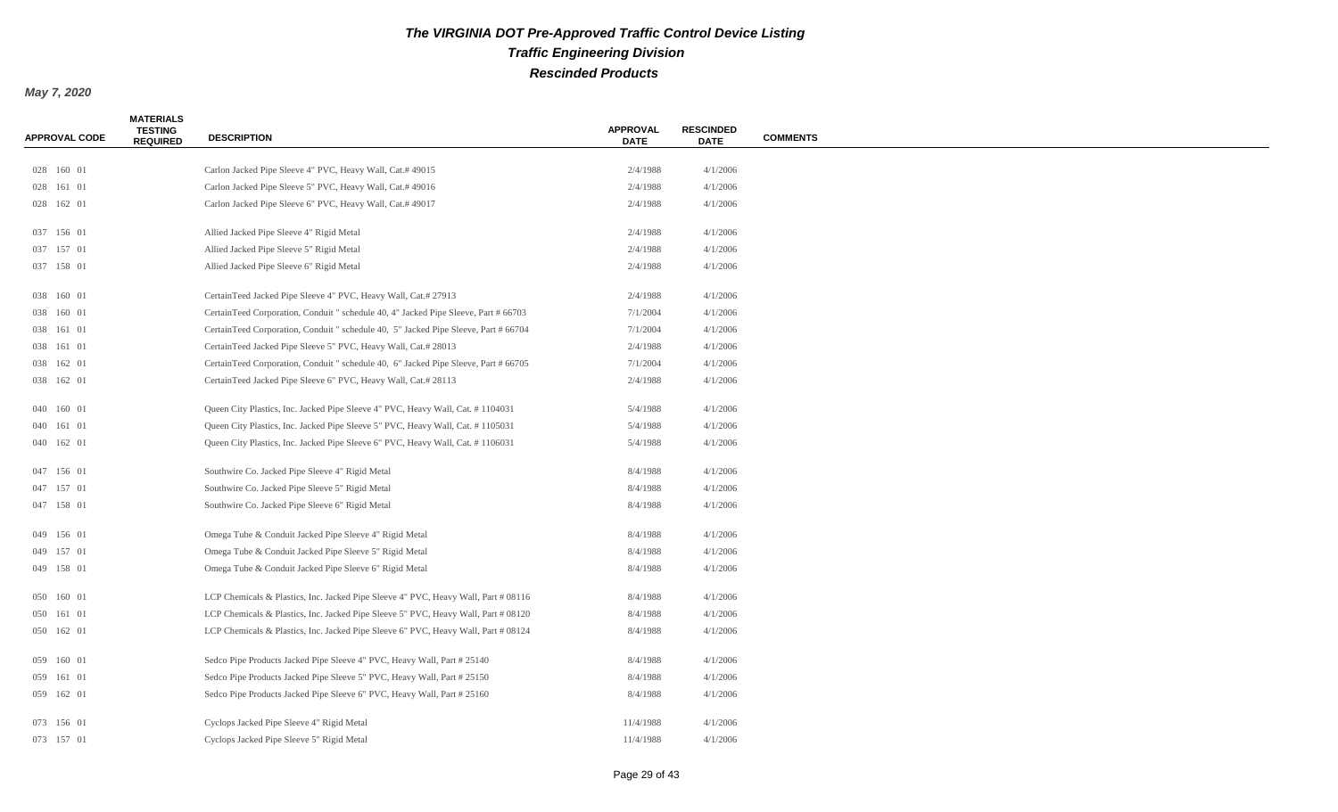# The VIRGINIA DOT Pre-Approved Traffic Control Device Listing

## Traffic Engineering Division

## Rescinded Products

**May 7, 2020**

| APPROVAL CODE | MATERIALS TESTING REQUIRED | DESCRIPTION | APPROVAL DATE | RESCINDED DATE | COMMENTS |
|---|---|---|---|---|---|
| 028 160 01 | | Carlon Jacked Pipe Sleeve 4" PVC, Heavy Wall, Cat.# 49015 | 2/4/1988 | 4/1/2006 | |
| 028 161 01 | | Carlon Jacked Pipe Sleeve 5" PVC, Heavy Wall, Cat.# 49016 | 2/4/1988 | 4/1/2006 | |
| 028 162 01 | | Carlon Jacked Pipe Sleeve 6" PVC, Heavy Wall, Cat.# 49017 | 2/4/1988 | 4/1/2006 | |
| 037 156 01 | | Allied Jacked Pipe Sleeve 4" Rigid Metal | 2/4/1988 | 4/1/2006 | |
| 037 157 01 | | Allied Jacked Pipe Sleeve 5" Rigid Metal | 2/4/1988 | 4/1/2006 | |
| 037 158 01 | | Allied Jacked Pipe Sleeve 6" Rigid Metal | 2/4/1988 | 4/1/2006 | |
| 038 160 01 | | CertainTeed Jacked Pipe Sleeve 4" PVC, Heavy Wall, Cat.# 27913 | 2/4/1988 | 4/1/2006 | |
| 038 160 01 | | CertainTeed Corporation, Conduit " schedule 40, 4" Jacked Pipe Sleeve, Part # 66703 | 7/1/2004 | 4/1/2006 | |
| 038 161 01 | | CertainTeed Corporation, Conduit " schedule 40, 5" Jacked Pipe Sleeve, Part # 66704 | 7/1/2004 | 4/1/2006 | |
| 038 161 01 | | CertainTeed Jacked Pipe Sleeve 5" PVC, Heavy Wall, Cat.# 28013 | 2/4/1988 | 4/1/2006 | |
| 038 162 01 | | CertainTeed Corporation, Conduit " schedule 40, 6" Jacked Pipe Sleeve, Part # 66705 | 7/1/2004 | 4/1/2006 | |
| 038 162 01 | | CertainTeed Jacked Pipe Sleeve 6" PVC, Heavy Wall, Cat.# 28113 | 2/4/1988 | 4/1/2006 | |
| 040 160 01 | | Queen City Plastics, Inc. Jacked Pipe Sleeve 4" PVC, Heavy Wall, Cat. # 1104031 | 5/4/1988 | 4/1/2006 | |
| 040 161 01 | | Queen City Plastics, Inc. Jacked Pipe Sleeve 5" PVC, Heavy Wall, Cat. # 1105031 | 5/4/1988 | 4/1/2006 | |
| 040 162 01 | | Queen City Plastics, Inc. Jacked Pipe Sleeve 6" PVC, Heavy Wall, Cat. # 1106031 | 5/4/1988 | 4/1/2006 | |
| 047 156 01 | | Southwire Co. Jacked Pipe Sleeve 4" Rigid Metal | 8/4/1988 | 4/1/2006 | |
| 047 157 01 | | Southwire Co. Jacked Pipe Sleeve 5" Rigid Metal | 8/4/1988 | 4/1/2006 | |
| 047 158 01 | | Southwire Co. Jacked Pipe Sleeve 6" Rigid Metal | 8/4/1988 | 4/1/2006 | |
| 049 156 01 | | Omega Tube & Conduit Jacked Pipe Sleeve 4" Rigid Metal | 8/4/1988 | 4/1/2006 | |
| 049 157 01 | | Omega Tube & Conduit Jacked Pipe Sleeve 5" Rigid Metal | 8/4/1988 | 4/1/2006 | |
| 049 158 01 | | Omega Tube & Conduit Jacked Pipe Sleeve 6" Rigid Metal | 8/4/1988 | 4/1/2006 | |
| 050 160 01 | | LCP Chemicals & Plastics, Inc. Jacked Pipe Sleeve 4" PVC, Heavy Wall, Part # 08116 | 8/4/1988 | 4/1/2006 | |
| 050 161 01 | | LCP Chemicals & Plastics, Inc. Jacked Pipe Sleeve 5" PVC, Heavy Wall, Part # 08120 | 8/4/1988 | 4/1/2006 | |
| 050 162 01 | | LCP Chemicals & Plastics, Inc. Jacked Pipe Sleeve 6" PVC, Heavy Wall, Part # 08124 | 8/4/1988 | 4/1/2006 | |
| 059 160 01 | | Sedco Pipe Products Jacked Pipe Sleeve 4" PVC, Heavy Wall, Part # 25140 | 8/4/1988 | 4/1/2006 | |
| 059 161 01 | | Sedco Pipe Products Jacked Pipe Sleeve 5" PVC, Heavy Wall, Part # 25150 | 8/4/1988 | 4/1/2006 | |
| 059 162 01 | | Sedco Pipe Products Jacked Pipe Sleeve 6" PVC, Heavy Wall, Part # 25160 | 8/4/1988 | 4/1/2006 | |
| 073 156 01 | | Cyclops Jacked Pipe Sleeve 4" Rigid Metal | 11/4/1988 | 4/1/2006 | |
| 073 157 01 | | Cyclops Jacked Pipe Sleeve 5" Rigid Metal | 11/4/1988 | 4/1/2006 | |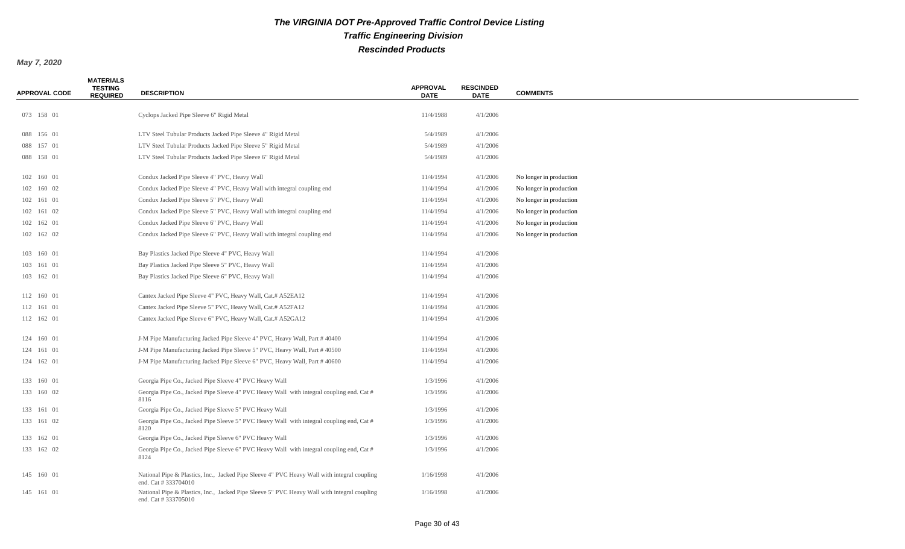# The VIRGINIA DOT Pre-Approved Traffic Control Device Listing

## Traffic Engineering Division

## Rescinded Products

*May 7, 2020*

| APPROVAL CODE | MATERIALS TESTING REQUIRED | DESCRIPTION | APPROVAL DATE | RESCINDED DATE | COMMENTS |
|---|---|---|---|---|---|
| 073 158 01 | | Cyclops Jacked Pipe Sleeve 6" Rigid Metal | 11/4/1988 | 4/1/2006 | |
| 088 156 01 | | LTV Steel Tubular Products Jacked Pipe Sleeve 4" Rigid Metal | 5/4/1989 | 4/1/2006 | |
| 088 157 01 | | LTV Steel Tubular Products Jacked Pipe Sleeve 5" Rigid Metal | 5/4/1989 | 4/1/2006 | |
| 088 158 01 | | LTV Steel Tubular Products Jacked Pipe Sleeve 6" Rigid Metal | 5/4/1989 | 4/1/2006 | |
| 102 160 01 | | Condux Jacked Pipe Sleeve 4" PVC, Heavy Wall | 11/4/1994 | 4/1/2006 | No longer in production |
| 102 160 02 | | Condux Jacked Pipe Sleeve 4" PVC, Heavy Wall with integral coupling end | 11/4/1994 | 4/1/2006 | No longer in production |
| 102 161 01 | | Condux Jacked Pipe Sleeve 5" PVC, Heavy Wall | 11/4/1994 | 4/1/2006 | No longer in production |
| 102 161 02 | | Condux Jacked Pipe Sleeve 5" PVC, Heavy Wall with integral coupling end | 11/4/1994 | 4/1/2006 | No longer in production |
| 102 162 01 | | Condux Jacked Pipe Sleeve 6" PVC, Heavy Wall | 11/4/1994 | 4/1/2006 | No longer in production |
| 102 162 02 | | Condux Jacked Pipe Sleeve 6" PVC, Heavy Wall with integral coupling end | 11/4/1994 | 4/1/2006 | No longer in production |
| 103 160 01 | | Bay Plastics Jacked Pipe Sleeve 4" PVC, Heavy Wall | 11/4/1994 | 4/1/2006 | |
| 103 161 01 | | Bay Plastics Jacked Pipe Sleeve 5" PVC, Heavy Wall | 11/4/1994 | 4/1/2006 | |
| 103 162 01 | | Bay Plastics Jacked Pipe Sleeve 6" PVC, Heavy Wall | 11/4/1994 | 4/1/2006 | |
| 112 160 01 | | Cantex Jacked Pipe Sleeve 4" PVC, Heavy Wall, Cat.# A52EA12 | 11/4/1994 | 4/1/2006 | |
| 112 161 01 | | Cantex Jacked Pipe Sleeve 5" PVC, Heavy Wall, Cat.# A52FA12 | 11/4/1994 | 4/1/2006 | |
| 112 162 01 | | Cantex Jacked Pipe Sleeve 6" PVC, Heavy Wall, Cat.# A52GA12 | 11/4/1994 | 4/1/2006 | |
| 124 160 01 | | J-M Pipe Manufacturing Jacked Pipe Sleeve 4" PVC, Heavy Wall, Part # 40400 | 11/4/1994 | 4/1/2006 | |
| 124 161 01 | | J-M Pipe Manufacturing Jacked Pipe Sleeve 5" PVC, Heavy Wall, Part # 40500 | 11/4/1994 | 4/1/2006 | |
| 124 162 01 | | J-M Pipe Manufacturing Jacked Pipe Sleeve 6" PVC, Heavy Wall, Part # 40600 | 11/4/1994 | 4/1/2006 | |
| 133 160 01 | | Georgia Pipe Co., Jacked Pipe Sleeve 4" PVC Heavy Wall | 1/3/1996 | 4/1/2006 | |
| 133 160 02 | | Georgia Pipe Co., Jacked Pipe Sleeve 4" PVC Heavy Wall with integral coupling end. Cat # 8116 | 1/3/1996 | 4/1/2006 | |
| 133 161 01 | | Georgia Pipe Co., Jacked Pipe Sleeve 5" PVC Heavy Wall | 1/3/1996 | 4/1/2006 | |
| 133 161 02 | | Georgia Pipe Co., Jacked Pipe Sleeve 5" PVC Heavy Wall with integral coupling end, Cat # 8120 | 1/3/1996 | 4/1/2006 | |
| 133 162 01 | | Georgia Pipe Co., Jacked Pipe Sleeve 6" PVC Heavy Wall | 1/3/1996 | 4/1/2006 | |
| 133 162 02 | | Georgia Pipe Co., Jacked Pipe Sleeve 6" PVC Heavy Wall with integral coupling end, Cat # 8124 | 1/3/1996 | 4/1/2006 | |
| 145 160 01 | | National Pipe & Plastics, Inc., Jacked Pipe Sleeve 4" PVC Heavy Wall with integral coupling end. Cat # 333704010 | 1/16/1998 | 4/1/2006 | |
| 145 161 01 | | National Pipe & Plastics, Inc., Jacked Pipe Sleeve 5" PVC Heavy Wall with integral coupling end. Cat # 333705010 | 1/16/1998 | 4/1/2006 | |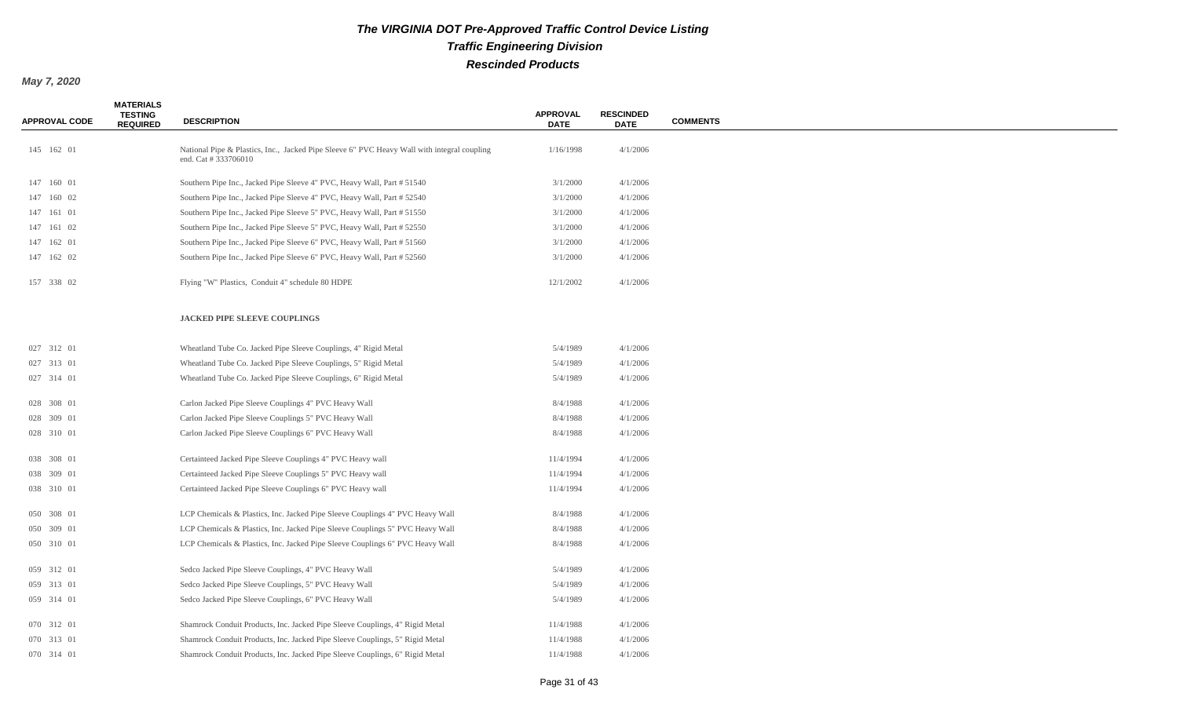# The VIRGINIA DOT Pre-Approved Traffic Control Device Listing

## Traffic Engineering Division

## Rescinded Products

***May 7, 2020***

| APPROVAL CODE | MATERIALS TESTING REQUIRED | DESCRIPTION | APPROVAL DATE | RESCINDED DATE | COMMENTS |
|---|---|---|---|---|---|
| 145 162 01 | | National Pipe & Plastics, Inc., Jacked Pipe Sleeve 6" PVC Heavy Wall with integral coupling end. Cat # 333706010 | 1/16/1998 | 4/1/2006 | |
| 147 160 01 | | Southern Pipe Inc., Jacked Pipe Sleeve 4" PVC, Heavy Wall, Part # 51540 | 3/1/2000 | 4/1/2006 | |
| 147 160 02 | | Southern Pipe Inc., Jacked Pipe Sleeve 4" PVC, Heavy Wall, Part # 52540 | 3/1/2000 | 4/1/2006 | |
| 147 161 01 | | Southern Pipe Inc., Jacked Pipe Sleeve 5" PVC, Heavy Wall, Part # 51550 | 3/1/2000 | 4/1/2006 | |
| 147 161 02 | | Southern Pipe Inc., Jacked Pipe Sleeve 5" PVC, Heavy Wall, Part # 52550 | 3/1/2000 | 4/1/2006 | |
| 147 162 01 | | Southern Pipe Inc., Jacked Pipe Sleeve 6" PVC, Heavy Wall, Part # 51560 | 3/1/2000 | 4/1/2006 | |
| 147 162 02 | | Southern Pipe Inc., Jacked Pipe Sleeve 6" PVC, Heavy Wall, Part # 52560 | 3/1/2000 | 4/1/2006 | |
| 157 338 02 | | Flying "W" Plastics, Conduit 4" schedule 80 HDPE | 12/1/2002 | 4/1/2006 | |
| | | **JACKED PIPE SLEEVE COUPLINGS** | | | |
| 027 312 01 | | Wheatland Tube Co. Jacked Pipe Sleeve Couplings, 4" Rigid Metal | 5/4/1989 | 4/1/2006 | |
| 027 313 01 | | Wheatland Tube Co. Jacked Pipe Sleeve Couplings, 5" Rigid Metal | 5/4/1989 | 4/1/2006 | |
| 027 314 01 | | Wheatland Tube Co. Jacked Pipe Sleeve Couplings, 6" Rigid Metal | 5/4/1989 | 4/1/2006 | |
| 028 308 01 | | Carlon Jacked Pipe Sleeve Couplings 4" PVC Heavy Wall | 8/4/1988 | 4/1/2006 | |
| 028 309 01 | | Carlon Jacked Pipe Sleeve Couplings 5" PVC Heavy Wall | 8/4/1988 | 4/1/2006 | |
| 028 310 01 | | Carlon Jacked Pipe Sleeve Couplings 6" PVC Heavy Wall | 8/4/1988 | 4/1/2006 | |
| 038 308 01 | | Certainteed Jacked Pipe Sleeve Couplings 4" PVC Heavy wall | 11/4/1994 | 4/1/2006 | |
| 038 309 01 | | Certainteed Jacked Pipe Sleeve Couplings 5" PVC Heavy wall | 11/4/1994 | 4/1/2006 | |
| 038 310 01 | | Certainteed Jacked Pipe Sleeve Couplings 6" PVC Heavy wall | 11/4/1994 | 4/1/2006 | |
| 050 308 01 | | LCP Chemicals & Plastics, Inc. Jacked Pipe Sleeve Couplings 4" PVC Heavy Wall | 8/4/1988 | 4/1/2006 | |
| 050 309 01 | | LCP Chemicals & Plastics, Inc. Jacked Pipe Sleeve Couplings 5" PVC Heavy Wall | 8/4/1988 | 4/1/2006 | |
| 050 310 01 | | LCP Chemicals & Plastics, Inc. Jacked Pipe Sleeve Couplings 6" PVC Heavy Wall | 8/4/1988 | 4/1/2006 | |
| 059 312 01 | | Sedco Jacked Pipe Sleeve Couplings, 4" PVC Heavy Wall | 5/4/1989 | 4/1/2006 | |
| 059 313 01 | | Sedco Jacked Pipe Sleeve Couplings, 5" PVC Heavy Wall | 5/4/1989 | 4/1/2006 | |
| 059 314 01 | | Sedco Jacked Pipe Sleeve Couplings, 6" PVC Heavy Wall | 5/4/1989 | 4/1/2006 | |
| 070 312 01 | | Shamrock Conduit Products, Inc. Jacked Pipe Sleeve Couplings, 4" Rigid Metal | 11/4/1988 | 4/1/2006 | |
| 070 313 01 | | Shamrock Conduit Products, Inc. Jacked Pipe Sleeve Couplings, 5" Rigid Metal | 11/4/1988 | 4/1/2006 | |
| 070 314 01 | | Shamrock Conduit Products, Inc. Jacked Pipe Sleeve Couplings, 6" Rigid Metal | 11/4/1988 | 4/1/2006 | |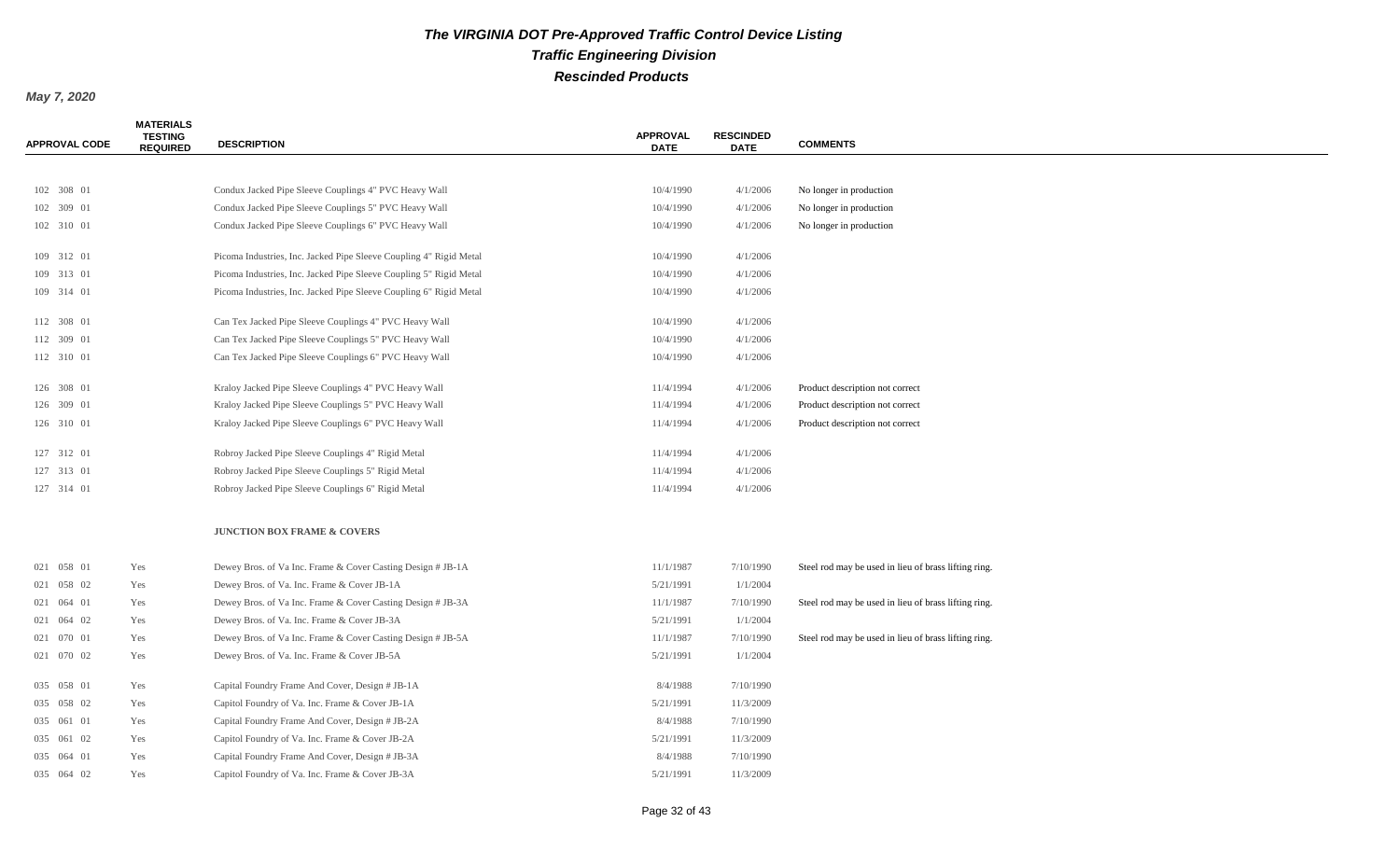# The VIRGINIA DOT Pre-Approved Traffic Control Device Listing

## Traffic Engineering Division

## Rescinded Products

*May 7, 2020*

| APPROVAL CODE | MATERIALS TESTING REQUIRED | DESCRIPTION | APPROVAL DATE | RESCINDED DATE | COMMENTS |
|---|---|---|---|---|---|
| 102 308 01 | | Condux Jacked Pipe Sleeve Couplings 4" PVC Heavy Wall | 10/4/1990 | 4/1/2006 | No longer in production |
| 102 309 01 | | Condux Jacked Pipe Sleeve Couplings 5" PVC Heavy Wall | 10/4/1990 | 4/1/2006 | No longer in production |
| 102 310 01 | | Condux Jacked Pipe Sleeve Couplings 6" PVC Heavy Wall | 10/4/1990 | 4/1/2006 | No longer in production |
| 109 312 01 | | Picoma Industries, Inc. Jacked Pipe Sleeve Coupling 4" Rigid Metal | 10/4/1990 | 4/1/2006 | |
| 109 313 01 | | Picoma Industries, Inc. Jacked Pipe Sleeve Coupling 5" Rigid Metal | 10/4/1990 | 4/1/2006 | |
| 109 314 01 | | Picoma Industries, Inc. Jacked Pipe Sleeve Coupling 6" Rigid Metal | 10/4/1990 | 4/1/2006 | |
| 112 308 01 | | Can Tex Jacked Pipe Sleeve Couplings 4" PVC Heavy Wall | 10/4/1990 | 4/1/2006 | |
| 112 309 01 | | Can Tex Jacked Pipe Sleeve Couplings 5" PVC Heavy Wall | 10/4/1990 | 4/1/2006 | |
| 112 310 01 | | Can Tex Jacked Pipe Sleeve Couplings 6" PVC Heavy Wall | 10/4/1990 | 4/1/2006 | |
| 126 308 01 | | Kraloy Jacked Pipe Sleeve Couplings 4" PVC Heavy Wall | 11/4/1994 | 4/1/2006 | Product description not correct |
| 126 309 01 | | Kraloy Jacked Pipe Sleeve Couplings 5" PVC Heavy Wall | 11/4/1994 | 4/1/2006 | Product description not correct |
| 126 310 01 | | Kraloy Jacked Pipe Sleeve Couplings 6" PVC Heavy Wall | 11/4/1994 | 4/1/2006 | Product description not correct |
| 127 312 01 | | Robroy Jacked Pipe Sleeve Couplings 4" Rigid Metal | 11/4/1994 | 4/1/2006 | |
| 127 313 01 | | Robroy Jacked Pipe Sleeve Couplings 5" Rigid Metal | 11/4/1994 | 4/1/2006 | |
| 127 314 01 | | Robroy Jacked Pipe Sleeve Couplings 6" Rigid Metal | 11/4/1994 | 4/1/2006 | |
| | | **JUNCTION BOX FRAME & COVERS** | | | |
| 021 058 01 | Yes | Dewey Bros. of Va Inc. Frame & Cover Casting Design # JB-1A | 11/1/1987 | 7/10/1990 | Steel rod may be used in lieu of brass lifting ring. |
| 021 058 02 | Yes | Dewey Bros. of Va. Inc. Frame & Cover JB-1A | 5/21/1991 | 1/1/2004 | |
| 021 064 01 | Yes | Dewey Bros. of Va Inc. Frame & Cover Casting Design # JB-3A | 11/1/1987 | 7/10/1990 | Steel rod may be used in lieu of brass lifting ring. |
| 021 064 02 | Yes | Dewey Bros. of Va. Inc. Frame & Cover JB-3A | 5/21/1991 | 1/1/2004 | |
| 021 070 01 | Yes | Dewey Bros. of Va Inc. Frame & Cover Casting Design # JB-5A | 11/1/1987 | 7/10/1990 | Steel rod may be used in lieu of brass lifting ring. |
| 021 070 02 | Yes | Dewey Bros. of Va. Inc. Frame & Cover JB-5A | 5/21/1991 | 1/1/2004 | |
| 035 058 01 | Yes | Capital Foundry Frame And Cover, Design # JB-1A | 8/4/1988 | 7/10/1990 | |
| 035 058 02 | Yes | Capitol Foundry of Va. Inc. Frame & Cover JB-1A | 5/21/1991 | 11/3/2009 | |
| 035 061 01 | Yes | Capital Foundry Frame And Cover, Design # JB-2A | 8/4/1988 | 7/10/1990 | |
| 035 061 02 | Yes | Capitol Foundry of Va. Inc. Frame & Cover JB-2A | 5/21/1991 | 11/3/2009 | |
| 035 064 01 | Yes | Capital Foundry Frame And Cover, Design # JB-3A | 8/4/1988 | 7/10/1990 | |
| 035 064 02 | Yes | Capitol Foundry of Va. Inc. Frame & Cover JB-3A | 5/21/1991 | 11/3/2009 | |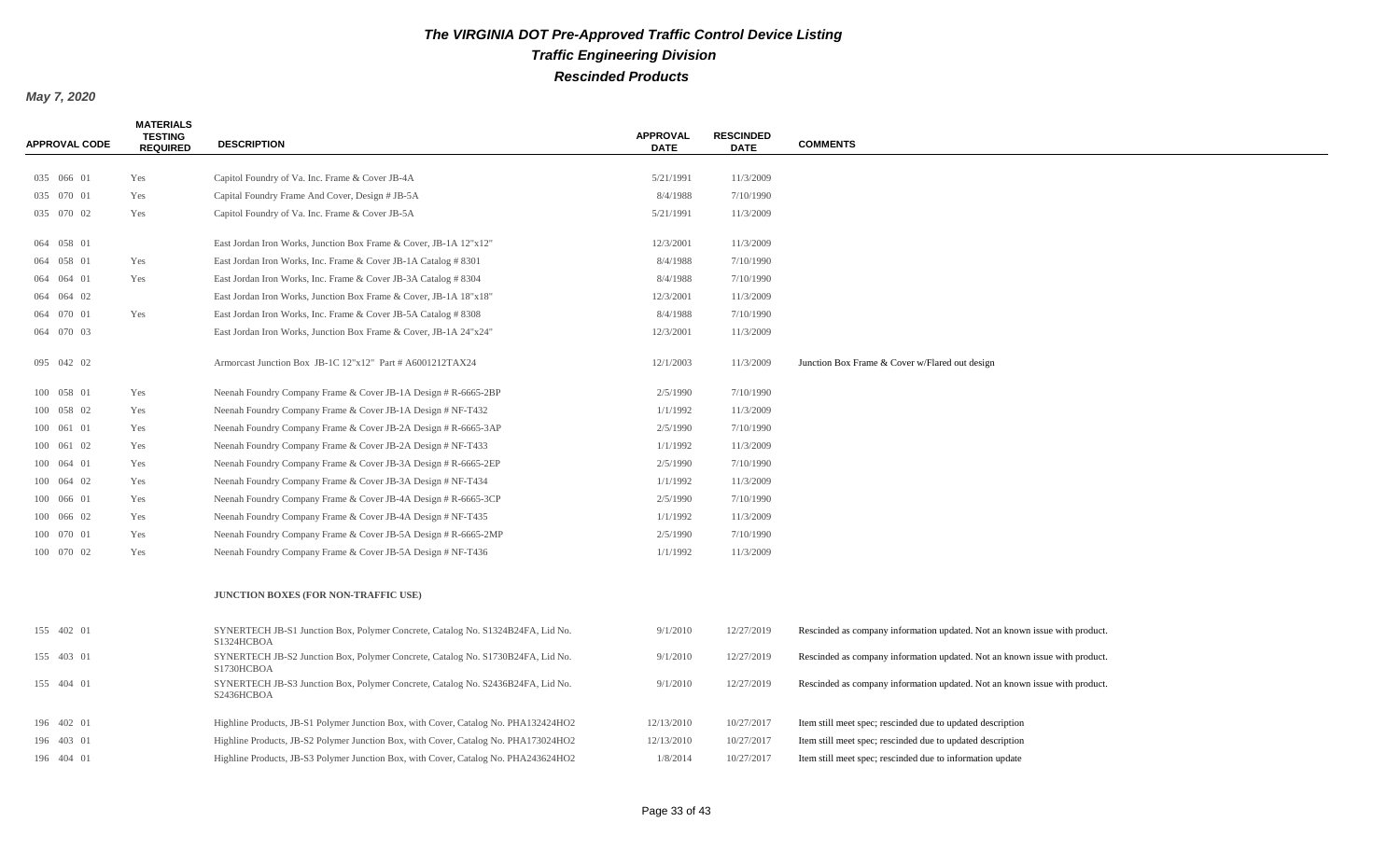# The VIRGINIA DOT Pre-Approved Traffic Control Device Listing

## Traffic Engineering Division

## Rescinded Products

*May 7, 2020*

| APPROVAL CODE | MATERIALS TESTING REQUIRED | DESCRIPTION | APPROVAL DATE | RESCINDED DATE | COMMENTS |
|---|---|---|---|---|---|
| 035 066 01 | Yes | Capitol Foundry of Va. Inc. Frame & Cover JB-4A | 5/21/1991 | 11/3/2009 | |
| 035 070 01 | Yes | Capital Foundry Frame And Cover, Design # JB-5A | 8/4/1988 | 7/10/1990 | |
| 035 070 02 | Yes | Capitol Foundry of Va. Inc. Frame & Cover JB-5A | 5/21/1991 | 11/3/2009 | |
| 064 058 01 | | East Jordan Iron Works, Junction Box Frame & Cover, JB-1A 12"x12" | 12/3/2001 | 11/3/2009 | |
| 064 058 01 | Yes | East Jordan Iron Works, Inc. Frame & Cover JB-1A Catalog # 8301 | 8/4/1988 | 7/10/1990 | |
| 064 064 01 | Yes | East Jordan Iron Works, Inc. Frame & Cover JB-3A Catalog # 8304 | 8/4/1988 | 7/10/1990 | |
| 064 064 02 | | East Jordan Iron Works, Junction Box Frame & Cover, JB-1A 18"x18" | 12/3/2001 | 11/3/2009 | |
| 064 070 01 | Yes | East Jordan Iron Works, Inc. Frame & Cover JB-5A Catalog # 8308 | 8/4/1988 | 7/10/1990 | |
| 064 070 03 | | East Jordan Iron Works, Junction Box Frame & Cover, JB-1A 24"x24" | 12/3/2001 | 11/3/2009 | |
| 095 042 02 | | Armorcast Junction Box JB-1C 12"x12" Part # A6001212TAX24 | 12/1/2003 | 11/3/2009 | Junction Box Frame & Cover w/Flared out design |
| 100 058 01 | Yes | Neenah Foundry Company Frame & Cover JB-1A Design # R-6665-2BP | 2/5/1990 | 7/10/1990 | |
| 100 058 02 | Yes | Neenah Foundry Company Frame & Cover JB-1A Design # NF-T432 | 1/1/1992 | 11/3/2009 | |
| 100 061 01 | Yes | Neenah Foundry Company Frame & Cover JB-2A Design # R-6665-3AP | 2/5/1990 | 7/10/1990 | |
| 100 061 02 | Yes | Neenah Foundry Company Frame & Cover JB-2A Design # NF-T433 | 1/1/1992 | 11/3/2009 | |
| 100 064 01 | Yes | Neenah Foundry Company Frame & Cover JB-3A Design # R-6665-2EP | 2/5/1990 | 7/10/1990 | |
| 100 064 02 | Yes | Neenah Foundry Company Frame & Cover JB-3A Design # NF-T434 | 1/1/1992 | 11/3/2009 | |
| 100 066 01 | Yes | Neenah Foundry Company Frame & Cover JB-4A Design # R-6665-3CP | 2/5/1990 | 7/10/1990 | |
| 100 066 02 | Yes | Neenah Foundry Company Frame & Cover JB-4A Design # NF-T435 | 1/1/1992 | 11/3/2009 | |
| 100 070 01 | Yes | Neenah Foundry Company Frame & Cover JB-5A Design # R-6665-2MP | 2/5/1990 | 7/10/1990 | |
| 100 070 02 | Yes | Neenah Foundry Company Frame & Cover JB-5A Design # NF-T436 | 1/1/1992 | 11/3/2009 | |
| | | **JUNCTION BOXES (FOR NON-TRAFFIC USE)** | | | |
| 155 402 01 | | SYNERTECH JB-S1 Junction Box, Polymer Concrete, Catalog No. S1324B24FA, Lid No. S1324HCBOA | 9/1/2010 | 12/27/2019 | Rescinded as company information updated. Not an known issue with product. |
| 155 403 01 | | SYNERTECH JB-S2 Junction Box, Polymer Concrete, Catalog No. S1730B24FA, Lid No. S1730HCBOA | 9/1/2010 | 12/27/2019 | Rescinded as company information updated. Not an known issue with product. |
| 155 404 01 | | SYNERTECH JB-S3 Junction Box, Polymer Concrete, Catalog No. S2436B24FA, Lid No. S2436HCBOA | 9/1/2010 | 12/27/2019 | Rescinded as company information updated. Not an known issue with product. |
| 196 402 01 | | Highline Products, JB-S1 Polymer Junction Box, with Cover, Catalog No. PHA132424HO2 | 12/13/2010 | 10/27/2017 | Item still meet spec; rescinded due to updated description |
| 196 403 01 | | Highline Products, JB-S2 Polymer Junction Box, with Cover, Catalog No. PHA173024HO2 | 12/13/2010 | 10/27/2017 | Item still meet spec; rescinded due to updated description |
| 196 404 01 | | Highline Products, JB-S3 Polymer Junction Box, with Cover, Catalog No. PHA243624HO2 | 1/8/2014 | 10/27/2017 | Item still meet spec; rescinded due to information update |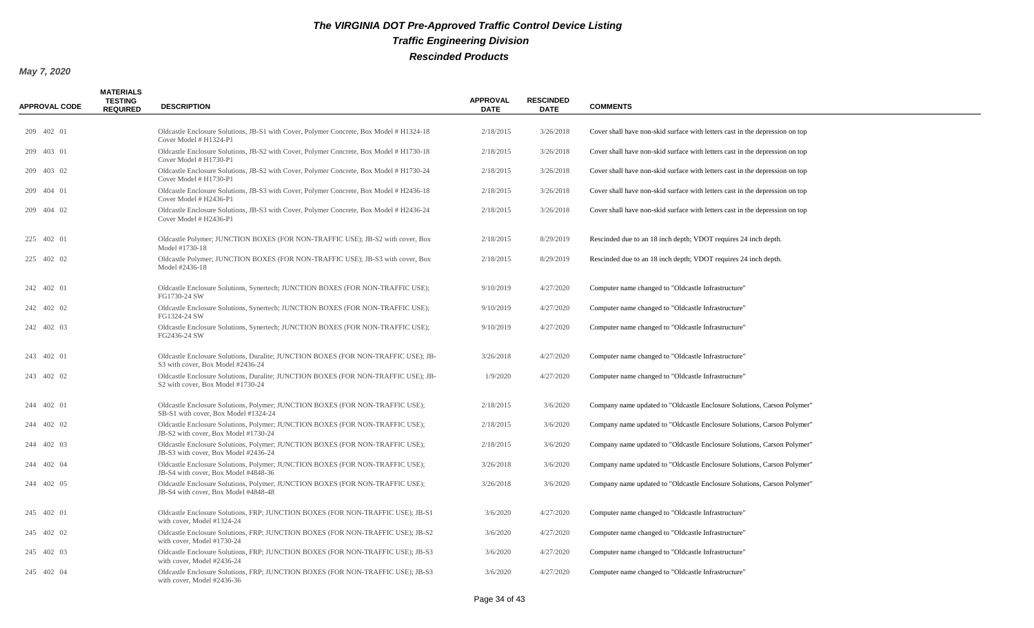# The VIRGINIA DOT Pre-Approved Traffic Control Device Listing

## Traffic Engineering Division

## Rescinded Products

**May 7, 2020**

| APPROVAL CODE | MATERIALS TESTING REQUIRED | DESCRIPTION | APPROVAL DATE | RESCINDED DATE | COMMENTS |
|---|---|---|---|---|---|
| 209 402 01 | | Oldcastle Enclosure Solutions, JB-S1 with Cover, Polymer Concrete, Box Model # H1324-18 Cover Model # H1324-P1 | 2/18/2015 | 3/26/2018 | Cover shall have non-skid surface with letters cast in the depression on top |
| 209 403 01 | | Oldcastle Enclosure Solutions, JB-S2 with Cover, Polymer Concrete, Box Model # H1730-18 Cover Model # H1730-P1 | 2/18/2015 | 3/26/2018 | Cover shall have non-skid surface with letters cast in the depression on top |
| 209 403 02 | | Oldcastle Enclosure Solutions, JB-S2 with Cover, Polymer Concrete, Box Model # H1730-24 Cover Model # H1730-P1 | 2/18/2015 | 3/26/2018 | Cover shall have non-skid surface with letters cast in the depression on top |
| 209 404 01 | | Oldcastle Enclosure Solutions, JB-S3 with Cover, Polymer Concrete, Box Model # H2436-18 Cover Model # H2436-P1 | 2/18/2015 | 3/26/2018 | Cover shall have non-skid surface with letters cast in the depression on top |
| 209 404 02 | | Oldcastle Enclosure Solutions, JB-S3 with Cover, Polymer Concrete, Box Model # H2436-24 Cover Model # H2436-P1 | 2/18/2015 | 3/26/2018 | Cover shall have non-skid surface with letters cast in the depression on top |
| 225 402 01 | | Oldcastle Polymer; JUNCTION BOXES (FOR NON-TRAFFIC USE); JB-S2 with cover, Box Model #1730-18 | 2/18/2015 | 8/29/2019 | Rescinded due to an 18 inch depth; VDOT requires 24 inch depth. |
| 225 402 02 | | Oldcastle Polymer; JUNCTION BOXES (FOR NON-TRAFFIC USE); JB-S3 with cover, Box Model #2436-18 | 2/18/2015 | 8/29/2019 | Rescinded due to an 18 inch depth; VDOT requires 24 inch depth. |
| 242 402 01 | | Oldcastle Enclosure Solutions, Synertech; JUNCTION BOXES (FOR NON-TRAFFIC USE); FG1730-24 SW | 9/10/2019 | 4/27/2020 | Computer name changed to "Oldcastle Infrastructure" |
| 242 402 02 | | Oldcastle Enclosure Solutions, Synertech; JUNCTION BOXES (FOR NON-TRAFFIC USE); FG1324-24 SW | 9/10/2019 | 4/27/2020 | Computer name changed to "Oldcastle Infrastructure" |
| 242 402 03 | | Oldcastle Enclosure Solutions, Synertech; JUNCTION BOXES (FOR NON-TRAFFIC USE); FG2436-24 SW | 9/10/2019 | 4/27/2020 | Computer name changed to "Oldcastle Infrastructure" |
| 243 402 01 | | Oldcastle Enclosure Solutions, Duralite; JUNCTION BOXES (FOR NON-TRAFFIC USE); JB-S3 with cover, Box Model #2436-24 | 3/26/2018 | 4/27/2020 | Computer name changed to "Oldcastle Infrastructure" |
| 243 402 02 | | Oldcastle Enclosure Solutions, Duralite; JUNCTION BOXES (FOR NON-TRAFFIC USE); JB-S2 with cover, Box Model #1730-24 | 1/9/2020 | 4/27/2020 | Computer name changed to "Oldcastle Infrastructure" |
| 244 402 01 | | Oldcastle Enclosure Solutions, Polymer; JUNCTION BOXES (FOR NON-TRAFFIC USE); SB-S1 with cover, Box Model #1324-24 | 2/18/2015 | 3/6/2020 | Company name updated to "Oldcastle Enclosure Solutions, Carson Polymer" |
| 244 402 02 | | Oldcastle Enclosure Solutions, Polymer; JUNCTION BOXES (FOR NON-TRAFFIC USE); JB-S2 with cover, Box Model #1730-24 | 2/18/2015 | 3/6/2020 | Company name updated to "Oldcastle Enclosure Solutions, Carson Polymer" |
| 244 402 03 | | Oldcastle Enclosure Solutions, Polymer; JUNCTION BOXES (FOR NON-TRAFFIC USE); JB-S3 with cover, Box Model #2436-24 | 2/18/2015 | 3/6/2020 | Company name updated to "Oldcastle Enclosure Solutions, Carson Polymer" |
| 244 402 04 | | Oldcastle Enclosure Solutions, Polymer; JUNCTION BOXES (FOR NON-TRAFFIC USE); JB-S4 with cover, Box Model #4848-36 | 3/26/2018 | 3/6/2020 | Company name updated to "Oldcastle Enclosure Solutions, Carson Polymer" |
| 244 402 05 | | Oldcastle Enclosure Solutions, Polymer; JUNCTION BOXES (FOR NON-TRAFFIC USE); JB-S4 with cover, Box Model #4848-48 | 3/26/2018 | 3/6/2020 | Company name updated to "Oldcastle Enclosure Solutions, Carson Polymer" |
| 245 402 01 | | Oldcastle Enclosure Solutions, FRP; JUNCTION BOXES (FOR NON-TRAFFIC USE); JB-S1 with cover, Model #1324-24 | 3/6/2020 | 4/27/2020 | Computer name changed to "Oldcastle Infrastructure" |
| 245 402 02 | | Oldcastle Enclosure Solutions, FRP; JUNCTION BOXES (FOR NON-TRAFFIC USE); JB-S2 with cover, Model #1730-24 | 3/6/2020 | 4/27/2020 | Computer name changed to "Oldcastle Infrastructure" |
| 245 402 03 | | Oldcastle Enclosure Solutions, FRP; JUNCTION BOXES (FOR NON-TRAFFIC USE); JB-S3 with cover, Model #2436-24 | 3/6/2020 | 4/27/2020 | Computer name changed to "Oldcastle Infrastructure" |
| 245 402 04 | | Oldcastle Enclosure Solutions, FRP; JUNCTION BOXES (FOR NON-TRAFFIC USE); JB-S3 with cover, Model #2436-36 | 3/6/2020 | 4/27/2020 | Computer name changed to "Oldcastle Infrastructure" |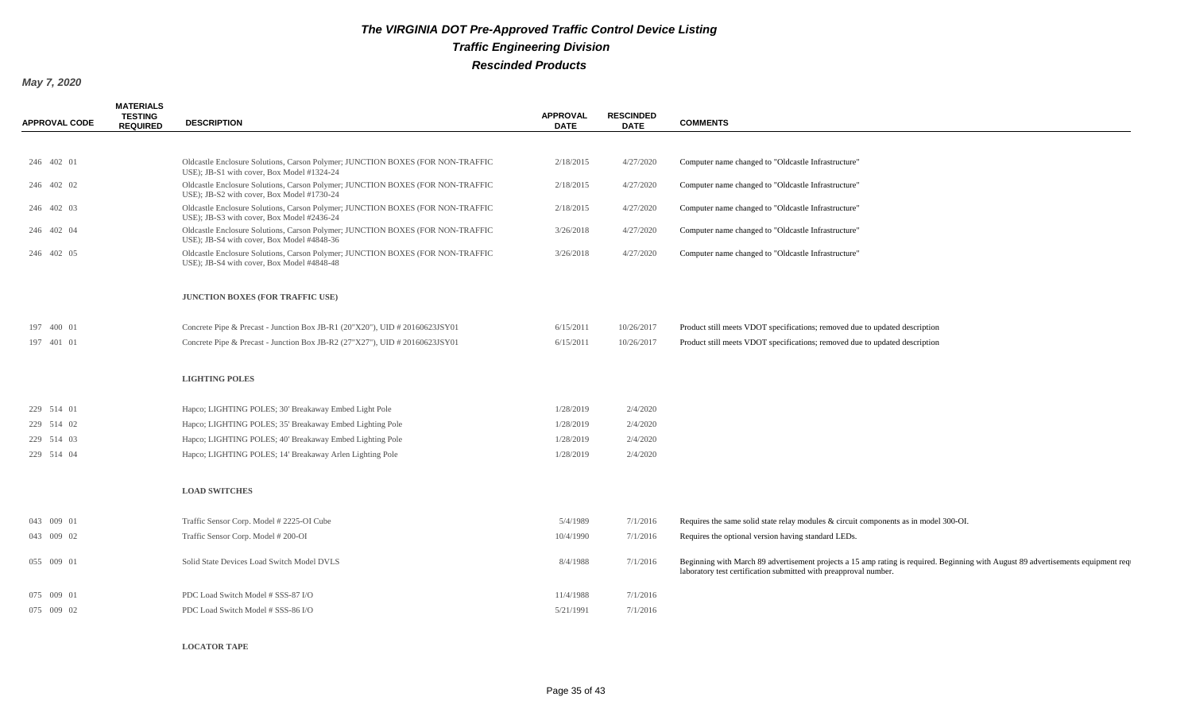# The VIRGINIA DOT Pre-Approved Traffic Control Device Listing

## Traffic Engineering Division

## Rescinded Products

*May 7, 2020*

| APPROVAL CODE | MATERIALS TESTING REQUIRED | DESCRIPTION | APPROVAL DATE | RESCINDED DATE | COMMENTS |
|---|---|---|---|---|---|
| 246 402 01 | | Oldcastle Enclosure Solutions, Carson Polymer; JUNCTION BOXES (FOR NON-TRAFFIC USE); JB-S1 with cover, Box Model #1324-24 | 2/18/2015 | 4/27/2020 | Computer name changed to "Oldcastle Infrastructure" |
| 246 402 02 | | Oldcastle Enclosure Solutions, Carson Polymer; JUNCTION BOXES (FOR NON-TRAFFIC USE); JB-S2 with cover, Box Model #1730-24 | 2/18/2015 | 4/27/2020 | Computer name changed to "Oldcastle Infrastructure" |
| 246 402 03 | | Oldcastle Enclosure Solutions, Carson Polymer; JUNCTION BOXES (FOR NON-TRAFFIC USE); JB-S3 with cover, Box Model #2436-24 | 2/18/2015 | 4/27/2020 | Computer name changed to "Oldcastle Infrastructure" |
| 246 402 04 | | Oldcastle Enclosure Solutions, Carson Polymer; JUNCTION BOXES (FOR NON-TRAFFIC USE); JB-S4 with cover, Box Model #4848-36 | 3/26/2018 | 4/27/2020 | Computer name changed to "Oldcastle Infrastructure" |
| 246 402 05 | | Oldcastle Enclosure Solutions, Carson Polymer; JUNCTION BOXES (FOR NON-TRAFFIC USE); JB-S4 with cover, Box Model #4848-48 | 3/26/2018 | 4/27/2020 | Computer name changed to "Oldcastle Infrastructure" |
| | | **JUNCTION BOXES (FOR TRAFFIC USE)** | | | |
| 197 400 01 | | Concrete Pipe & Precast - Junction Box JB-R1 (20"X20"), UID # 20160623JSY01 | 6/15/2011 | 10/26/2017 | Product still meets VDOT specifications; removed due to updated description |
| 197 401 01 | | Concrete Pipe & Precast - Junction Box JB-R2 (27"X27"), UID # 20160623JSY01 | 6/15/2011 | 10/26/2017 | Product still meets VDOT specifications; removed due to updated description |
| | | **LIGHTING POLES** | | | |
| 229 514 01 | | Hapco; LIGHTING POLES; 30' Breakaway Embed Light Pole | 1/28/2019 | 2/4/2020 | |
| 229 514 02 | | Hapco; LIGHTING POLES; 35' Breakaway Embed Lighting Pole | 1/28/2019 | 2/4/2020 | |
| 229 514 03 | | Hapco; LIGHTING POLES; 40' Breakaway Embed Lighting Pole | 1/28/2019 | 2/4/2020 | |
| 229 514 04 | | Hapco; LIGHTING POLES; 14' Breakaway Arlen Lighting Pole | 1/28/2019 | 2/4/2020 | |
| | | **LOAD SWITCHES** | | | |
| 043 009 01 | | Traffic Sensor Corp. Model # 2225-OI Cube | 5/4/1989 | 7/1/2016 | Requires the same solid state relay modules & circuit components as in model 300-OI. |
| 043 009 02 | | Traffic Sensor Corp. Model # 200-OI | 10/4/1990 | 7/1/2016 | Requires the optional version having standard LEDs. |
| 055 009 01 | | Solid State Devices Load Switch Model DVLS | 8/4/1988 | 7/1/2016 | Beginning with March 89 advertisement projects a 15 amp rating is required. Beginning with August 89 advertisements equipment req laboratory test certification submitted with preapproval number. |
| 075 009 01 | | PDC Load Switch Model # SSS-87 I/O | 11/4/1988 | 7/1/2016 | |
| 075 009 02 | | PDC Load Switch Model # SSS-86 I/O | 5/21/1991 | 7/1/2016 | |
| | | **LOCATOR TAPE** | | | |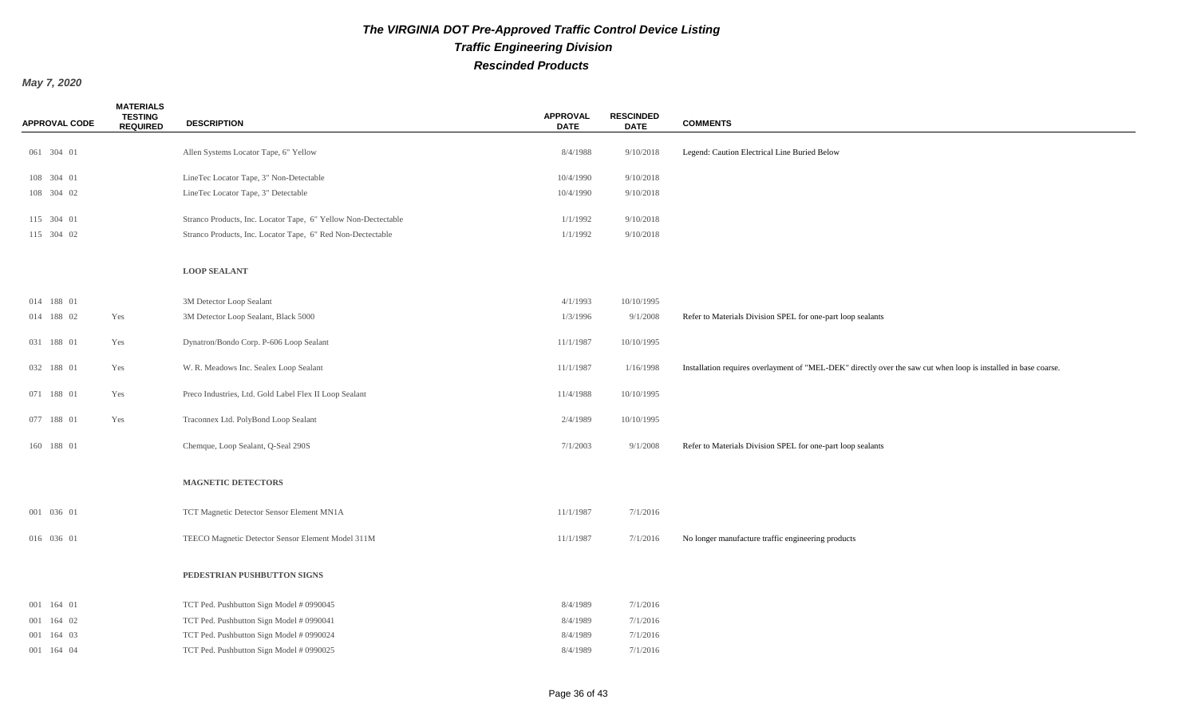# The VIRGINIA DOT Pre-Approved Traffic Control Device Listing

## Traffic Engineering Division

## Rescinded Products

*May 7, 2020*

| APPROVAL CODE | MATERIALS TESTING REQUIRED | DESCRIPTION | APPROVAL DATE | RESCINDED DATE | COMMENTS |
|---|---|---|---|---|---|
| 061 304 01 | | Allen Systems Locator Tape, 6" Yellow | 8/4/1988 | 9/10/2018 | Legend: Caution Electrical Line Buried Below |
| 108 304 01 | | LineTec Locator Tape, 3" Non-Detectable | 10/4/1990 | 9/10/2018 | |
| 108 304 02 | | LineTec Locator Tape, 3" Detectable | 10/4/1990 | 9/10/2018 | |
| 115 304 01 | | Stranco Products, Inc. Locator Tape, 6" Yellow Non-Dectectable | 1/1/1992 | 9/10/2018 | |
| 115 304 02 | | Stranco Products, Inc. Locator Tape, 6" Red Non-Dectectable | 1/1/1992 | 9/10/2018 | |
| | | **LOOP SEALANT** | | | |
| 014 188 01 | | 3M Detector Loop Sealant | 4/1/1993 | 10/10/1995 | |
| 014 188 02 | Yes | 3M Detector Loop Sealant, Black 5000 | 1/3/1996 | 9/1/2008 | Refer to Materials Division SPEL for one-part loop sealants |
| 031 188 01 | Yes | Dynatron/Bondo Corp. P-606 Loop Sealant | 11/1/1987 | 10/10/1995 | |
| 032 188 01 | Yes | W. R. Meadows Inc. Sealex Loop Sealant | 11/1/1987 | 1/16/1998 | Installation requires overlayment of "MEL-DEK" directly over the saw cut when loop is installed in base coarse. |
| 071 188 01 | Yes | Preco Industries, Ltd. Gold Label Flex II Loop Sealant | 11/4/1988 | 10/10/1995 | |
| 077 188 01 | Yes | Traconnex Ltd. PolyBond Loop Sealant | 2/4/1989 | 10/10/1995 | |
| 160 188 01 | | Chemque, Loop Sealant, Q-Seal 290S | 7/1/2003 | 9/1/2008 | Refer to Materials Division SPEL for one-part loop sealants |
| | | **MAGNETIC DETECTORS** | | | |
| 001 036 01 | | TCT Magnetic Detector Sensor Element MN1A | 11/1/1987 | 7/1/2016 | |
| 016 036 01 | | TEECO Magnetic Detector Sensor Element Model 311M | 11/1/1987 | 7/1/2016 | No longer manufacture traffic engineering products |
| | | **PEDESTRIAN PUSHBUTTON SIGNS** | | | |
| 001 164 01 | | TCT Ped. Pushbutton Sign Model # 0990045 | 8/4/1989 | 7/1/2016 | |
| 001 164 02 | | TCT Ped. Pushbutton Sign Model # 0990041 | 8/4/1989 | 7/1/2016 | |
| 001 164 03 | | TCT Ped. Pushbutton Sign Model # 0990024 | 8/4/1989 | 7/1/2016 | |
| 001 164 04 | | TCT Ped. Pushbutton Sign Model # 0990025 | 8/4/1989 | 7/1/2016 | |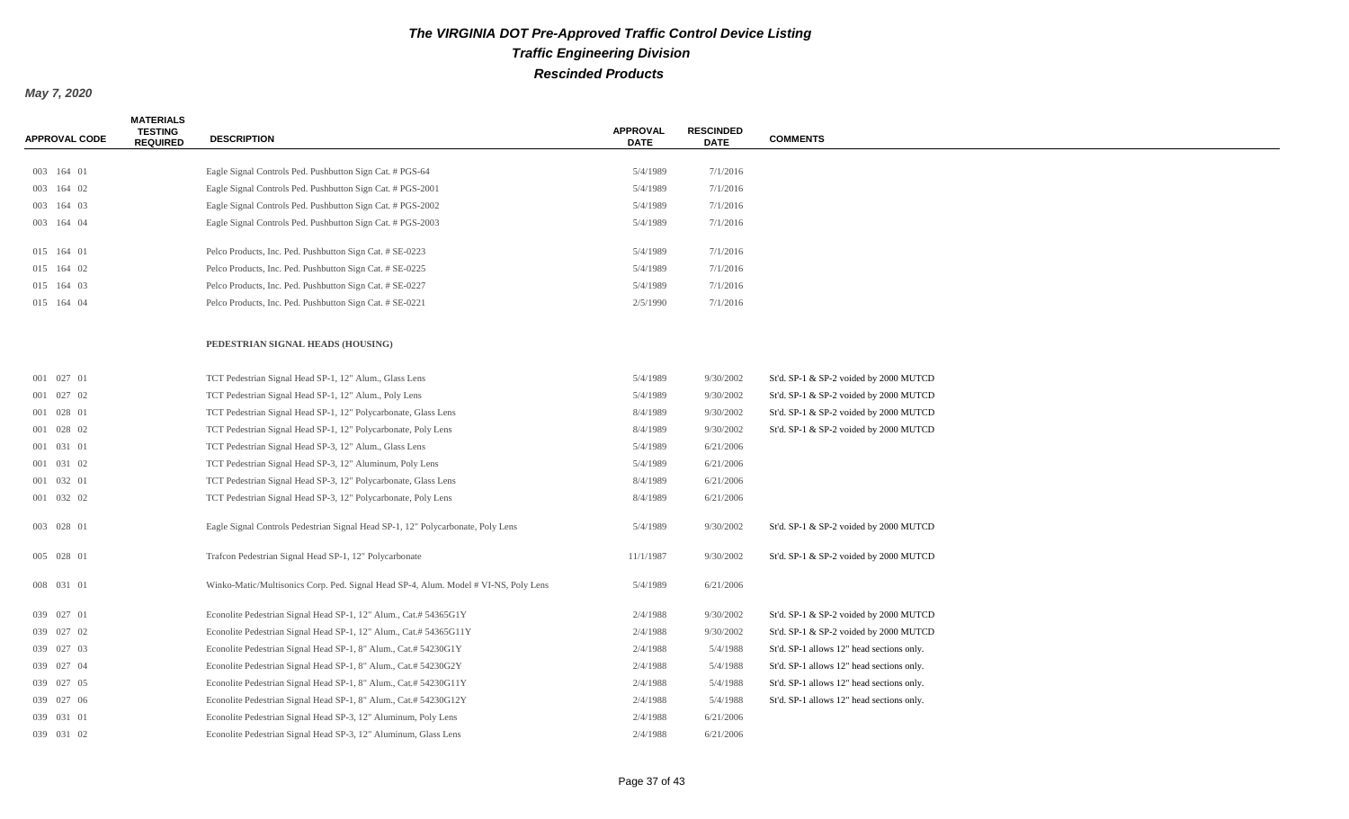# The VIRGINIA DOT Pre-Approved Traffic Control Device Listing

## Traffic Engineering Division

## Rescinded Products

*May 7, 2020*

| APPROVAL CODE | MATERIALS TESTING REQUIRED | DESCRIPTION | APPROVAL DATE | RESCINDED DATE | COMMENTS |
|---|---|---|---|---|---|
| 003 164 01 | | Eagle Signal Controls Ped. Pushbutton Sign Cat. # PGS-64 | 5/4/1989 | 7/1/2016 | |
| 003 164 02 | | Eagle Signal Controls Ped. Pushbutton Sign Cat. # PGS-2001 | 5/4/1989 | 7/1/2016 | |
| 003 164 03 | | Eagle Signal Controls Ped. Pushbutton Sign Cat. # PGS-2002 | 5/4/1989 | 7/1/2016 | |
| 003 164 04 | | Eagle Signal Controls Ped. Pushbutton Sign Cat. # PGS-2003 | 5/4/1989 | 7/1/2016 | |
| 015 164 01 | | Pelco Products, Inc. Ped. Pushbutton Sign Cat. # SE-0223 | 5/4/1989 | 7/1/2016 | |
| 015 164 02 | | Pelco Products, Inc. Ped. Pushbutton Sign Cat. # SE-0225 | 5/4/1989 | 7/1/2016 | |
| 015 164 03 | | Pelco Products, Inc. Ped. Pushbutton Sign Cat. # SE-0227 | 5/4/1989 | 7/1/2016 | |
| 015 164 04 | | Pelco Products, Inc. Ped. Pushbutton Sign Cat. # SE-0221 | 2/5/1990 | 7/1/2016 | |
| | | **PEDESTRIAN SIGNAL HEADS (HOUSING)** | | | |
| 001 027 01 | | TCT Pedestrian Signal Head SP-1, 12" Alum., Glass Lens | 5/4/1989 | 9/30/2002 | St'd. SP-1 & SP-2 voided by 2000 MUTCD |
| 001 027 02 | | TCT Pedestrian Signal Head SP-1, 12" Alum., Poly Lens | 5/4/1989 | 9/30/2002 | St'd. SP-1 & SP-2 voided by 2000 MUTCD |
| 001 028 01 | | TCT Pedestrian Signal Head SP-1, 12" Polycarbonate, Glass Lens | 8/4/1989 | 9/30/2002 | St'd. SP-1 & SP-2 voided by 2000 MUTCD |
| 001 028 02 | | TCT Pedestrian Signal Head SP-1, 12" Polycarbonate, Poly Lens | 8/4/1989 | 9/30/2002 | St'd. SP-1 & SP-2 voided by 2000 MUTCD |
| 001 031 01 | | TCT Pedestrian Signal Head SP-3, 12" Alum., Glass Lens | 5/4/1989 | 6/21/2006 | |
| 001 031 02 | | TCT Pedestrian Signal Head SP-3, 12" Aluminum, Poly Lens | 5/4/1989 | 6/21/2006 | |
| 001 032 01 | | TCT Pedestrian Signal Head SP-3, 12" Polycarbonate, Glass Lens | 8/4/1989 | 6/21/2006 | |
| 001 032 02 | | TCT Pedestrian Signal Head SP-3, 12" Polycarbonate, Poly Lens | 8/4/1989 | 6/21/2006 | |
| 003 028 01 | | Eagle Signal Controls Pedestrian Signal Head SP-1, 12" Polycarbonate, Poly Lens | 5/4/1989 | 9/30/2002 | St'd. SP-1 & SP-2 voided by 2000 MUTCD |
| 005 028 01 | | Trafcon Pedestrian Signal Head SP-1, 12" Polycarbonate | 11/1/1987 | 9/30/2002 | St'd. SP-1 & SP-2 voided by 2000 MUTCD |
| 008 031 01 | | Winko-Matic/Multisonics Corp. Ped. Signal Head SP-4, Alum. Model # VI-NS, Poly Lens | 5/4/1989 | 6/21/2006 | |
| 039 027 01 | | Econolite Pedestrian Signal Head SP-1, 12" Alum., Cat.# 54365G1Y | 2/4/1988 | 9/30/2002 | St'd. SP-1 & SP-2 voided by 2000 MUTCD |
| 039 027 02 | | Econolite Pedestrian Signal Head SP-1, 12" Alum., Cat.# 54365G11Y | 2/4/1988 | 9/30/2002 | St'd. SP-1 & SP-2 voided by 2000 MUTCD |
| 039 027 03 | | Econolite Pedestrian Signal Head SP-1, 8" Alum., Cat.# 54230G1Y | 2/4/1988 | 5/4/1988 | St'd. SP-1 allows 12" head sections only. |
| 039 027 04 | | Econolite Pedestrian Signal Head SP-1, 8" Alum., Cat.# 54230G2Y | 2/4/1988 | 5/4/1988 | St'd. SP-1 allows 12" head sections only. |
| 039 027 05 | | Econolite Pedestrian Signal Head SP-1, 8" Alum., Cat.# 54230G11Y | 2/4/1988 | 5/4/1988 | St'd. SP-1 allows 12" head sections only. |
| 039 027 06 | | Econolite Pedestrian Signal Head SP-1, 8" Alum., Cat.# 54230G12Y | 2/4/1988 | 5/4/1988 | St'd. SP-1 allows 12" head sections only. |
| 039 031 01 | | Econolite Pedestrian Signal Head SP-3, 12" Aluminum, Poly Lens | 2/4/1988 | 6/21/2006 | |
| 039 031 02 | | Econolite Pedestrian Signal Head SP-3, 12" Aluminum, Glass Lens | 2/4/1988 | 6/21/2006 | |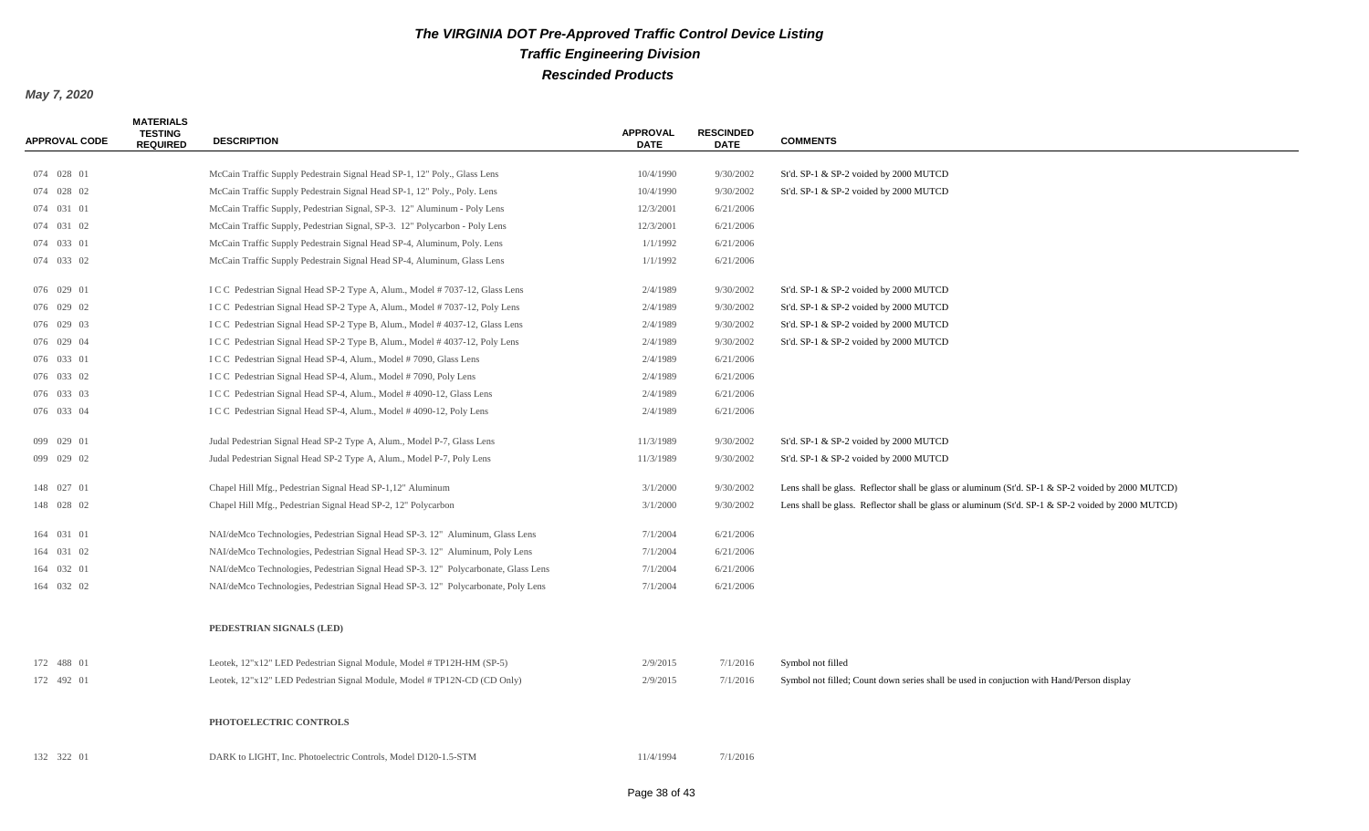***The VIRGINIA DOT Pre-Approved Traffic Control Device Listing***

***Traffic Engineering Division***

***Rescinded Products***

***May 7, 2020***

| APPROVAL CODE | MATERIALS TESTING REQUIRED | DESCRIPTION | APPROVAL DATE | RESCINDED DATE | COMMENTS |
|---|---|---|---|---|---|
| 074 028 01 | | McCain Traffic Supply Pedestrain Signal Head SP-1, 12" Poly., Glass Lens | 10/4/1990 | 9/30/2002 | St'd. SP-1 & SP-2 voided by 2000 MUTCD |
| 074 028 02 | | McCain Traffic Supply Pedestrain Signal Head SP-1, 12" Poly., Poly. Lens | 10/4/1990 | 9/30/2002 | St'd. SP-1 & SP-2 voided by 2000 MUTCD |
| 074 031 01 | | McCain Traffic Supply, Pedestrian Signal, SP-3. 12" Aluminum - Poly Lens | 12/3/2001 | 6/21/2006 | |
| 074 031 02 | | McCain Traffic Supply, Pedestrian Signal, SP-3. 12" Polycarbon - Poly Lens | 12/3/2001 | 6/21/2006 | |
| 074 033 01 | | McCain Traffic Supply Pedestrain Signal Head SP-4, Aluminum, Poly. Lens | 1/1/1992 | 6/21/2006 | |
| 074 033 02 | | McCain Traffic Supply Pedestrain Signal Head SP-4, Aluminum, Glass Lens | 1/1/1992 | 6/21/2006 | |
| 076 029 01 | | I C C Pedestrian Signal Head SP-2 Type A, Alum., Model # 7037-12, Glass Lens | 2/4/1989 | 9/30/2002 | St'd. SP-1 & SP-2 voided by 2000 MUTCD |
| 076 029 02 | | I C C Pedestrian Signal Head SP-2 Type A, Alum., Model # 7037-12, Poly Lens | 2/4/1989 | 9/30/2002 | St'd. SP-1 & SP-2 voided by 2000 MUTCD |
| 076 029 03 | | I C C Pedestrian Signal Head SP-2 Type B, Alum., Model # 4037-12, Glass Lens | 2/4/1989 | 9/30/2002 | St'd. SP-1 & SP-2 voided by 2000 MUTCD |
| 076 029 04 | | I C C Pedestrian Signal Head SP-2 Type B, Alum., Model # 4037-12, Poly Lens | 2/4/1989 | 9/30/2002 | St'd. SP-1 & SP-2 voided by 2000 MUTCD |
| 076 033 01 | | I C C Pedestrian Signal Head SP-4, Alum., Model # 7090, Glass Lens | 2/4/1989 | 6/21/2006 | |
| 076 033 02 | | I C C Pedestrian Signal Head SP-4, Alum., Model # 7090, Poly Lens | 2/4/1989 | 6/21/2006 | |
| 076 033 03 | | I C C Pedestrian Signal Head SP-4, Alum., Model # 4090-12, Glass Lens | 2/4/1989 | 6/21/2006 | |
| 076 033 04 | | I C C Pedestrian Signal Head SP-4, Alum., Model # 4090-12, Poly Lens | 2/4/1989 | 6/21/2006 | |
| 099 029 01 | | Judal Pedestrian Signal Head SP-2 Type A, Alum., Model P-7, Glass Lens | 11/3/1989 | 9/30/2002 | St'd. SP-1 & SP-2 voided by 2000 MUTCD |
| 099 029 02 | | Judal Pedestrian Signal Head SP-2 Type A, Alum., Model P-7, Poly Lens | 11/3/1989 | 9/30/2002 | St'd. SP-1 & SP-2 voided by 2000 MUTCD |
| 148 027 01 | | Chapel Hill Mfg., Pedestrian Signal Head SP-1,12" Aluminum | 3/1/2000 | 9/30/2002 | Lens shall be glass. Reflector shall be glass or aluminum (St'd. SP-1 & SP-2 voided by 2000 MUTCD) |
| 148 028 02 | | Chapel Hill Mfg., Pedestrian Signal Head SP-2, 12" Polycarbon | 3/1/2000 | 9/30/2002 | Lens shall be glass. Reflector shall be glass or aluminum (St'd. SP-1 & SP-2 voided by 2000 MUTCD) |
| 164 031 01 | | NAI/deMco Technologies, Pedestrian Signal Head SP-3. 12" Aluminum, Glass Lens | 7/1/2004 | 6/21/2006 | |
| 164 031 02 | | NAI/deMco Technologies, Pedestrian Signal Head SP-3. 12" Aluminum, Poly Lens | 7/1/2004 | 6/21/2006 | |
| 164 032 01 | | NAI/deMco Technologies, Pedestrian Signal Head SP-3. 12" Polycarbonate, Glass Lens | 7/1/2004 | 6/21/2006 | |
| 164 032 02 | | NAI/deMco Technologies, Pedestrian Signal Head SP-3. 12" Polycarbonate, Poly Lens | 7/1/2004 | 6/21/2006 | |
| | | **PEDESTRIAN SIGNALS (LED)** | | | |
| 172 488 01 | | Leotek, 12"x12" LED Pedestrian Signal Module, Model # TP12H-HM (SP-5) | 2/9/2015 | 7/1/2016 | Symbol not filled |
| 172 492 01 | | Leotek, 12"x12" LED Pedestrian Signal Module, Model # TP12N-CD (CD Only) | 2/9/2015 | 7/1/2016 | Symbol not filled; Count down series shall be used in conjuction with Hand/Person display |
| | | **PHOTOELECTRIC CONTROLS** | | | |
| 132 322 01 | | DARK to LIGHT, Inc. Photoelectric Controls, Model D120-1.5-STM | 11/4/1994 | 7/1/2016 | |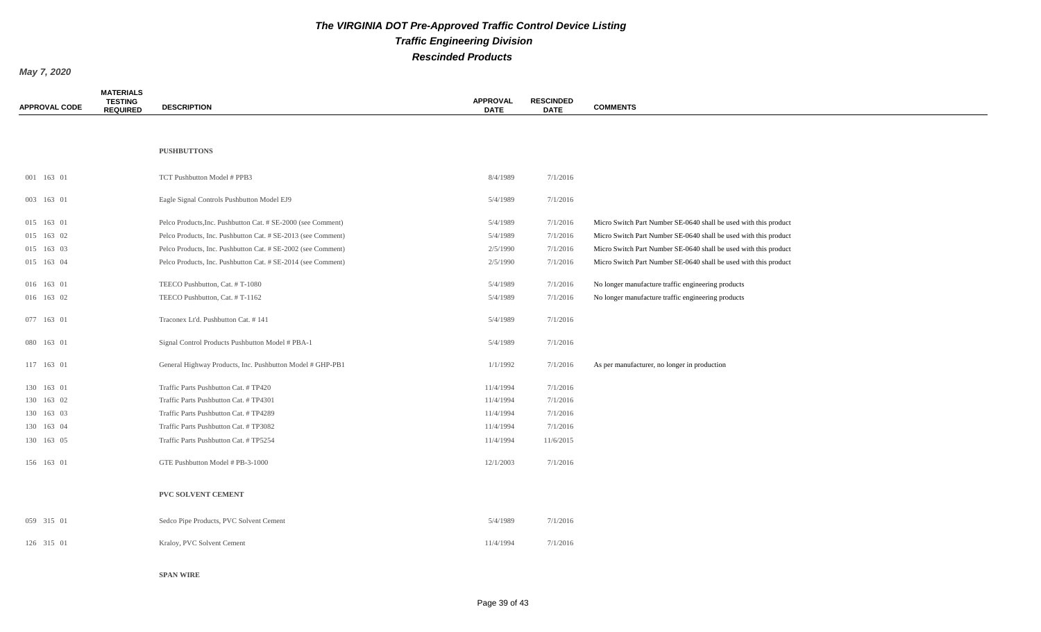# The VIRGINIA DOT Pre-Approved Traffic Control Device Listing

## Traffic Engineering Division

## Rescinded Products

*May 7, 2020*

| APPROVAL CODE | MATERIALS TESTING REQUIRED | DESCRIPTION | APPROVAL DATE | RESCINDED DATE | COMMENTS |
|---|---|---|---|---|---|
| | | **PUSHBUTTONS** | | | |
| 001 163 01 | | TCT Pushbutton Model # PPB3 | 8/4/1989 | 7/1/2016 | |
| 003 163 01 | | Eagle Signal Controls Pushbutton Model EJ9 | 5/4/1989 | 7/1/2016 | |
| 015 163 01 | | Pelco Products,Inc. Pushbutton Cat. # SE-2000 (see Comment) | 5/4/1989 | 7/1/2016 | Micro Switch Part Number SE-0640 shall be used with this product |
| 015 163 02 | | Pelco Products, Inc. Pushbutton Cat. # SE-2013 (see Comment) | 5/4/1989 | 7/1/2016 | Micro Switch Part Number SE-0640 shall be used with this product |
| 015 163 03 | | Pelco Products, Inc. Pushbutton Cat. # SE-2002 (see Comment) | 2/5/1990 | 7/1/2016 | Micro Switch Part Number SE-0640 shall be used with this product |
| 015 163 04 | | Pelco Products, Inc. Pushbutton Cat. # SE-2014 (see Comment) | 2/5/1990 | 7/1/2016 | Micro Switch Part Number SE-0640 shall be used with this product |
| 016 163 01 | | TEECO Pushbutton, Cat. # T-1080 | 5/4/1989 | 7/1/2016 | No longer manufacture traffic engineering products |
| 016 163 02 | | TEECO Pushbutton, Cat. # T-1162 | 5/4/1989 | 7/1/2016 | No longer manufacture traffic engineering products |
| 077 163 01 | | Traconex Lt'd. Pushbutton Cat. # 141 | 5/4/1989 | 7/1/2016 | |
| 080 163 01 | | Signal Control Products Pushbutton Model # PBA-1 | 5/4/1989 | 7/1/2016 | |
| 117 163 01 | | General Highway Products, Inc. Pushbutton Model # GHP-PB1 | 1/1/1992 | 7/1/2016 | As per manufacturer, no longer in production |
| 130 163 01 | | Traffic Parts Pushbutton Cat. # TP420 | 11/4/1994 | 7/1/2016 | |
| 130 163 02 | | Traffic Parts Pushbutton Cat. # TP4301 | 11/4/1994 | 7/1/2016 | |
| 130 163 03 | | Traffic Parts Pushbutton Cat. # TP4289 | 11/4/1994 | 7/1/2016 | |
| 130 163 04 | | Traffic Parts Pushbutton Cat. # TP3082 | 11/4/1994 | 7/1/2016 | |
| 130 163 05 | | Traffic Parts Pushbutton Cat. # TP5254 | 11/4/1994 | 11/6/2015 | |
| 156 163 01 | | GTE Pushbutton Model # PB-3-1000 | 12/1/2003 | 7/1/2016 | |
| | | **PVC SOLVENT CEMENT** | | | |
| 059 315 01 | | Sedco Pipe Products, PVC Solvent Cement | 5/4/1989 | 7/1/2016 | |
| 126 315 01 | | Kraloy, PVC Solvent Cement | 11/4/1994 | 7/1/2016 | |
| | | **SPAN WIRE** | | | |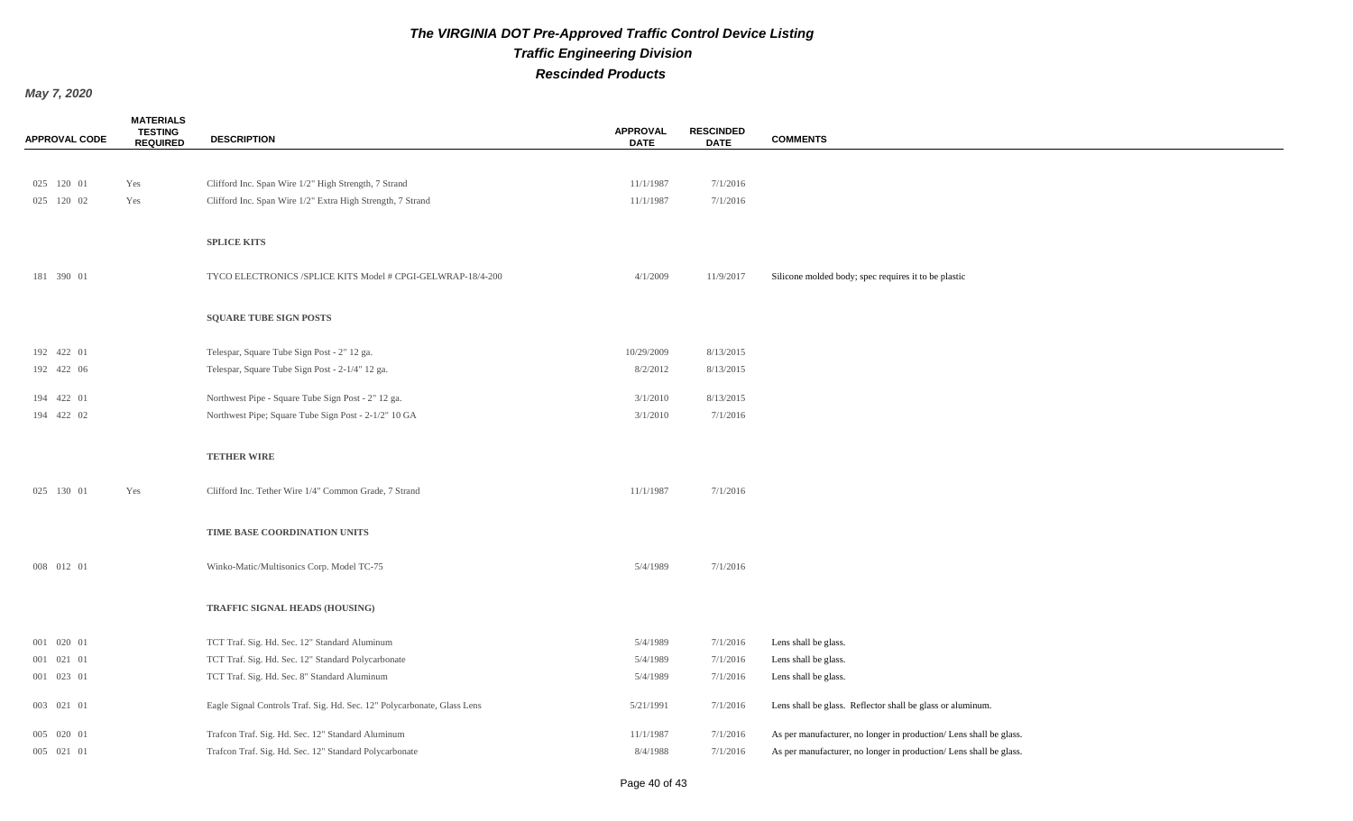# The VIRGINIA DOT Pre-Approved Traffic Control Device Listing

## Traffic Engineering Division

## Rescinded Products

*May 7, 2020*

| APPROVAL CODE | MATERIALS TESTING REQUIRED | DESCRIPTION | APPROVAL DATE | RESCINDED DATE | COMMENTS |
|---|---|---|---|---|---|
| 025 120 01 | Yes | Clifford Inc. Span Wire 1/2" High Strength, 7 Strand | 11/1/1987 | 7/1/2016 | |
| 025 120 02 | Yes | Clifford Inc. Span Wire 1/2" Extra High Strength, 7 Strand | 11/1/1987 | 7/1/2016 | |
| | | **SPLICE KITS** | | | |
| 181 390 01 | | TYCO ELECTRONICS /SPLICE KITS Model # CPGI-GELWRAP-18/4-200 | 4/1/2009 | 11/9/2017 | Silicone molded body; spec requires it to be plastic |
| | | **SQUARE TUBE SIGN POSTS** | | | |
| 192 422 01 | | Telespar, Square Tube Sign Post - 2" 12 ga. | 10/29/2009 | 8/13/2015 | |
| 192 422 06 | | Telespar, Square Tube Sign Post - 2-1/4" 12 ga. | 8/2/2012 | 8/13/2015 | |
| 194 422 01 | | Northwest Pipe - Square Tube Sign Post - 2" 12 ga. | 3/1/2010 | 8/13/2015 | |
| 194 422 02 | | Northwest Pipe; Square Tube Sign Post - 2-1/2" 10 GA | 3/1/2010 | 7/1/2016 | |
| | | **TETHER WIRE** | | | |
| 025 130 01 | Yes | Clifford Inc. Tether Wire 1/4" Common Grade, 7 Strand | 11/1/1987 | 7/1/2016 | |
| | | **TIME BASE COORDINATION UNITS** | | | |
| 008 012 01 | | Winko-Matic/Multisonics Corp. Model TC-75 | 5/4/1989 | 7/1/2016 | |
| | | **TRAFFIC SIGNAL HEADS (HOUSING)** | | | |
| 001 020 01 | | TCT Traf. Sig. Hd. Sec. 12" Standard Aluminum | 5/4/1989 | 7/1/2016 | Lens shall be glass. |
| 001 021 01 | | TCT Traf. Sig. Hd. Sec. 12" Standard Polycarbonate | 5/4/1989 | 7/1/2016 | Lens shall be glass. |
| 001 023 01 | | TCT Traf. Sig. Hd. Sec. 8" Standard Aluminum | 5/4/1989 | 7/1/2016 | Lens shall be glass. |
| 003 021 01 | | Eagle Signal Controls Traf. Sig. Hd. Sec. 12" Polycarbonate, Glass Lens | 5/21/1991 | 7/1/2016 | Lens shall be glass. Reflector shall be glass or aluminum. |
| 005 020 01 | | Trafcon Traf. Sig. Hd. Sec. 12" Standard Aluminum | 11/1/1987 | 7/1/2016 | As per manufacturer, no longer in production/ Lens shall be glass. |
| 005 021 01 | | Trafcon Traf. Sig. Hd. Sec. 12" Standard Polycarbonate | 8/4/1988 | 7/1/2016 | As per manufacturer, no longer in production/ Lens shall be glass. |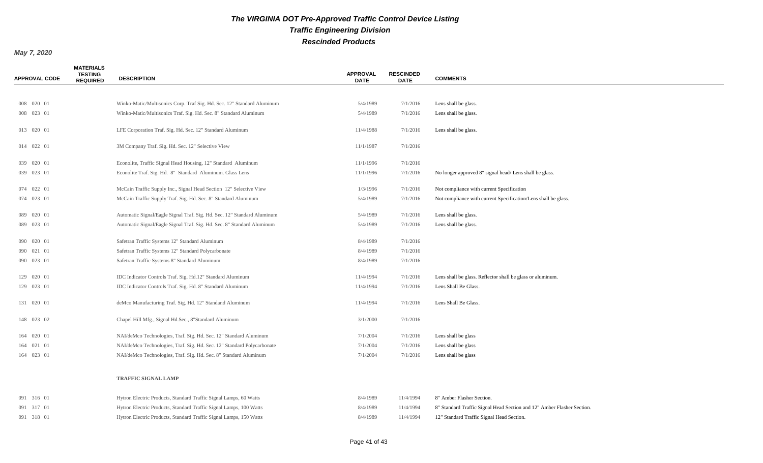# The VIRGINIA DOT Pre-Approved Traffic Control Device Listing

## Traffic Engineering Division

## Rescinded Products

*May 7, 2020*

| APPROVAL CODE | MATERIALS TESTING REQUIRED | DESCRIPTION | APPROVAL DATE | RESCINDED DATE | COMMENTS |
|---|---|---|---|---|---|
| 008 020 01 | | Winko-Matic/Multisonics Corp. Traf Sig. Hd. Sec. 12" Standard Aluminum | 5/4/1989 | 7/1/2016 | Lens shall be glass. |
| 008 023 01 | | Winko-Matic/Multisonics Traf. Sig. Hd. Sec. 8" Standard Aluminum | 5/4/1989 | 7/1/2016 | Lens shall be glass. |
| 013 020 01 | | LFE Corporation Traf. Sig. Hd. Sec. 12" Standard Aluminum | 11/4/1988 | 7/1/2016 | Lens shall be glass. |
| 014 022 01 | | 3M Company Traf. Sig. Hd. Sec. 12" Selective View | 11/1/1987 | 7/1/2016 | |
| 039 020 01 | | Econolite, Traffic Signal Head Housing, 12" Standard Aluminum | 11/1/1996 | 7/1/2016 | |
| 039 023 01 | | Econolite Traf. Sig. Hd. 8" Standard Aluminum. Glass Lens | 11/1/1996 | 7/1/2016 | No longer approved 8" signal head/ Lens shall be glass. |
| 074 022 01 | | McCain Traffic Supply Inc., Signal Head Section 12" Selective View | 1/3/1996 | 7/1/2016 | Not compliance with current Specification |
| 074 023 01 | | McCain Traffic Supply Traf. Sig. Hd. Sec. 8" Standard Aluminum | 5/4/1989 | 7/1/2016 | Not compliance with current Specification/Lens shall be glass. |
| 089 020 01 | | Automatic Signal/Eagle Signal Traf. Sig. Hd. Sec. 12" Standard Aluminum | 5/4/1989 | 7/1/2016 | Lens shall be glass. |
| 089 023 01 | | Automatic Signal/Eagle Signal Traf. Sig. Hd. Sec. 8" Standard Aluminum | 5/4/1989 | 7/1/2016 | Lens shall be glass. |
| 090 020 01 | | Safetran Traffic Systems 12" Standard Aluminum | 8/4/1989 | 7/1/2016 | |
| 090 021 01 | | Safetran Traffic Systems 12" Standard Polycarbonate | 8/4/1989 | 7/1/2016 | |
| 090 023 01 | | Safetran Traffic Systems 8" Standard Aluminum | 8/4/1989 | 7/1/2016 | |
| 129 020 01 | | IDC Indicator Controls Traf. Sig. Hd.12" Standard Aluminum | 11/4/1994 | 7/1/2016 | Lens shall be glass. Reflector shall be glass or aluminum. |
| 129 023 01 | | IDC Indicator Controls Traf. Sig. Hd. 8" Standard Aluminum | 11/4/1994 | 7/1/2016 | Lens Shall Be Glass. |
| 131 020 01 | | deMco Manufacturing Traf. Sig. Hd. 12" Standand Aluminum | 11/4/1994 | 7/1/2016 | Lens Shall Be Glass. |
| 148 023 02 | | Chapel Hill Mfg., Signal Hd.Sec., 8"Standard Aluminum | 3/1/2000 | 7/1/2016 | |
| 164 020 01 | | NAI/deMco Technologies, Traf. Sig. Hd. Sec. 12" Standard Aluminum | 7/1/2004 | 7/1/2016 | Lens shall be glass |
| 164 021 01 | | NAI/deMco Technologies, Traf. Sig. Hd. Sec. 12" Standard Polycarbonate | 7/1/2004 | 7/1/2016 | Lens shall be glass |
| 164 023 01 | | NAI/deMco Technologies, Traf. Sig. Hd. Sec. 8" Standard Aluminum | 7/1/2004 | 7/1/2016 | Lens shall be glass |
| | | **TRAFFIC SIGNAL LAMP** | | | |
| 091 316 01 | | Hytron Electric Products, Standard Traffic Signal Lamps, 60 Watts | 8/4/1989 | 11/4/1994 | 8" Amber Flasher Section. |
| 091 317 01 | | Hytron Electric Products, Standard Traffic Signal Lamps, 100 Watts | 8/4/1989 | 11/4/1994 | 8" Standard Traffic Signal Head Section and 12" Amber Flasher Section. |
| 091 318 01 | | Hytron Electric Products, Standard Traffic Signal Lamps, 150 Watts | 8/4/1989 | 11/4/1994 | 12" Standard Traffic Signal Head Section. |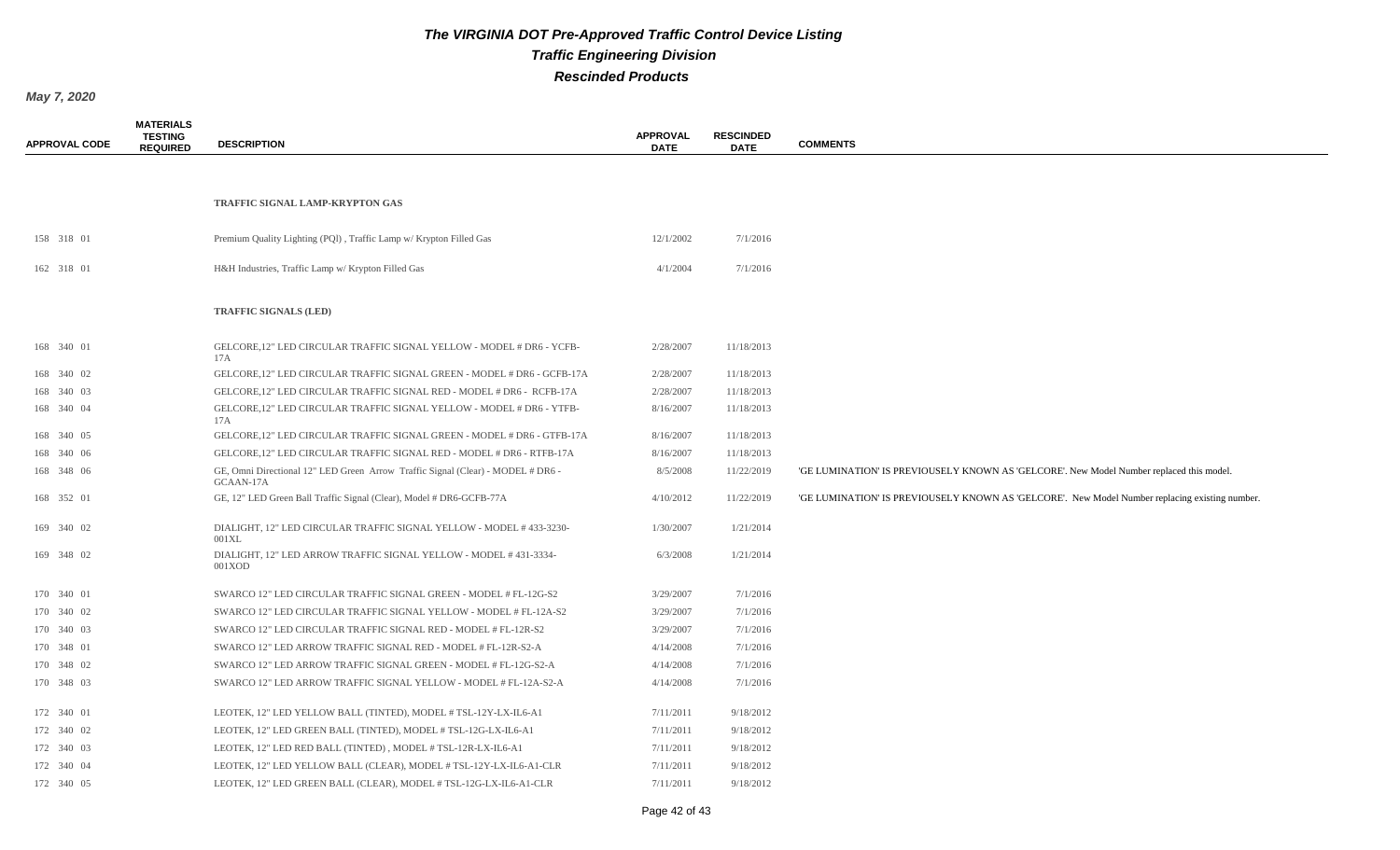# The VIRGINIA DOT Pre-Approved Traffic Control Device Listing

## Traffic Engineering Division

## Rescinded Products

*May 7, 2020*

| APPROVAL CODE | MATERIALS TESTING REQUIRED | DESCRIPTION | APPROVAL DATE | RESCINDED DATE | COMMENTS |
|---|---|---|---|---|---|
| | | **TRAFFIC SIGNAL LAMP-KRYPTON GAS** | | | |
| 158 318 01 | | Premium Quality Lighting (PQl) , Traffic Lamp w/ Krypton Filled Gas | 12/1/2002 | 7/1/2016 | |
| 162 318 01 | | H&H Industries, Traffic Lamp w/ Krypton Filled Gas | 4/1/2004 | 7/1/2016 | |
| | | **TRAFFIC SIGNALS (LED)** | | | |
| 168 340 01 | | GELCORE,12" LED CIRCULAR TRAFFIC SIGNAL YELLOW - MODEL # DR6 - YCFB-17A | 2/28/2007 | 11/18/2013 | |
| 168 340 02 | | GELCORE,12" LED CIRCULAR TRAFFIC SIGNAL GREEN - MODEL # DR6 - GCFB-17A | 2/28/2007 | 11/18/2013 | |
| 168 340 03 | | GELCORE,12" LED CIRCULAR TRAFFIC SIGNAL RED - MODEL # DR6 - RCFB-17A | 2/28/2007 | 11/18/2013 | |
| 168 340 04 | | GELCORE,12" LED CIRCULAR TRAFFIC SIGNAL YELLOW - MODEL # DR6 - YTFB-17A | 8/16/2007 | 11/18/2013 | |
| 168 340 05 | | GELCORE,12" LED CIRCULAR TRAFFIC SIGNAL GREEN - MODEL # DR6 - GTFB-17A | 8/16/2007 | 11/18/2013 | |
| 168 340 06 | | GELCORE,12" LED CIRCULAR TRAFFIC SIGNAL RED - MODEL # DR6 - RTFB-17A | 8/16/2007 | 11/18/2013 | |
| 168 348 06 | | GE, Omni Directional 12" LED Green Arrow Traffic Signal (Clear) - MODEL # DR6 - GCAAN-17A | 8/5/2008 | 11/22/2019 | 'GE LUMINATION' IS PREVIOUSELY KNOWN AS 'GELCORE'. New Model Number replaced this model. |
| 168 352 01 | | GE, 12" LED Green Ball Traffic Signal (Clear), Model # DR6-GCFB-77A | 4/10/2012 | 11/22/2019 | 'GE LUMINATION' IS PREVIOUSELY KNOWN AS 'GELCORE'. New Model Number replacing existing number. |
| 169 340 02 | | DIALIGHT, 12" LED CIRCULAR TRAFFIC SIGNAL YELLOW - MODEL # 433-3230-001XL | 1/30/2007 | 1/21/2014 | |
| 169 348 02 | | DIALIGHT, 12" LED ARROW TRAFFIC SIGNAL YELLOW - MODEL # 431-3334-001XOD | 6/3/2008 | 1/21/2014 | |
| 170 340 01 | | SWARCO 12" LED CIRCULAR TRAFFIC SIGNAL GREEN - MODEL # FL-12G-S2 | 3/29/2007 | 7/1/2016 | |
| 170 340 02 | | SWARCO 12" LED CIRCULAR TRAFFIC SIGNAL YELLOW - MODEL # FL-12A-S2 | 3/29/2007 | 7/1/2016 | |
| 170 340 03 | | SWARCO 12" LED CIRCULAR TRAFFIC SIGNAL RED - MODEL # FL-12R-S2 | 3/29/2007 | 7/1/2016 | |
| 170 348 01 | | SWARCO 12" LED ARROW TRAFFIC SIGNAL RED - MODEL # FL-12R-S2-A | 4/14/2008 | 7/1/2016 | |
| 170 348 02 | | SWARCO 12" LED ARROW TRAFFIC SIGNAL GREEN - MODEL # FL-12G-S2-A | 4/14/2008 | 7/1/2016 | |
| 170 348 03 | | SWARCO 12" LED ARROW TRAFFIC SIGNAL YELLOW - MODEL # FL-12A-S2-A | 4/14/2008 | 7/1/2016 | |
| 172 340 01 | | LEOTEK, 12" LED YELLOW BALL (TINTED), MODEL # TSL-12Y-LX-IL6-A1 | 7/11/2011 | 9/18/2012 | |
| 172 340 02 | | LEOTEK, 12" LED GREEN BALL (TINTED), MODEL # TSL-12G-LX-IL6-A1 | 7/11/2011 | 9/18/2012 | |
| 172 340 03 | | LEOTEK, 12" LED RED BALL (TINTED) , MODEL # TSL-12R-LX-IL6-A1 | 7/11/2011 | 9/18/2012 | |
| 172 340 04 | | LEOTEK, 12" LED YELLOW BALL (CLEAR), MODEL # TSL-12Y-LX-IL6-A1-CLR | 7/11/2011 | 9/18/2012 | |
| 172 340 05 | | LEOTEK, 12" LED GREEN BALL (CLEAR), MODEL # TSL-12G-LX-IL6-A1-CLR | 7/11/2011 | 9/18/2012 | |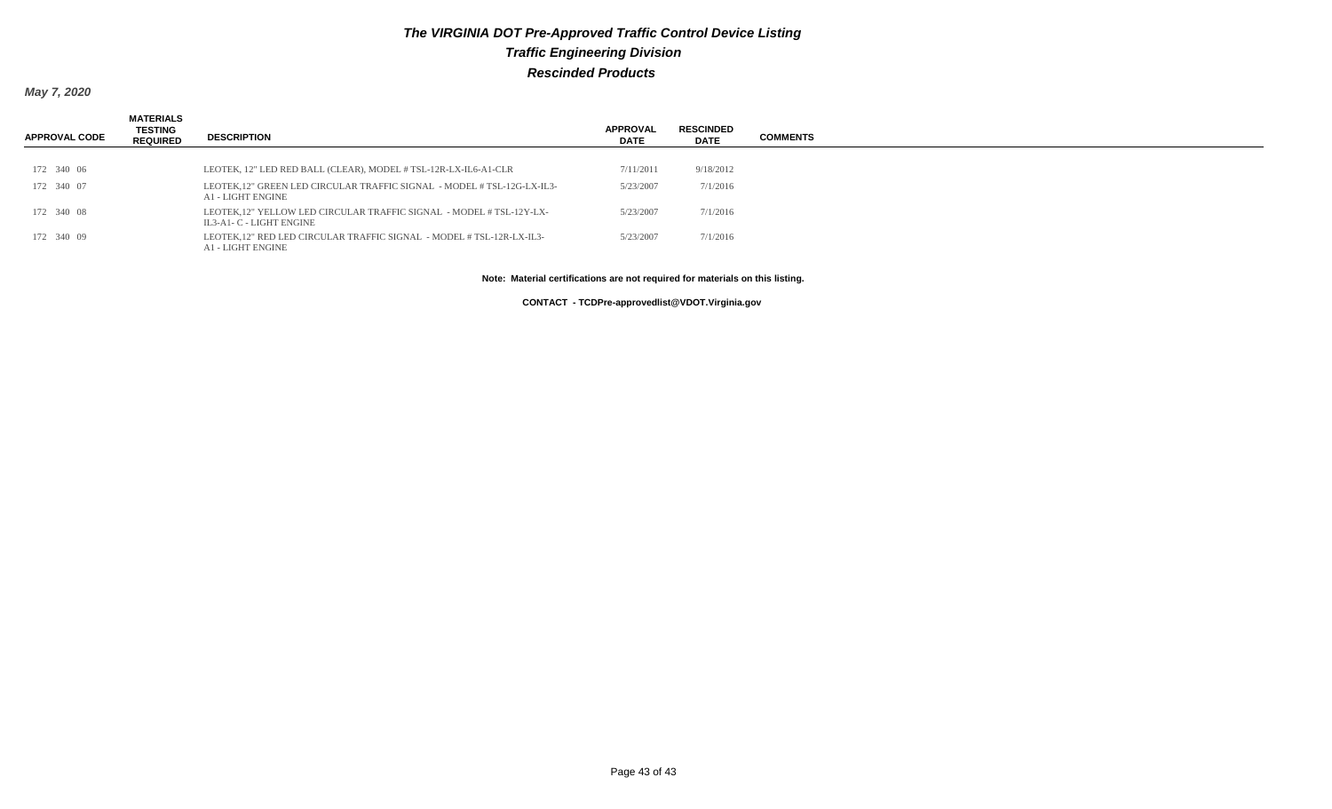# The VIRGINIA DOT Pre-Approved Traffic Control Device Listing

## Traffic Engineering Division

## Rescinded Products

***May 7, 2020***

| APPROVAL CODE | MATERIALS TESTING REQUIRED | DESCRIPTION | APPROVAL DATE | RESCINDED DATE | COMMENTS |
|---|---|---|---|---|---|
| 172 340 06 | | LEOTEK, 12" LED RED BALL (CLEAR), MODEL # TSL-12R-LX-IL6-A1-CLR | 7/11/2011 | 9/18/2012 | |
| 172 340 07 | | LEOTEK,12" GREEN LED CIRCULAR TRAFFIC SIGNAL - MODEL # TSL-12G-LX-IL3-A1 - LIGHT ENGINE | 5/23/2007 | 7/1/2016 | |
| 172 340 08 | | LEOTEK,12" YELLOW LED CIRCULAR TRAFFIC SIGNAL - MODEL # TSL-12Y-LX-IL3-A1- C - LIGHT ENGINE | 5/23/2007 | 7/1/2016 | |
| 172 340 09 | | LEOTEK,12" RED LED CIRCULAR TRAFFIC SIGNAL - MODEL # TSL-12R-LX-IL3-A1 - LIGHT ENGINE | 5/23/2007 | 7/1/2016 | |

**Note: Material certifications are not required for materials on this listing.**

**CONTACT - TCDPre-approvedlist@VDOT.Virginia.gov**